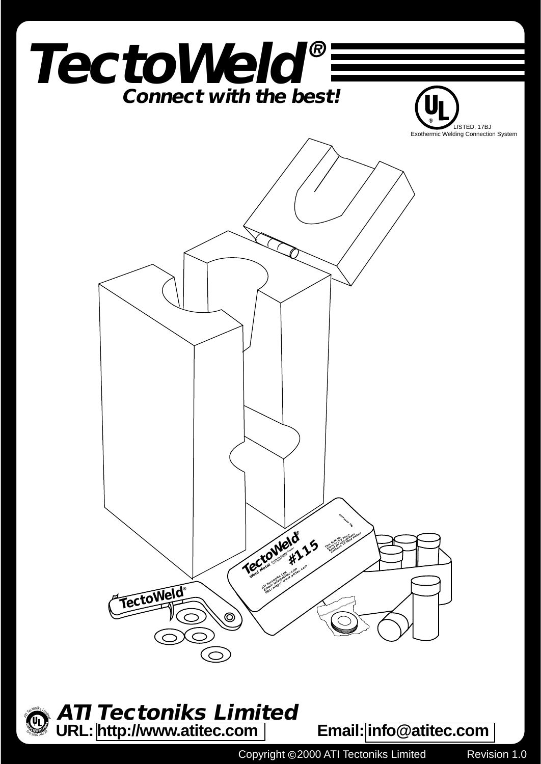# TectoWeld®

**Connect with the best!**

LISTED, 17BJ
Exothermic Welding Connection System

## ATI Tectoniks Limited

**URL:** http://www.atitec.com **Email:** info@atitec.com

Copyright ©2000 ATI Tectoniks Limited Revision 1.0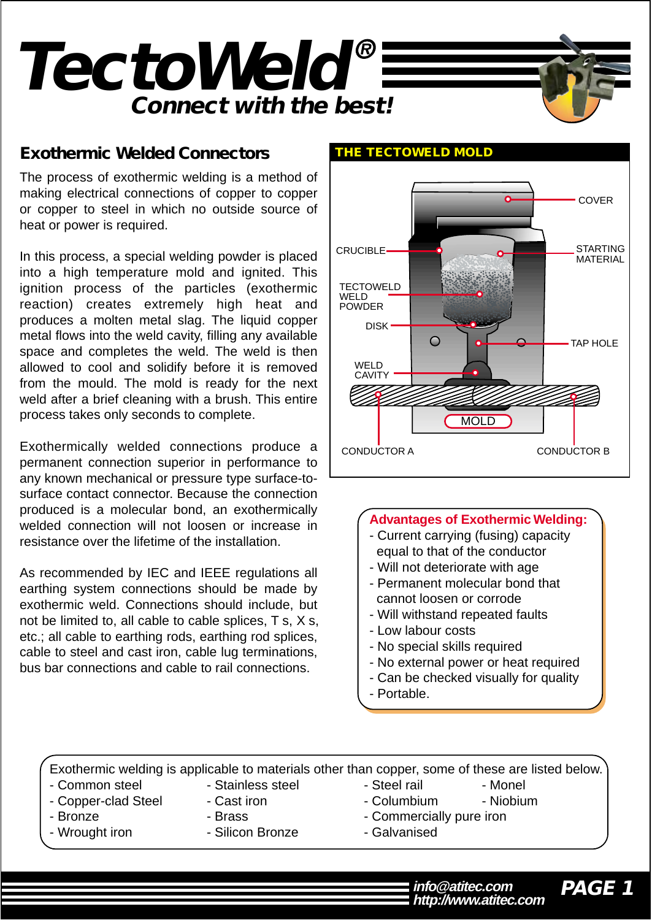# TectoWeld®

*Connect with the best!*

## Exothermic Welded Connectors

The process of exothermic welding is a method of making electrical connections of copper to copper or copper to steel in which no outside source of heat or power is required.

In this process, a special welding powder is placed into a high temperature mold and ignited. This ignition process of the particles (exothermic reaction) creates extremely high heat and produces a molten metal slag. The liquid copper metal flows into the weld cavity, filling any available space and completes the weld. The weld is then allowed to cool and solidify before it is removed from the mould. The mold is ready for the next weld after a brief cleaning with a brush. This entire process takes only seconds to complete.

Exothermically welded connections produce a permanent connection superior in performance to any known mechanical or pressure type surface-to-surface contact connector. Because the connection produced is a molecular bond, an exothermically welded connection will not loosen or increase in resistance over the lifetime of the installation.

As recommended by IEC and IEEE regulations all earthing system connections should be made by exothermic weld. Connections should include, but not be limited to, all cable to cable splices, T s, X s, etc.; all cable to earthing rods, earthing rod splices, cable to steel and cast iron, cable lug terminations, bus bar connections and cable to rail connections.

### THE TECTOWELD MOLD

COVER
CRUCIBLE
STARTING MATERIAL
TECTOWELD WELD POWDER
DISK
TAP HOLE
WELD CAVITY
MOLD
CONDUCTOR A
CONDUCTOR B

**Advantages of Exothermic Welding:**

- Current carrying (fusing) capacity equal to that of the conductor
- Will not deteriorate with age
- Permanent molecular bond that cannot loosen or corrode
- Will withstand repeated faults
- Low labour costs
- No special skills required
- No external power or heat required
- Can be checked visually for quality
- Portable.

Exothermic welding is applicable to materials other than copper, some of these are listed below.

- Common steel
- Copper-clad Steel
- Bronze
- Wrought iron
- Stainless steel
- Cast iron
- Brass
- Silicon Bronze
- Steel rail
- Columbium
- Commercially pure iron
- Galvanised
- Monel
- Niobium

info@atitec.com
http://www.atitec.com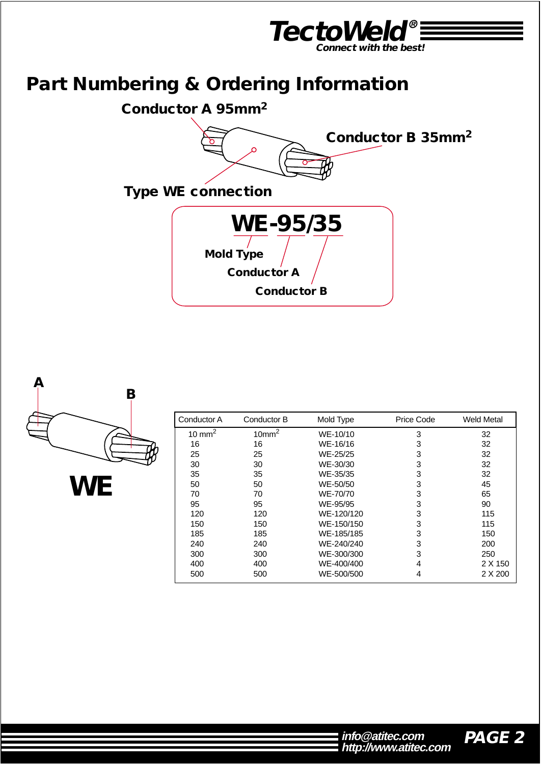# Part Numbering & Ordering Information

**Conductor A 95mm²**

**Conductor B 35mm²**

**Type WE connection**

**WE-95/35**

- **Mold Type**
- **Conductor A**
- **Conductor B**

A

B

**WE**

| Conductor A | Conductor B | Mold Type | Price Code | Weld Metal |
|---|---|---|---|---|
| 10 mm² | 10mm² | WE-10/10 | 3 | 32 |
| 16 | 16 | WE-16/16 | 3 | 32 |
| 25 | 25 | WE-25/25 | 3 | 32 |
| 30 | 30 | WE-30/30 | 3 | 32 |
| 35 | 35 | WE-35/35 | 3 | 32 |
| 50 | 50 | WE-50/50 | 3 | 45 |
| 70 | 70 | WE-70/70 | 3 | 65 |
| 95 | 95 | WE-95/95 | 3 | 90 |
| 120 | 120 | WE-120/120 | 3 | 115 |
| 150 | 150 | WE-150/150 | 3 | 115 |
| 185 | 185 | WE-185/185 | 3 | 150 |
| 240 | 240 | WE-240/240 | 3 | 200 |
| 300 | 300 | WE-300/300 | 3 | 250 |
| 400 | 400 | WE-400/400 | 4 | 2 X 150 |
| 500 | 500 | WE-500/500 | 4 | 2 X 200 |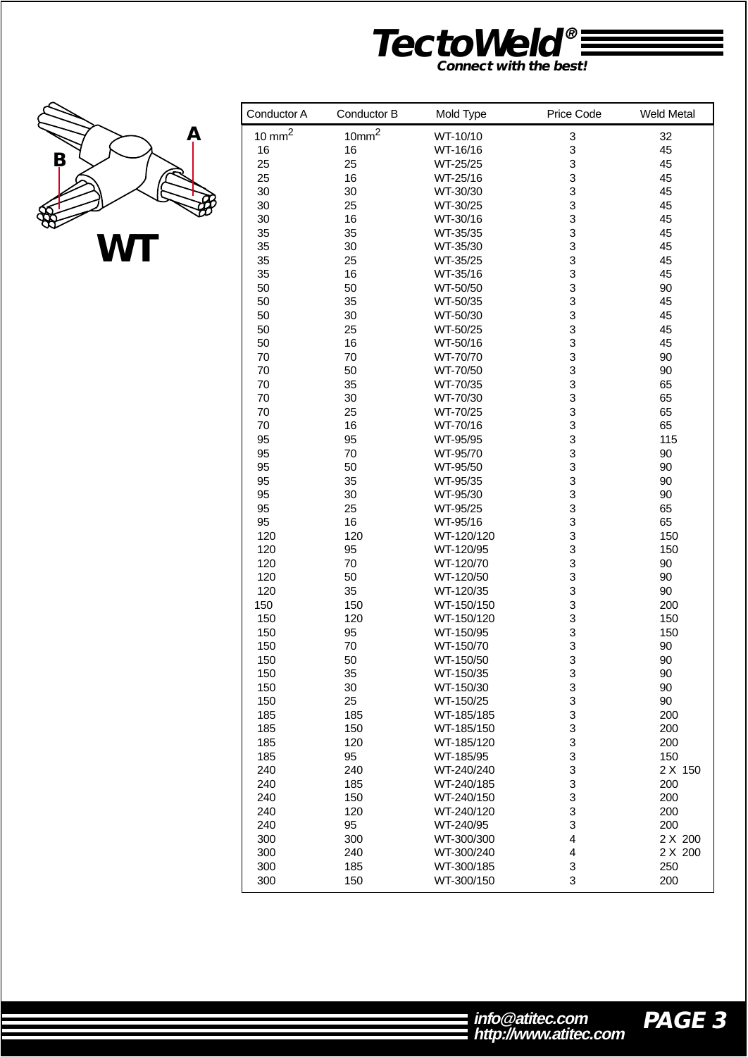# TectoWeld®

*Connect with the best!*

**WT**

A

B

| Conductor A | Conductor B | Mold Type | Price Code | Weld Metal |
|---|---|---|---|---|
| 10 $mm^2$ | 10$mm^2$ | WT-10/10 | 3 | 32 |
| 16 | 16 | WT-16/16 | 3 | 45 |
| 25 | 25 | WT-25/25 | 3 | 45 |
| 25 | 16 | WT-25/16 | 3 | 45 |
| 30 | 30 | WT-30/30 | 3 | 45 |
| 30 | 25 | WT-30/25 | 3 | 45 |
| 30 | 16 | WT-30/16 | 3 | 45 |
| 35 | 35 | WT-35/35 | 3 | 45 |
| 35 | 30 | WT-35/30 | 3 | 45 |
| 35 | 25 | WT-35/25 | 3 | 45 |
| 35 | 16 | WT-35/16 | 3 | 45 |
| 50 | 50 | WT-50/50 | 3 | 90 |
| 50 | 35 | WT-50/35 | 3 | 45 |
| 50 | 30 | WT-50/30 | 3 | 45 |
| 50 | 25 | WT-50/25 | 3 | 45 |
| 50 | 16 | WT-50/16 | 3 | 45 |
| 70 | 70 | WT-70/70 | 3 | 90 |
| 70 | 50 | WT-70/50 | 3 | 90 |
| 70 | 35 | WT-70/35 | 3 | 65 |
| 70 | 30 | WT-70/30 | 3 | 65 |
| 70 | 25 | WT-70/25 | 3 | 65 |
| 70 | 16 | WT-70/16 | 3 | 65 |
| 95 | 95 | WT-95/95 | 3 | 115 |
| 95 | 70 | WT-95/70 | 3 | 90 |
| 95 | 50 | WT-95/50 | 3 | 90 |
| 95 | 35 | WT-95/35 | 3 | 90 |
| 95 | 30 | WT-95/30 | 3 | 90 |
| 95 | 25 | WT-95/25 | 3 | 65 |
| 95 | 16 | WT-95/16 | 3 | 65 |
| 120 | 120 | WT-120/120 | 3 | 150 |
| 120 | 95 | WT-120/95 | 3 | 150 |
| 120 | 70 | WT-120/70 | 3 | 90 |
| 120 | 50 | WT-120/50 | 3 | 90 |
| 120 | 35 | WT-120/35 | 3 | 90 |
| 150 | 150 | WT-150/150 | 3 | 200 |
| 150 | 120 | WT-150/120 | 3 | 150 |
| 150 | 95 | WT-150/95 | 3 | 150 |
| 150 | 70 | WT-150/70 | 3 | 90 |
| 150 | 50 | WT-150/50 | 3 | 90 |
| 150 | 35 | WT-150/35 | 3 | 90 |
| 150 | 30 | WT-150/30 | 3 | 90 |
| 150 | 25 | WT-150/25 | 3 | 90 |
| 185 | 185 | WT-185/185 | 3 | 200 |
| 185 | 150 | WT-185/150 | 3 | 200 |
| 185 | 120 | WT-185/120 | 3 | 200 |
| 185 | 95 | WT-185/95 | 3 | 150 |
| 240 | 240 | WT-240/240 | 3 | 2 X 150 |
| 240 | 185 | WT-240/185 | 3 | 200 |
| 240 | 150 | WT-240/150 | 3 | 200 |
| 240 | 120 | WT-240/120 | 3 | 200 |
| 240 | 95 | WT-240/95 | 3 | 200 |
| 300 | 300 | WT-300/300 | 4 | 2 X 200 |
| 300 | 240 | WT-300/240 | 4 | 2 X 200 |
| 300 | 185 | WT-300/185 | 3 | 250 |
| 300 | 150 | WT-300/150 | 3 | 200 |

info@atitec.com
http://www.atitec.com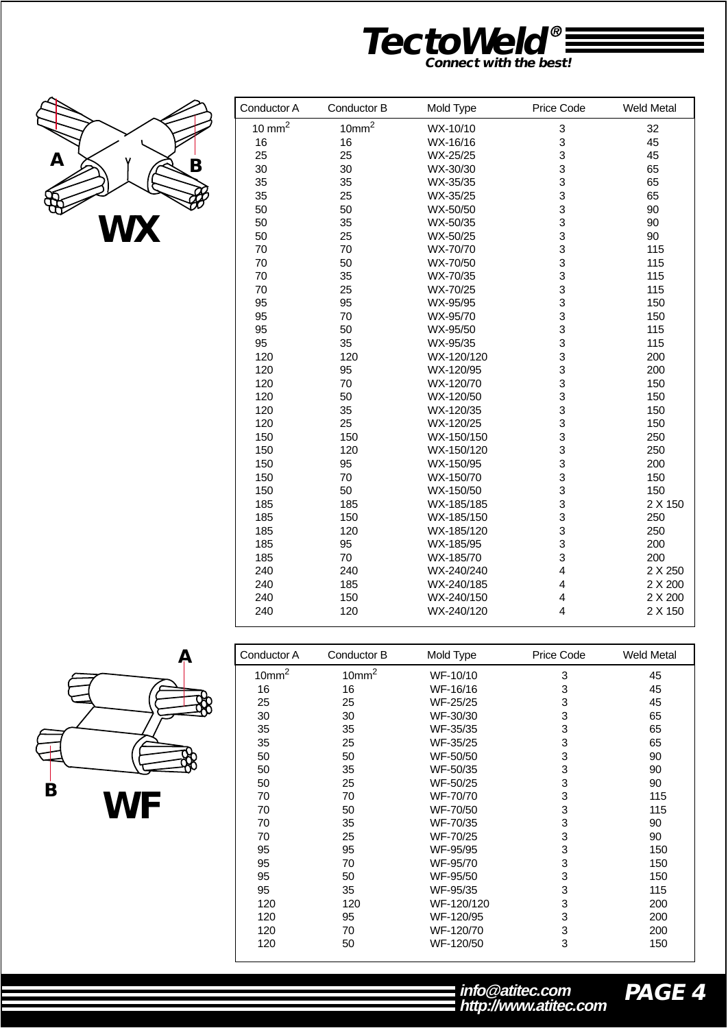**TectoWeld®**

*Connect with the best!*

## WX

| Conductor A | Conductor B | Mold Type | Price Code | Weld Metal |
|---|---|---|---|---|
| 10 $mm^2$ | 10$mm^2$ | WX-10/10 | 3 | 32 |
| 16 | 16 | WX-16/16 | 3 | 45 |
| 25 | 25 | WX-25/25 | 3 | 45 |
| 30 | 30 | WX-30/30 | 3 | 65 |
| 35 | 35 | WX-35/35 | 3 | 65 |
| 35 | 25 | WX-35/25 | 3 | 65 |
| 50 | 50 | WX-50/50 | 3 | 90 |
| 50 | 35 | WX-50/35 | 3 | 90 |
| 50 | 25 | WX-50/25 | 3 | 90 |
| 70 | 70 | WX-70/70 | 3 | 115 |
| 70 | 50 | WX-70/50 | 3 | 115 |
| 70 | 35 | WX-70/35 | 3 | 115 |
| 70 | 25 | WX-70/25 | 3 | 115 |
| 95 | 95 | WX-95/95 | 3 | 150 |
| 95 | 70 | WX-95/70 | 3 | 150 |
| 95 | 50 | WX-95/50 | 3 | 115 |
| 95 | 35 | WX-95/35 | 3 | 115 |
| 120 | 120 | WX-120/120 | 3 | 200 |
| 120 | 95 | WX-120/95 | 3 | 200 |
| 120 | 70 | WX-120/70 | 3 | 150 |
| 120 | 50 | WX-120/50 | 3 | 150 |
| 120 | 35 | WX-120/35 | 3 | 150 |
| 120 | 25 | WX-120/25 | 3 | 150 |
| 150 | 150 | WX-150/150 | 3 | 250 |
| 150 | 120 | WX-150/120 | 3 | 250 |
| 150 | 95 | WX-150/95 | 3 | 200 |
| 150 | 70 | WX-150/70 | 3 | 150 |
| 150 | 50 | WX-150/50 | 3 | 150 |
| 185 | 185 | WX-185/185 | 3 | 2 X 150 |
| 185 | 150 | WX-185/150 | 3 | 250 |
| 185 | 120 | WX-185/120 | 3 | 250 |
| 185 | 95 | WX-185/95 | 3 | 200 |
| 185 | 70 | WX-185/70 | 3 | 200 |
| 240 | 240 | WX-240/240 | 4 | 2 X 250 |
| 240 | 185 | WX-240/185 | 4 | 2 X 200 |
| 240 | 150 | WX-240/150 | 4 | 2 X 200 |
| 240 | 120 | WX-240/120 | 4 | 2 X 150 |

## WF

| Conductor A | Conductor B | Mold Type | Price Code | Weld Metal |
|---|---|---|---|---|
| 10$mm^2$ | 10$mm^2$ | WF-10/10 | 3 | 45 |
| 16 | 16 | WF-16/16 | 3 | 45 |
| 25 | 25 | WF-25/25 | 3 | 45 |
| 30 | 30 | WF-30/30 | 3 | 65 |
| 35 | 35 | WF-35/35 | 3 | 65 |
| 35 | 25 | WF-35/25 | 3 | 65 |
| 50 | 50 | WF-50/50 | 3 | 90 |
| 50 | 35 | WF-50/35 | 3 | 90 |
| 50 | 25 | WF-50/25 | 3 | 90 |
| 70 | 70 | WF-70/70 | 3 | 115 |
| 70 | 50 | WF-70/50 | 3 | 115 |
| 70 | 35 | WF-70/35 | 3 | 90 |
| 70 | 25 | WF-70/25 | 3 | 90 |
| 95 | 95 | WF-95/95 | 3 | 150 |
| 95 | 70 | WF-95/70 | 3 | 150 |
| 95 | 50 | WF-95/50 | 3 | 150 |
| 95 | 35 | WF-95/35 | 3 | 115 |
| 120 | 120 | WF-120/120 | 3 | 200 |
| 120 | 95 | WF-120/95 | 3 | 200 |
| 120 | 70 | WF-120/70 | 3 | 200 |
| 120 | 50 | WF-120/50 | 3 | 150 |

info@atitec.com
http://www.atitec.com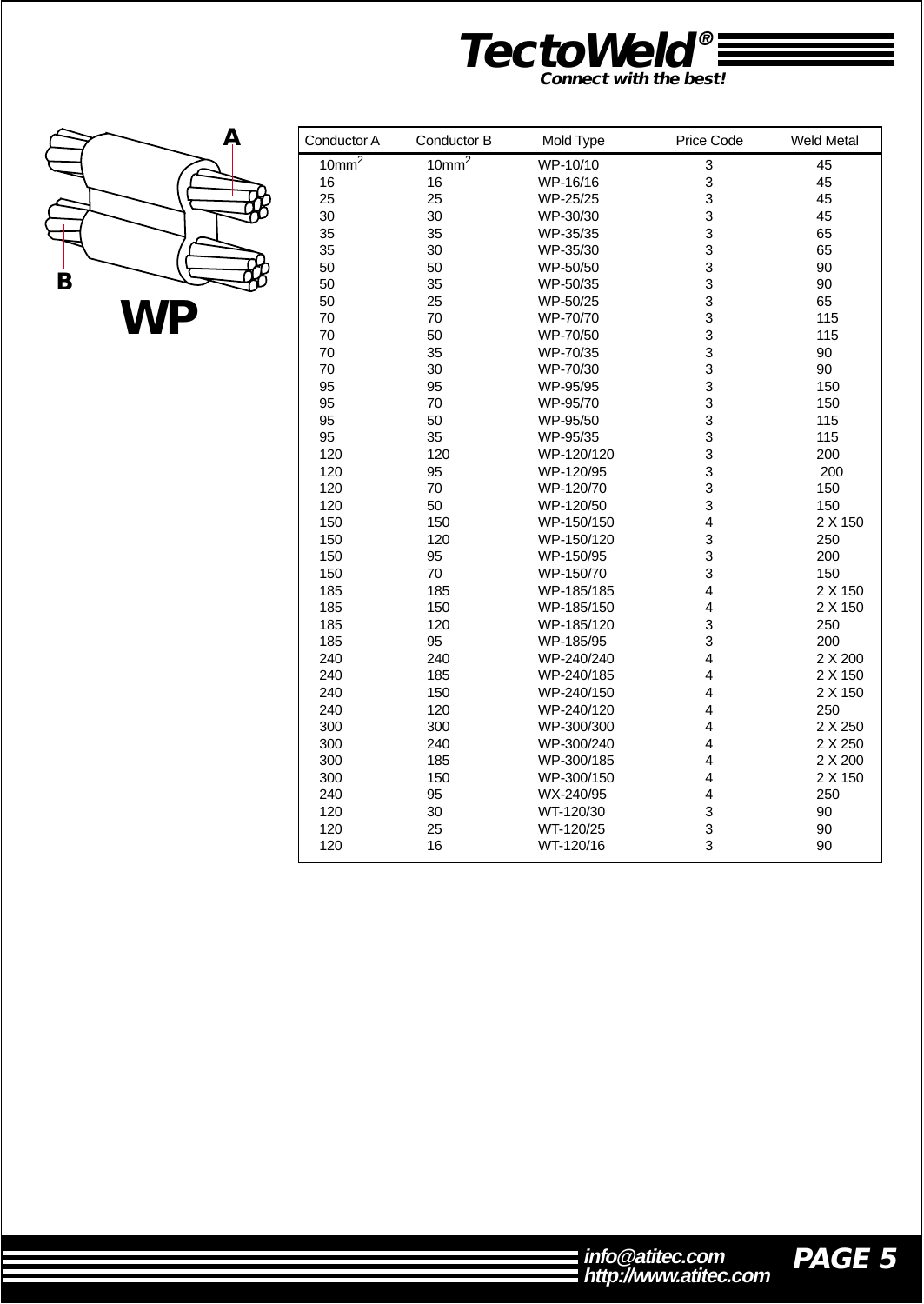# TectoWeld®

***Connect with the best!***

**A**

**B**

# WP

| Conductor A | Conductor B | Mold Type | Price Code | Weld Metal |
|---|---|---|---|---|
| $10mm^2$ | $10mm^2$ | WP-10/10 | 3 | 45 |
| 16 | 16 | WP-16/16 | 3 | 45 |
| 25 | 25 | WP-25/25 | 3 | 45 |
| 30 | 30 | WP-30/30 | 3 | 45 |
| 35 | 35 | WP-35/35 | 3 | 65 |
| 35 | 30 | WP-35/30 | 3 | 65 |
| 50 | 50 | WP-50/50 | 3 | 90 |
| 50 | 35 | WP-50/35 | 3 | 90 |
| 50 | 25 | WP-50/25 | 3 | 65 |
| 70 | 70 | WP-70/70 | 3 | 115 |
| 70 | 50 | WP-70/50 | 3 | 115 |
| 70 | 35 | WP-70/35 | 3 | 90 |
| 70 | 30 | WP-70/30 | 3 | 90 |
| 95 | 95 | WP-95/95 | 3 | 150 |
| 95 | 70 | WP-95/70 | 3 | 150 |
| 95 | 50 | WP-95/50 | 3 | 115 |
| 95 | 35 | WP-95/35 | 3 | 115 |
| 120 | 120 | WP-120/120 | 3 | 200 |
| 120 | 95 | WP-120/95 | 3 | 200 |
| 120 | 70 | WP-120/70 | 3 | 150 |
| 120 | 50 | WP-120/50 | 3 | 150 |
| 150 | 150 | WP-150/150 | 4 | 2 X 150 |
| 150 | 120 | WP-150/120 | 3 | 250 |
| 150 | 95 | WP-150/95 | 3 | 200 |
| 150 | 70 | WP-150/70 | 3 | 150 |
| 185 | 185 | WP-185/185 | 4 | 2 X 150 |
| 185 | 150 | WP-185/150 | 4 | 2 X 150 |
| 185 | 120 | WP-185/120 | 3 | 250 |
| 185 | 95 | WP-185/95 | 3 | 200 |
| 240 | 240 | WP-240/240 | 4 | 2 X 200 |
| 240 | 185 | WP-240/185 | 4 | 2 X 150 |
| 240 | 150 | WP-240/150 | 4 | 2 X 150 |
| 240 | 120 | WP-240/120 | 4 | 250 |
| 300 | 300 | WP-300/300 | 4 | 2 X 250 |
| 300 | 240 | WP-300/240 | 4 | 2 X 250 |
| 300 | 185 | WP-300/185 | 4 | 2 X 200 |
| 300 | 150 | WP-300/150 | 4 | 2 X 150 |
| 240 | 95 | WX-240/95 | 4 | 250 |
| 120 | 30 | WT-120/30 | 3 | 90 |
| 120 | 25 | WT-120/25 | 3 | 90 |
| 120 | 16 | WT-120/16 | 3 | 90 |

info@atitec.com
http://www.atitec.com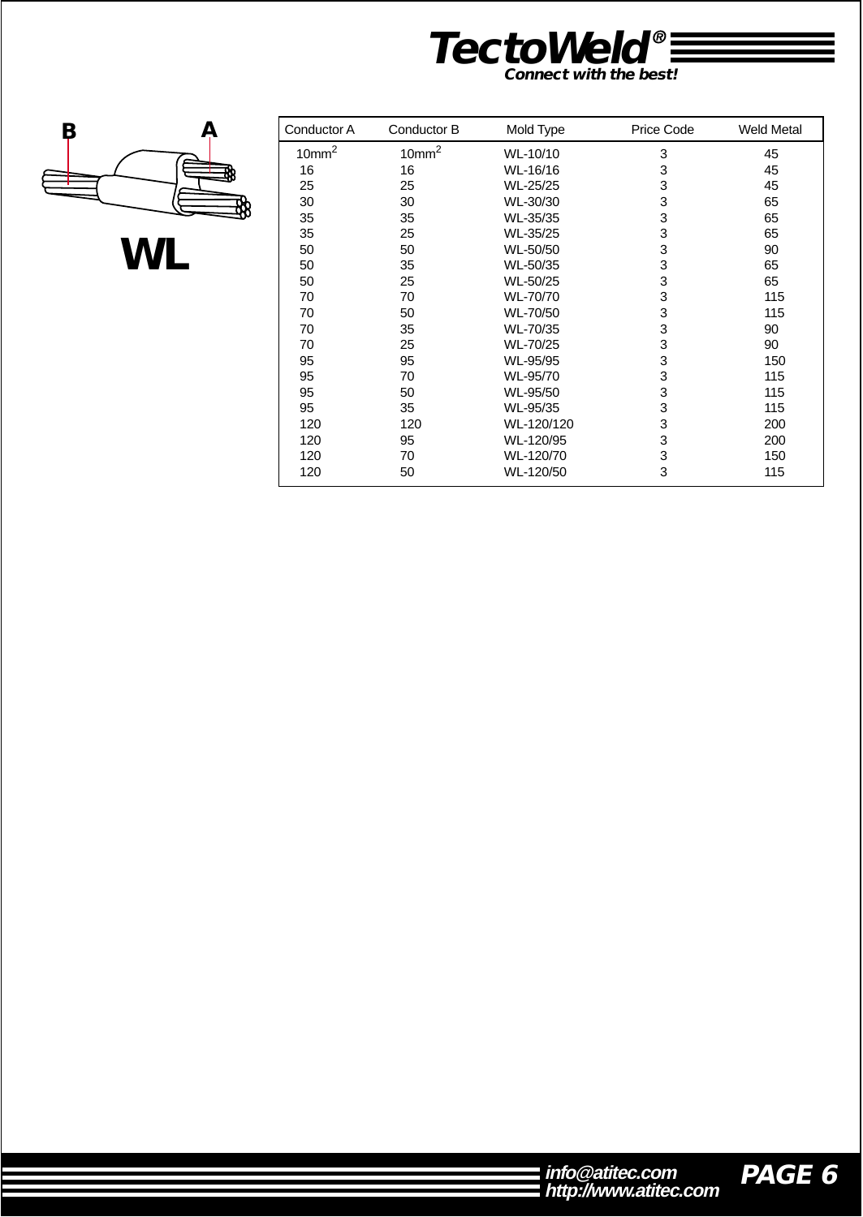# WL

| Conductor A | Conductor B | Mold Type | Price Code | Weld Metal |
|---|---|---|---|---|
| $10mm^2$ | $10mm^2$ | WL-10/10 | 3 | 45 |
| 16 | 16 | WL-16/16 | 3 | 45 |
| 25 | 25 | WL-25/25 | 3 | 45 |
| 30 | 30 | WL-30/30 | 3 | 65 |
| 35 | 35 | WL-35/35 | 3 | 65 |
| 35 | 25 | WL-35/25 | 3 | 65 |
| 50 | 50 | WL-50/50 | 3 | 90 |
| 50 | 35 | WL-50/35 | 3 | 65 |
| 50 | 25 | WL-50/25 | 3 | 65 |
| 70 | 70 | WL-70/70 | 3 | 115 |
| 70 | 50 | WL-70/50 | 3 | 115 |
| 70 | 35 | WL-70/35 | 3 | 90 |
| 70 | 25 | WL-70/25 | 3 | 90 |
| 95 | 95 | WL-95/95 | 3 | 150 |
| 95 | 70 | WL-95/70 | 3 | 115 |
| 95 | 50 | WL-95/50 | 3 | 115 |
| 95 | 35 | WL-95/35 | 3 | 115 |
| 120 | 120 | WL-120/120 | 3 | 200 |
| 120 | 95 | WL-120/95 | 3 | 200 |
| 120 | 70 | WL-120/70 | 3 | 150 |
| 120 | 50 | WL-120/50 | 3 | 115 |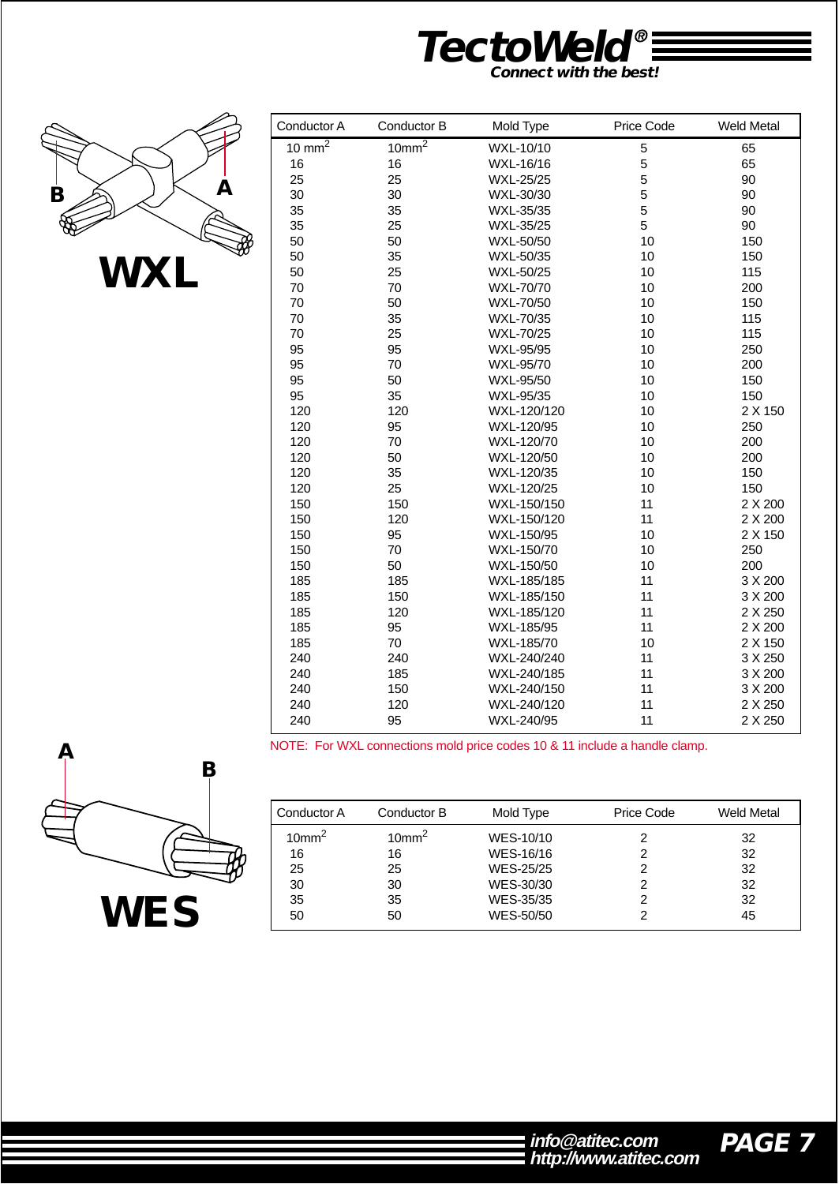## WXL

| Conductor A | Conductor B | Mold Type | Price Code | Weld Metal |
|---|---|---|---|---|
| 10 $mm^2$ | 10$mm^2$ | WXL-10/10 | 5 | 65 |
| 16 | 16 | WXL-16/16 | 5 | 65 |
| 25 | 25 | WXL-25/25 | 5 | 90 |
| 30 | 30 | WXL-30/30 | 5 | 90 |
| 35 | 35 | WXL-35/35 | 5 | 90 |
| 35 | 25 | WXL-35/25 | 5 | 90 |
| 50 | 50 | WXL-50/50 | 10 | 150 |
| 50 | 35 | WXL-50/35 | 10 | 150 |
| 50 | 25 | WXL-50/25 | 10 | 115 |
| 70 | 70 | WXL-70/70 | 10 | 200 |
| 70 | 50 | WXL-70/50 | 10 | 150 |
| 70 | 35 | WXL-70/35 | 10 | 115 |
| 70 | 25 | WXL-70/25 | 10 | 115 |
| 95 | 95 | WXL-95/95 | 10 | 250 |
| 95 | 70 | WXL-95/70 | 10 | 200 |
| 95 | 50 | WXL-95/50 | 10 | 150 |
| 95 | 35 | WXL-95/35 | 10 | 150 |
| 120 | 120 | WXL-120/120 | 10 | 2 X 150 |
| 120 | 95 | WXL-120/95 | 10 | 250 |
| 120 | 70 | WXL-120/70 | 10 | 200 |
| 120 | 50 | WXL-120/50 | 10 | 200 |
| 120 | 35 | WXL-120/35 | 10 | 150 |
| 120 | 25 | WXL-120/25 | 10 | 150 |
| 150 | 150 | WXL-150/150 | 11 | 2 X 200 |
| 150 | 120 | WXL-150/120 | 11 | 2 X 200 |
| 150 | 95 | WXL-150/95 | 10 | 2 X 150 |
| 150 | 70 | WXL-150/70 | 10 | 250 |
| 150 | 50 | WXL-150/50 | 10 | 200 |
| 185 | 185 | WXL-185/185 | 11 | 3 X 200 |
| 185 | 150 | WXL-185/150 | 11 | 3 X 200 |
| 185 | 120 | WXL-185/120 | 11 | 2 X 250 |
| 185 | 95 | WXL-185/95 | 11 | 2 X 200 |
| 185 | 70 | WXL-185/70 | 10 | 2 X 150 |
| 240 | 240 | WXL-240/240 | 11 | 3 X 250 |
| 240 | 185 | WXL-240/185 | 11 | 3 X 200 |
| 240 | 150 | WXL-240/150 | 11 | 3 X 200 |
| 240 | 120 | WXL-240/120 | 11 | 2 X 250 |
| 240 | 95 | WXL-240/95 | 11 | 2 X 250 |

NOTE: For WXL connections mold price codes 10 & 11 include a handle clamp.

## WES

| Conductor A | Conductor B | Mold Type | Price Code | Weld Metal |
|---|---|---|---|---|
| 10$mm^2$ | 10$mm^2$ | WES-10/10 | 2 | 32 |
| 16 | 16 | WES-16/16 | 2 | 32 |
| 25 | 25 | WES-25/25 | 2 | 32 |
| 30 | 30 | WES-30/30 | 2 | 32 |
| 35 | 35 | WES-35/35 | 2 | 32 |
| 50 | 50 | WES-50/50 | 2 | 45 |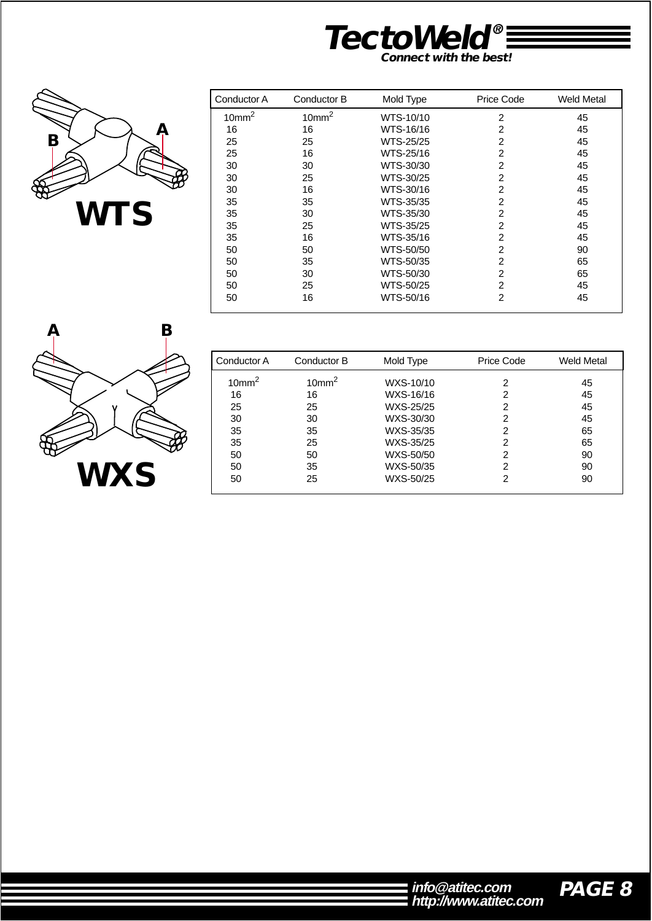**TectoWeld®**
*Connect with the best!*

## WTS

| Conductor A | Conductor B | Mold Type | Price Code | Weld Metal |
|---|---|---|---|---|
| 10mm$^2$ | 10mm$^2$ | WTS-10/10 | 2 | 45 |
| 16 | 16 | WTS-16/16 | 2 | 45 |
| 25 | 25 | WTS-25/25 | 2 | 45 |
| 25 | 16 | WTS-25/16 | 2 | 45 |
| 30 | 30 | WTS-30/30 | 2 | 45 |
| 30 | 25 | WTS-30/25 | 2 | 45 |
| 30 | 16 | WTS-30/16 | 2 | 45 |
| 35 | 35 | WTS-35/35 | 2 | 45 |
| 35 | 30 | WTS-35/30 | 2 | 45 |
| 35 | 25 | WTS-35/25 | 2 | 45 |
| 35 | 16 | WTS-35/16 | 2 | 45 |
| 50 | 50 | WTS-50/50 | 2 | 90 |
| 50 | 35 | WTS-50/35 | 2 | 65 |
| 50 | 30 | WTS-50/30 | 2 | 65 |
| 50 | 25 | WTS-50/25 | 2 | 45 |
| 50 | 16 | WTS-50/16 | 2 | 45 |

## WXS

| Conductor A | Conductor B | Mold Type | Price Code | Weld Metal |
|---|---|---|---|---|
| 10mm$^2$ | 10mm$^2$ | WXS-10/10 | 2 | 45 |
| 16 | 16 | WXS-16/16 | 2 | 45 |
| 25 | 25 | WXS-25/25 | 2 | 45 |
| 30 | 30 | WXS-30/30 | 2 | 45 |
| 35 | 35 | WXS-35/35 | 2 | 65 |
| 35 | 25 | WXS-35/25 | 2 | 65 |
| 50 | 50 | WXS-50/50 | 2 | 90 |
| 50 | 35 | WXS-50/35 | 2 | 90 |
| 50 | 25 | WXS-50/25 | 2 | 90 |

info@atitec.com
http://www.atitec.com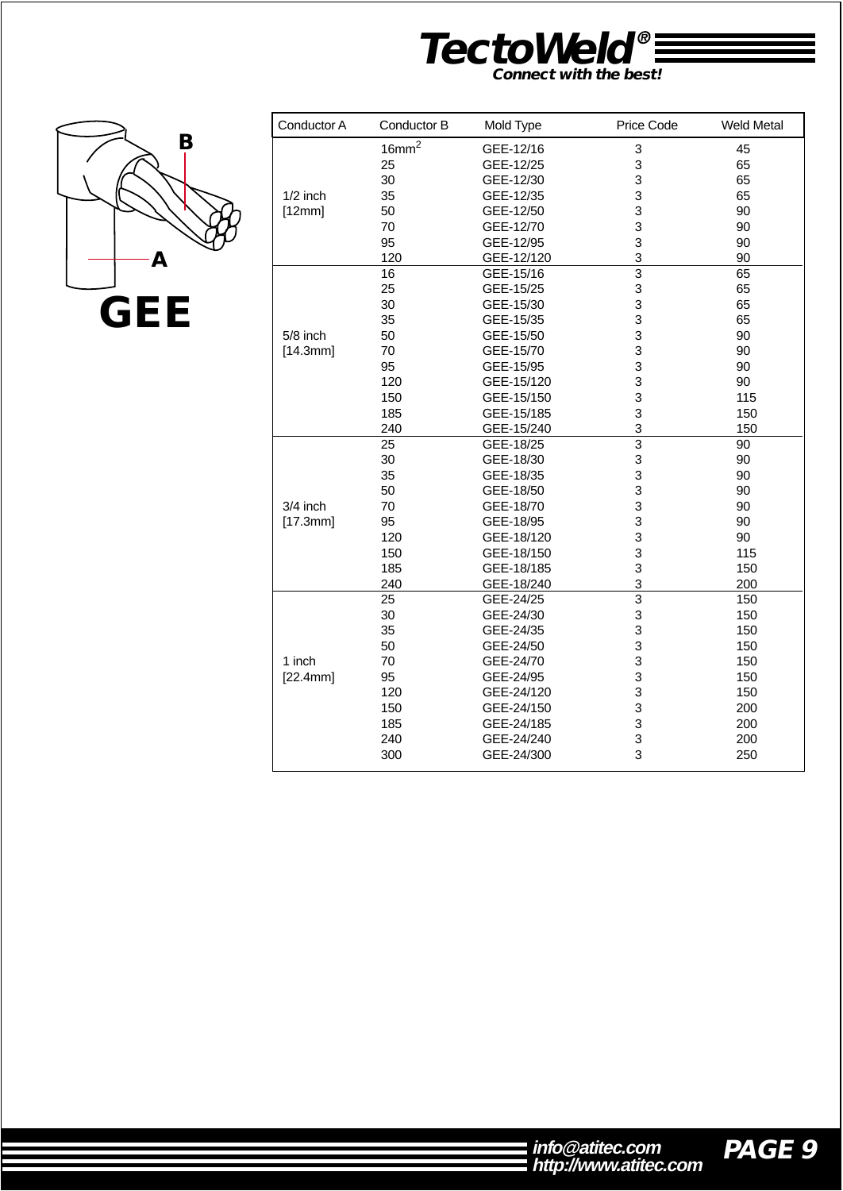**TectoWeld®**
***Connect with the best!***

B

A

**GEE**

| Conductor A | Conductor B | Mold Type | Price Code | Weld Metal |
|---|---|---|---|---|
| 1/2 inch [12mm] | $16mm^2$ | GEE-12/16 | 3 | 45 |
| | 25 | GEE-12/25 | 3 | 65 |
| | 30 | GEE-12/30 | 3 | 65 |
| | 35 | GEE-12/35 | 3 | 65 |
| | 50 | GEE-12/50 | 3 | 90 |
| | 70 | GEE-12/70 | 3 | 90 |
| | 95 | GEE-12/95 | 3 | 90 |
| | 120 | GEE-12/120 | 3 | 90 |
| 5/8 inch [14.3mm] | 16 | GEE-15/16 | 3 | 65 |
| | 25 | GEE-15/25 | 3 | 65 |
| | 30 | GEE-15/30 | 3 | 65 |
| | 35 | GEE-15/35 | 3 | 65 |
| | 50 | GEE-15/50 | 3 | 90 |
| | 70 | GEE-15/70 | 3 | 90 |
| | 95 | GEE-15/95 | 3 | 90 |
| | 120 | GEE-15/120 | 3 | 90 |
| | 150 | GEE-15/150 | 3 | 115 |
| | 185 | GEE-15/185 | 3 | 150 |
| | 240 | GEE-15/240 | 3 | 150 |
| 3/4 inch [17.3mm] | 25 | GEE-18/25 | 3 | 90 |
| | 30 | GEE-18/30 | 3 | 90 |
| | 35 | GEE-18/35 | 3 | 90 |
| | 50 | GEE-18/50 | 3 | 90 |
| | 70 | GEE-18/70 | 3 | 90 |
| | 95 | GEE-18/95 | 3 | 90 |
| | 120 | GEE-18/120 | 3 | 90 |
| | 150 | GEE-18/150 | 3 | 115 |
| | 185 | GEE-18/185 | 3 | 150 |
| | 240 | GEE-18/240 | 3 | 200 |
| 1 inch [22.4mm] | 25 | GEE-24/25 | 3 | 150 |
| | 30 | GEE-24/30 | 3 | 150 |
| | 35 | GEE-24/35 | 3 | 150 |
| | 50 | GEE-24/50 | 3 | 150 |
| | 70 | GEE-24/70 | 3 | 150 |
| | 95 | GEE-24/95 | 3 | 150 |
| | 120 | GEE-24/120 | 3 | 150 |
| | 150 | GEE-24/150 | 3 | 200 |
| | 185 | GEE-24/185 | 3 | 200 |
| | 240 | GEE-24/240 | 3 | 200 |
| | 300 | GEE-24/300 | 3 | 250 |

*info@atitec.com*
*http://www.atitec.com*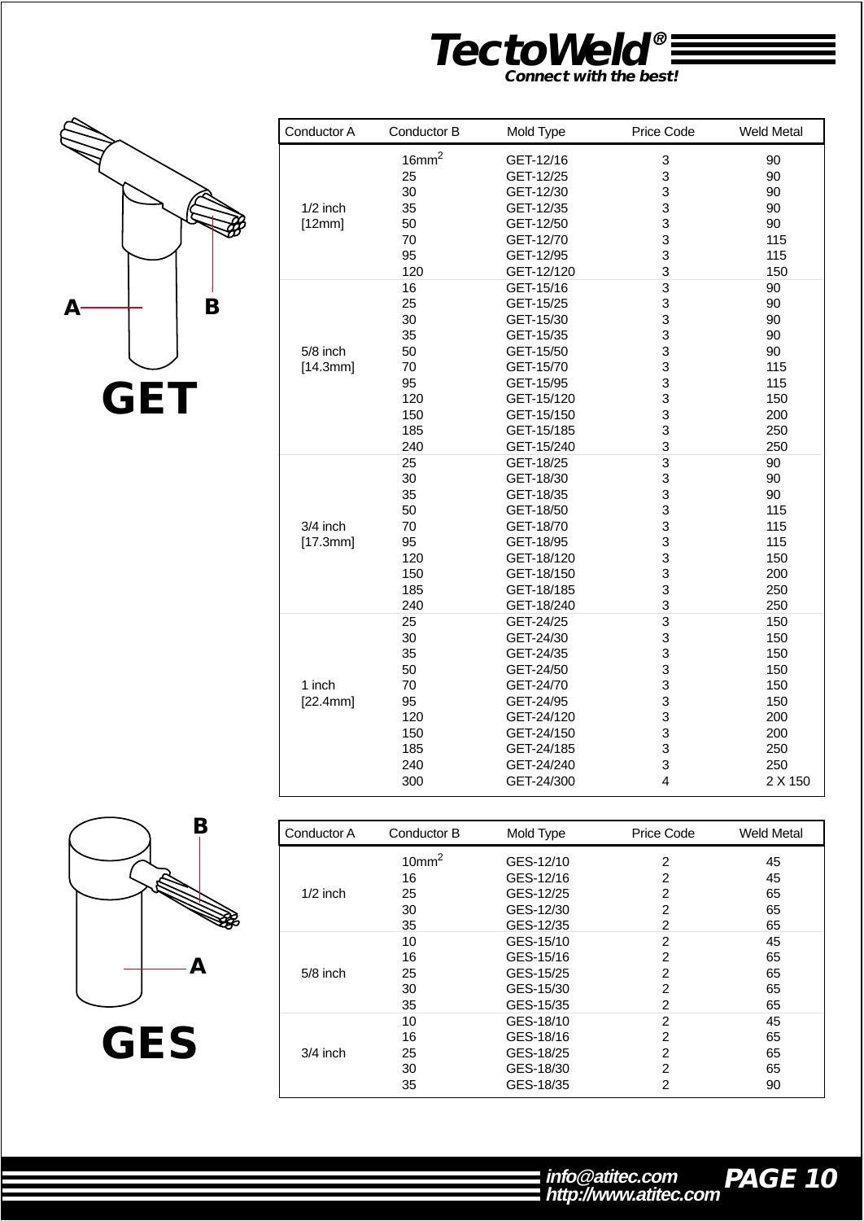# GET

| Conductor A | Conductor B | Mold Type | Price Code | Weld Metal |
|---|---|---|---|---|
| 1/2 inch [12mm] | $16mm^2$ | GET-12/16 | 3 | 90 |
| | 25 | GET-12/25 | 3 | 90 |
| | 30 | GET-12/30 | 3 | 90 |
| | 35 | GET-12/35 | 3 | 90 |
| | 50 | GET-12/50 | 3 | 90 |
| | 70 | GET-12/70 | 3 | 115 |
| | 95 | GET-12/95 | 3 | 115 |
| | 120 | GET-12/120 | 3 | 150 |
| 5/8 inch [14.3mm] | 16 | GET-15/16 | 3 | 90 |
| | 25 | GET-15/25 | 3 | 90 |
| | 30 | GET-15/30 | 3 | 90 |
| | 35 | GET-15/35 | 3 | 90 |
| | 50 | GET-15/50 | 3 | 90 |
| | 70 | GET-15/70 | 3 | 115 |
| | 95 | GET-15/95 | 3 | 115 |
| | 120 | GET-15/120 | 3 | 150 |
| | 150 | GET-15/150 | 3 | 200 |
| | 185 | GET-15/185 | 3 | 250 |
| | 240 | GET-15/240 | 3 | 250 |
| 3/4 inch [17.3mm] | 25 | GET-18/25 | 3 | 90 |
| | 30 | GET-18/30 | 3 | 90 |
| | 35 | GET-18/35 | 3 | 90 |
| | 50 | GET-18/50 | 3 | 115 |
| | 70 | GET-18/70 | 3 | 115 |
| | 95 | GET-18/95 | 3 | 115 |
| | 120 | GET-18/120 | 3 | 150 |
| | 150 | GET-18/150 | 3 | 200 |
| | 185 | GET-18/185 | 3 | 250 |
| | 240 | GET-18/240 | 3 | 250 |
| 1 inch [22.4mm] | 25 | GET-24/25 | 3 | 150 |
| | 30 | GET-24/30 | 3 | 150 |
| | 35 | GET-24/35 | 3 | 150 |
| | 50 | GET-24/50 | 3 | 150 |
| | 70 | GET-24/70 | 3 | 150 |
| | 95 | GET-24/95 | 3 | 150 |
| | 120 | GET-24/120 | 3 | 200 |
| | 150 | GET-24/150 | 3 | 200 |
| | 185 | GET-24/185 | 3 | 250 |
| | 240 | GET-24/240 | 3 | 250 |
| | 300 | GET-24/300 | 4 | 2 X 150 |

# GES

| Conductor A | Conductor B | Mold Type | Price Code | Weld Metal |
|---|---|---|---|---|
| 1/2 inch | $10mm^2$ | GES-12/10 | 2 | 45 |
| | 16 | GES-12/16 | 2 | 45 |
| | 25 | GES-12/25 | 2 | 65 |
| | 30 | GES-12/30 | 2 | 65 |
| | 35 | GES-12/35 | 2 | 65 |
| 5/8 inch | 10 | GES-15/10 | 2 | 45 |
| | 16 | GES-15/16 | 2 | 65 |
| | 25 | GES-15/25 | 2 | 65 |
| | 30 | GES-15/30 | 2 | 65 |
| | 35 | GES-15/35 | 2 | 65 |
| 3/4 inch | 10 | GES-18/10 | 2 | 45 |
| | 16 | GES-18/16 | 2 | 65 |
| | 25 | GES-18/25 | 2 | 65 |
| | 30 | GES-18/30 | 2 | 65 |
| | 35 | GES-18/35 | 2 | 90 |

info@atitec.com
http://www.atitec.com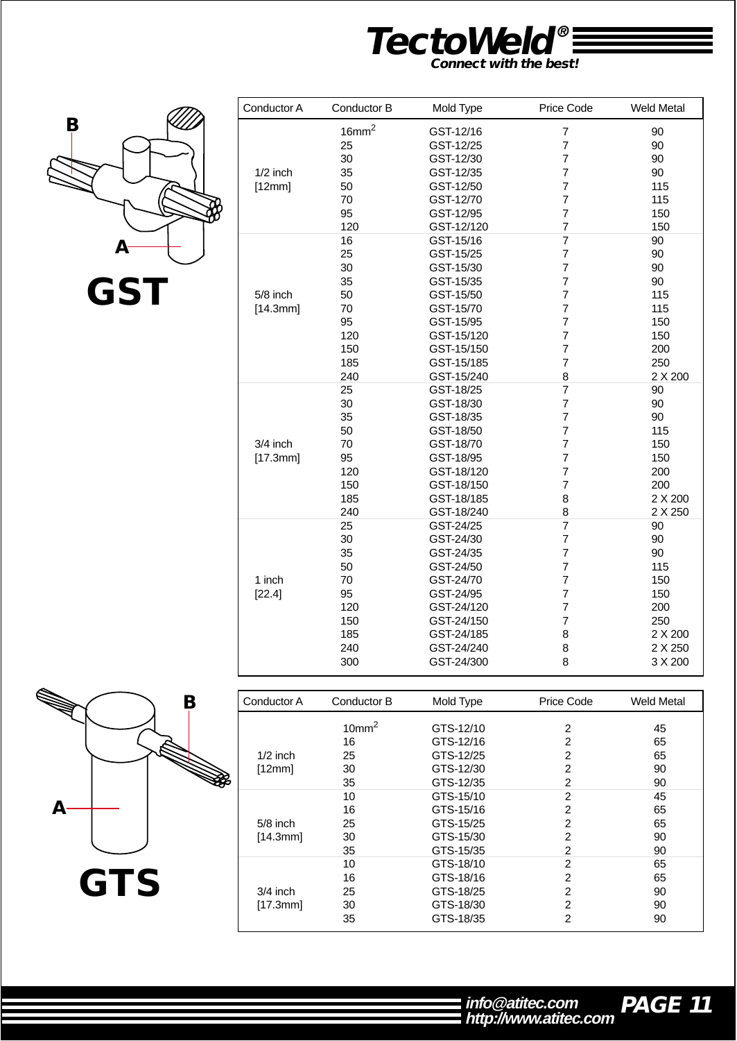## GST

| Conductor A | Conductor B | Mold Type | Price Code | Weld Metal |
|---|---|---|---|---|
| 1/2 inch [12mm] | $16mm^2$ | GST-12/16 | 7 | 90 |
| | 25 | GST-12/25 | 7 | 90 |
| | 30 | GST-12/30 | 7 | 90 |
| | 35 | GST-12/35 | 7 | 90 |
| | 50 | GST-12/50 | 7 | 115 |
| | 70 | GST-12/70 | 7 | 115 |
| | 95 | GST-12/95 | 7 | 150 |
| | 120 | GST-12/120 | 7 | 150 |
| 5/8 inch [14.3mm] | 16 | GST-15/16 | 7 | 90 |
| | 25 | GST-15/25 | 7 | 90 |
| | 30 | GST-15/30 | 7 | 90 |
| | 35 | GST-15/35 | 7 | 90 |
| | 50 | GST-15/50 | 7 | 115 |
| | 70 | GST-15/70 | 7 | 115 |
| | 95 | GST-15/95 | 7 | 150 |
| | 120 | GST-15/120 | 7 | 150 |
| | 150 | GST-15/150 | 7 | 200 |
| | 185 | GST-15/185 | 7 | 250 |
| | 240 | GST-15/240 | 8 | 2 X 200 |
| 3/4 inch [17.3mm] | 25 | GST-18/25 | 7 | 90 |
| | 30 | GST-18/30 | 7 | 90 |
| | 35 | GST-18/35 | 7 | 90 |
| | 50 | GST-18/50 | 7 | 115 |
| | 70 | GST-18/70 | 7 | 150 |
| | 95 | GST-18/95 | 7 | 150 |
| | 120 | GST-18/120 | 7 | 200 |
| | 150 | GST-18/150 | 7 | 200 |
| | 185 | GST-18/185 | 8 | 2 X 200 |
| | 240 | GST-18/240 | 8 | 2 X 250 |
| 1 inch [22.4] | 25 | GST-24/25 | 7 | 90 |
| | 30 | GST-24/30 | 7 | 90 |
| | 35 | GST-24/35 | 7 | 90 |
| | 50 | GST-24/50 | 7 | 115 |
| | 70 | GST-24/70 | 7 | 150 |
| | 95 | GST-24/95 | 7 | 150 |
| | 120 | GST-24/120 | 7 | 200 |
| | 150 | GST-24/150 | 7 | 250 |
| | 185 | GST-24/185 | 8 | 2 X 200 |
| | 240 | GST-24/240 | 8 | 2 X 250 |
| | 300 | GST-24/300 | 8 | 3 X 200 |

## GTS

| Conductor A | Conductor B | Mold Type | Price Code | Weld Metal |
|---|---|---|---|---|
| 1/2 inch [12mm] | $10mm^2$ | GTS-12/10 | 2 | 45 |
| | 16 | GTS-12/16 | 2 | 65 |
| | 25 | GTS-12/25 | 2 | 65 |
| | 30 | GTS-12/30 | 2 | 90 |
| | 35 | GTS-12/35 | 2 | 90 |
| 5/8 inch [14.3mm] | 10 | GTS-15/10 | 2 | 45 |
| | 16 | GTS-15/16 | 2 | 65 |
| | 25 | GTS-15/25 | 2 | 65 |
| | 30 | GTS-15/30 | 2 | 90 |
| | 35 | GTS-15/35 | 2 | 90 |
| 3/4 inch [17.3mm] | 10 | GTS-18/10 | 2 | 65 |
| | 16 | GTS-18/16 | 2 | 65 |
| | 25 | GTS-18/25 | 2 | 90 |
| | 30 | GTS-18/30 | 2 | 90 |
| | 35 | GTS-18/35 | 2 | 90 |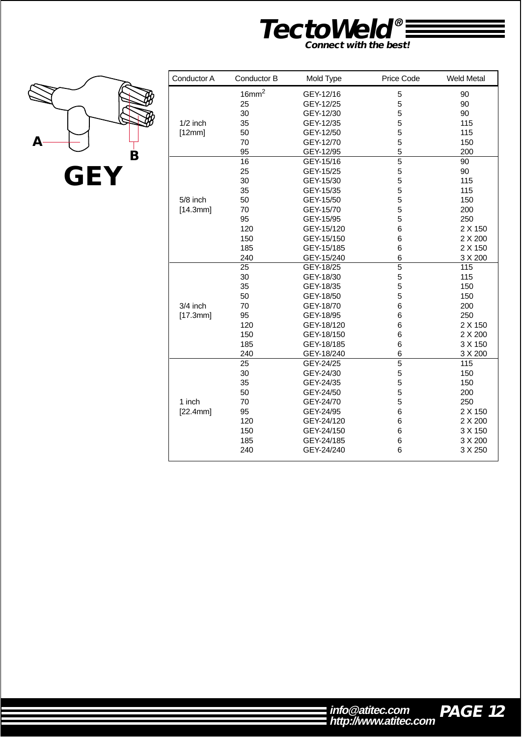# GEY

| Conductor A | Conductor B | Mold Type | Price Code | Weld Metal |
|---|---|---|---|---|
| 1/2 inch [12mm] | $16mm^2$ | GEY-12/16 | 5 | 90 |
| | 25 | GEY-12/25 | 5 | 90 |
| | 30 | GEY-12/30 | 5 | 90 |
| | 35 | GEY-12/35 | 5 | 115 |
| | 50 | GEY-12/50 | 5 | 115 |
| | 70 | GEY-12/70 | 5 | 150 |
| | 95 | GEY-12/95 | 5 | 200 |
| 5/8 inch [14.3mm] | 16 | GEY-15/16 | 5 | 90 |
| | 25 | GEY-15/25 | 5 | 90 |
| | 30 | GEY-15/30 | 5 | 115 |
| | 35 | GEY-15/35 | 5 | 115 |
| | 50 | GEY-15/50 | 5 | 150 |
| | 70 | GEY-15/70 | 5 | 200 |
| | 95 | GEY-15/95 | 5 | 250 |
| | 120 | GEY-15/120 | 6 | 2 X 150 |
| | 150 | GEY-15/150 | 6 | 2 X 200 |
| | 185 | GEY-15/185 | 6 | 2 X 150 |
| | 240 | GEY-15/240 | 6 | 3 X 200 |
| 3/4 inch [17.3mm] | 25 | GEY-18/25 | 5 | 115 |
| | 30 | GEY-18/30 | 5 | 115 |
| | 35 | GEY-18/35 | 5 | 150 |
| | 50 | GEY-18/50 | 5 | 150 |
| | 70 | GEY-18/70 | 6 | 200 |
| | 95 | GEY-18/95 | 6 | 250 |
| | 120 | GEY-18/120 | 6 | 2 X 150 |
| | 150 | GEY-18/150 | 6 | 2 X 200 |
| | 185 | GEY-18/185 | 6 | 3 X 150 |
| | 240 | GEY-18/240 | 6 | 3 X 200 |
| 1 inch [22.4mm] | 25 | GEY-24/25 | 5 | 115 |
| | 30 | GEY-24/30 | 5 | 150 |
| | 35 | GEY-24/35 | 5 | 150 |
| | 50 | GEY-24/50 | 5 | 200 |
| | 70 | GEY-24/70 | 5 | 250 |
| | 95 | GEY-24/95 | 6 | 2 X 150 |
| | 120 | GEY-24/120 | 6 | 2 X 200 |
| | 150 | GEY-24/150 | 6 | 3 X 150 |
| | 185 | GEY-24/185 | 6 | 3 X 200 |
| | 240 | GEY-24/240 | 6 | 3 X 250 |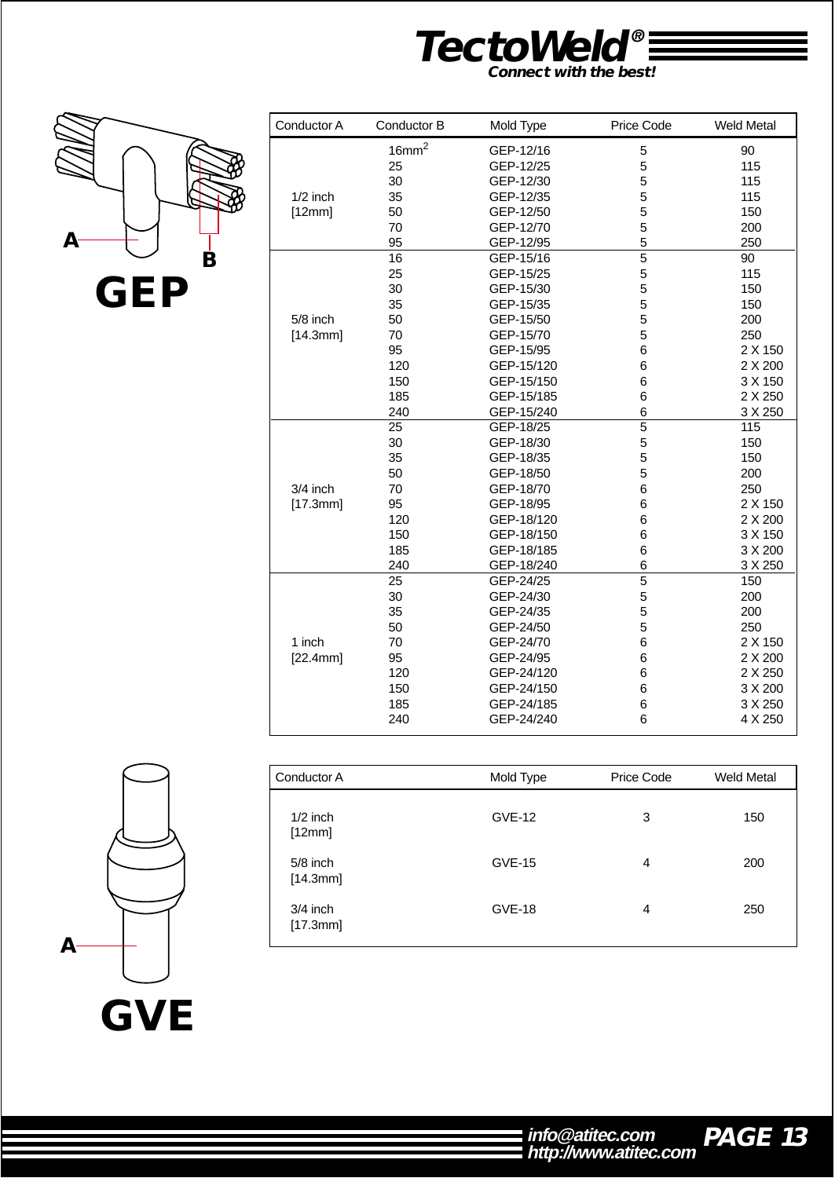# GEP

| Conductor A | Conductor B | Mold Type | Price Code | Weld Metal |
|---|---|---|---|---|
| 1/2 inch [12mm] | $16mm^2$ | GEP-12/16 | 5 | 90 |
| | 25 | GEP-12/25 | 5 | 115 |
| | 30 | GEP-12/30 | 5 | 115 |
| | 35 | GEP-12/35 | 5 | 115 |
| | 50 | GEP-12/50 | 5 | 150 |
| | 70 | GEP-12/70 | 5 | 200 |
| | 95 | GEP-12/95 | 5 | 250 |
| 5/8 inch [14.3mm] | 16 | GEP-15/16 | 5 | 90 |
| | 25 | GEP-15/25 | 5 | 115 |
| | 30 | GEP-15/30 | 5 | 150 |
| | 35 | GEP-15/35 | 5 | 150 |
| | 50 | GEP-15/50 | 5 | 200 |
| | 70 | GEP-15/70 | 5 | 250 |
| | 95 | GEP-15/95 | 6 | 2 X 150 |
| | 120 | GEP-15/120 | 6 | 2 X 200 |
| | 150 | GEP-15/150 | 6 | 3 X 150 |
| | 185 | GEP-15/185 | 6 | 2 X 250 |
| | 240 | GEP-15/240 | 6 | 3 X 250 |
| 3/4 inch [17.3mm] | 25 | GEP-18/25 | 5 | 115 |
| | 30 | GEP-18/30 | 5 | 150 |
| | 35 | GEP-18/35 | 5 | 150 |
| | 50 | GEP-18/50 | 5 | 200 |
| | 70 | GEP-18/70 | 6 | 250 |
| | 95 | GEP-18/95 | 6 | 2 X 150 |
| | 120 | GEP-18/120 | 6 | 2 X 200 |
| | 150 | GEP-18/150 | 6 | 3 X 150 |
| | 185 | GEP-18/185 | 6 | 3 X 200 |
| | 240 | GEP-18/240 | 6 | 3 X 250 |
| 1 inch [22.4mm] | 25 | GEP-24/25 | 5 | 150 |
| | 30 | GEP-24/30 | 5 | 200 |
| | 35 | GEP-24/35 | 5 | 200 |
| | 50 | GEP-24/50 | 5 | 250 |
| | 70 | GEP-24/70 | 6 | 2 X 150 |
| | 95 | GEP-24/95 | 6 | 2 X 200 |
| | 120 | GEP-24/120 | 6 | 2 X 250 |
| | 150 | GEP-24/150 | 6 | 3 X 200 |
| | 185 | GEP-24/185 | 6 | 3 X 250 |
| | 240 | GEP-24/240 | 6 | 4 X 250 |

# GVE

| Conductor A | Mold Type | Price Code | Weld Metal |
|---|---|---|---|
| 1/2 inch [12mm] | GVE-12 | 3 | 150 |
| 5/8 inch [14.3mm] | GVE-15 | 4 | 200 |
| 3/4 inch [17.3mm] | GVE-18 | 4 | 250 |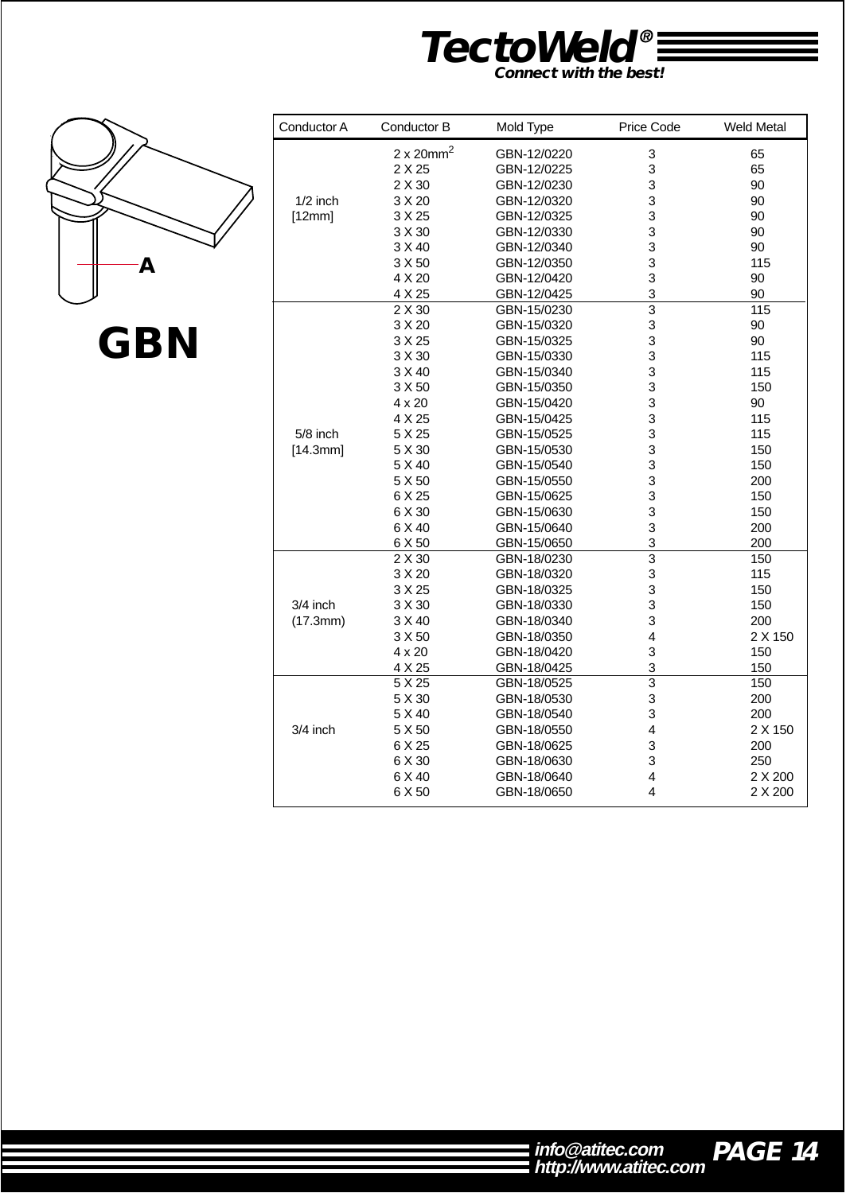# TectoWeld®

*Connect with the best!*

A

## GBN

| Conductor A | Conductor B | Mold Type | Price Code | Weld Metal |
|---|---|---|---|---|
| 1/2 inch [12mm] | 2 x 20mm$^2$ | GBN-12/0220 | 3 | 65 |
| | 2 X 25 | GBN-12/0225 | 3 | 65 |
| | 2 X 30 | GBN-12/0230 | 3 | 90 |
| | 3 X 20 | GBN-12/0320 | 3 | 90 |
| | 3 X 25 | GBN-12/0325 | 3 | 90 |
| | 3 X 30 | GBN-12/0330 | 3 | 90 |
| | 3 X 40 | GBN-12/0340 | 3 | 90 |
| | 3 X 50 | GBN-12/0350 | 3 | 115 |
| | 4 X 20 | GBN-12/0420 | 3 | 90 |
| | 4 X 25 | GBN-12/0425 | 3 | 90 |
| 5/8 inch [14.3mm] | 2 X 30 | GBN-15/0230 | 3 | 115 |
| | 3 X 20 | GBN-15/0320 | 3 | 90 |
| | 3 X 25 | GBN-15/0325 | 3 | 90 |
| | 3 X 30 | GBN-15/0330 | 3 | 115 |
| | 3 X 40 | GBN-15/0340 | 3 | 115 |
| | 3 X 50 | GBN-15/0350 | 3 | 150 |
| | 4 x 20 | GBN-15/0420 | 3 | 90 |
| | 4 X 25 | GBN-15/0425 | 3 | 115 |
| | 5 X 25 | GBN-15/0525 | 3 | 115 |
| | 5 X 30 | GBN-15/0530 | 3 | 150 |
| | 5 X 40 | GBN-15/0540 | 3 | 150 |
| | 5 X 50 | GBN-15/0550 | 3 | 200 |
| | 6 X 25 | GBN-15/0625 | 3 | 150 |
| | 6 X 30 | GBN-15/0630 | 3 | 150 |
| | 6 X 40 | GBN-15/0640 | 3 | 200 |
| | 6 X 50 | GBN-15/0650 | 3 | 200 |
| 3/4 inch (17.3mm) | 2 X 30 | GBN-18/0230 | 3 | 150 |
| | 3 X 20 | GBN-18/0320 | 3 | 115 |
| | 3 X 25 | GBN-18/0325 | 3 | 150 |
| | 3 X 30 | GBN-18/0330 | 3 | 150 |
| | 3 X 40 | GBN-18/0340 | 3 | 200 |
| | 3 X 50 | GBN-18/0350 | 4 | 2 X 150 |
| | 4 x 20 | GBN-18/0420 | 3 | 150 |
| | 4 X 25 | GBN-18/0425 | 3 | 150 |
| 3/4 inch | 5 X 25 | GBN-18/0525 | 3 | 150 |
| | 5 X 30 | GBN-18/0530 | 3 | 200 |
| | 5 X 40 | GBN-18/0540 | 3 | 200 |
| | 5 X 50 | GBN-18/0550 | 4 | 2 X 150 |
| | 6 X 25 | GBN-18/0625 | 3 | 200 |
| | 6 X 30 | GBN-18/0630 | 3 | 250 |
| | 6 X 40 | GBN-18/0640 | 4 | 2 X 200 |
| | 6 X 50 | GBN-18/0650 | 4 | 2 X 200 |

info@atitec.com
http://www.atitec.com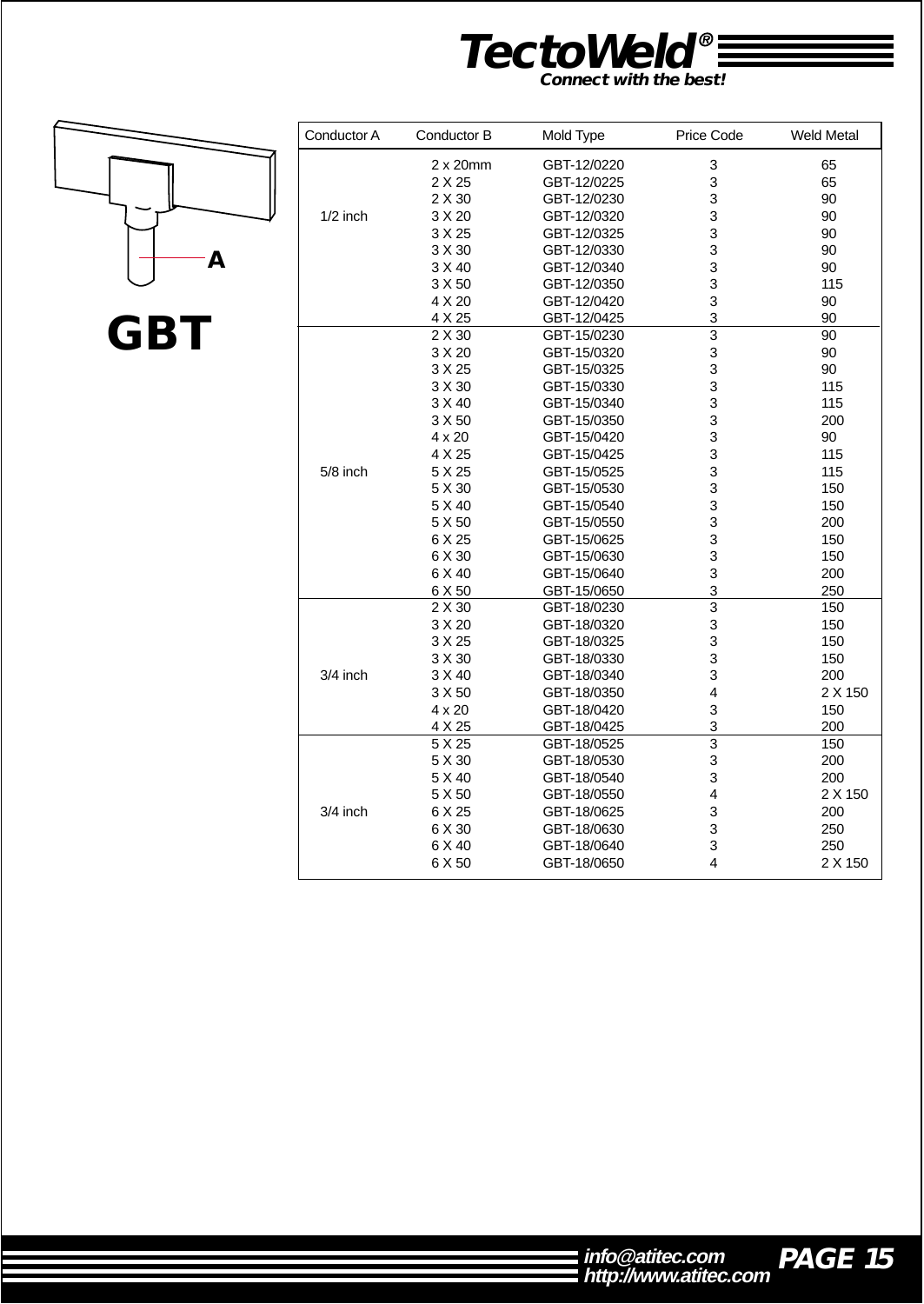**TectoWeld®**
*Connect with the best!*

A

# GBT

| Conductor A | Conductor B | Mold Type | Price Code | Weld Metal |
|---|---|---|---|---|
| 1/2 inch | 2 x 20mm | GBT-12/0220 | 3 | 65 |
| | 2 X 25 | GBT-12/0225 | 3 | 65 |
| | 2 X 30 | GBT-12/0230 | 3 | 90 |
| | 3 X 20 | GBT-12/0320 | 3 | 90 |
| | 3 X 25 | GBT-12/0325 | 3 | 90 |
| | 3 X 30 | GBT-12/0330 | 3 | 90 |
| | 3 X 40 | GBT-12/0340 | 3 | 90 |
| | 3 X 50 | GBT-12/0350 | 3 | 115 |
| | 4 X 20 | GBT-12/0420 | 3 | 90 |
| | 4 X 25 | GBT-12/0425 | 3 | 90 |
| 5/8 inch | 2 X 30 | GBT-15/0230 | 3 | 90 |
| | 3 X 20 | GBT-15/0320 | 3 | 90 |
| | 3 X 25 | GBT-15/0325 | 3 | 90 |
| | 3 X 30 | GBT-15/0330 | 3 | 115 |
| | 3 X 40 | GBT-15/0340 | 3 | 115 |
| | 3 X 50 | GBT-15/0350 | 3 | 200 |
| | 4 x 20 | GBT-15/0420 | 3 | 90 |
| | 4 X 25 | GBT-15/0425 | 3 | 115 |
| | 5 X 25 | GBT-15/0525 | 3 | 115 |
| | 5 X 30 | GBT-15/0530 | 3 | 150 |
| | 5 X 40 | GBT-15/0540 | 3 | 150 |
| | 5 X 50 | GBT-15/0550 | 3 | 200 |
| | 6 X 25 | GBT-15/0625 | 3 | 150 |
| | 6 X 30 | GBT-15/0630 | 3 | 150 |
| | 6 X 40 | GBT-15/0640 | 3 | 200 |
| | 6 X 50 | GBT-15/0650 | 3 | 250 |
| 3/4 inch | 2 X 30 | GBT-18/0230 | 3 | 150 |
| | 3 X 20 | GBT-18/0320 | 3 | 150 |
| | 3 X 25 | GBT-18/0325 | 3 | 150 |
| | 3 X 30 | GBT-18/0330 | 3 | 150 |
| | 3 X 40 | GBT-18/0340 | 3 | 200 |
| | 3 X 50 | GBT-18/0350 | 4 | 2 X 150 |
| | 4 x 20 | GBT-18/0420 | 3 | 150 |
| | 4 X 25 | GBT-18/0425 | 3 | 200 |
| 3/4 inch | 5 X 25 | GBT-18/0525 | 3 | 150 |
| | 5 X 30 | GBT-18/0530 | 3 | 200 |
| | 5 X 40 | GBT-18/0540 | 3 | 200 |
| | 5 X 50 | GBT-18/0550 | 4 | 2 X 150 |
| | 6 X 25 | GBT-18/0625 | 3 | 200 |
| | 6 X 30 | GBT-18/0630 | 3 | 250 |
| | 6 X 40 | GBT-18/0640 | 3 | 250 |
| | 6 X 50 | GBT-18/0650 | 4 | 2 X 150 |

info@atitec.com
http://www.atitec.com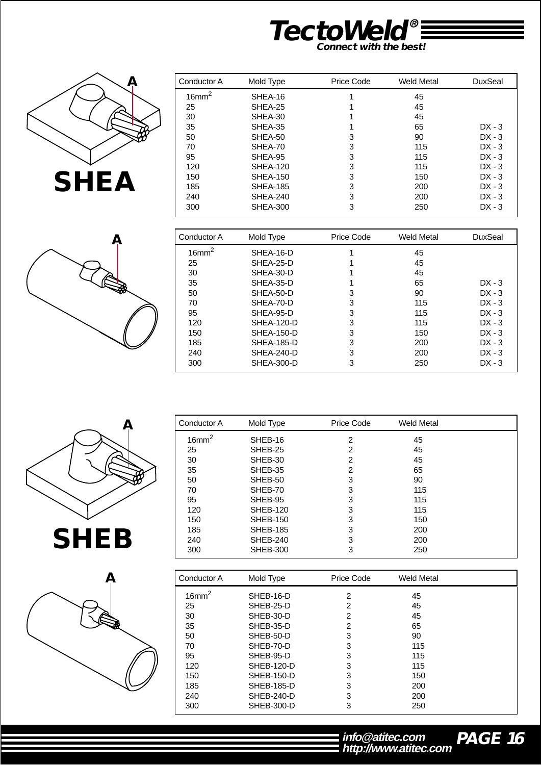# SHEA

| Conductor A | Mold Type | Price Code | Weld Metal | DuxSeal |
|---|---|---|---|---|
| 16mm$^2$ | SHEA-16 | 1 | 45 | |
| 25 | SHEA-25 | 1 | 45 | |
| 30 | SHEA-30 | 1 | 45 | |
| 35 | SHEA-35 | 1 | 65 | DX - 3 |
| 50 | SHEA-50 | 3 | 90 | DX - 3 |
| 70 | SHEA-70 | 3 | 115 | DX - 3 |
| 95 | SHEA-95 | 3 | 115 | DX - 3 |
| 120 | SHEA-120 | 3 | 115 | DX - 3 |
| 150 | SHEA-150 | 3 | 150 | DX - 3 |
| 185 | SHEA-185 | 3 | 200 | DX - 3 |
| 240 | SHEA-240 | 3 | 200 | DX - 3 |
| 300 | SHEA-300 | 3 | 250 | DX - 3 |

| Conductor A | Mold Type | Price Code | Weld Metal | DuxSeal |
|---|---|---|---|---|
| 16mm$^2$ | SHEA-16-D | 1 | 45 | |
| 25 | SHEA-25-D | 1 | 45 | |
| 30 | SHEA-30-D | 1 | 45 | |
| 35 | SHEA-35-D | 1 | 65 | DX - 3 |
| 50 | SHEA-50-D | 3 | 90 | DX - 3 |
| 70 | SHEA-70-D | 3 | 115 | DX - 3 |
| 95 | SHEA-95-D | 3 | 115 | DX - 3 |
| 120 | SHEA-120-D | 3 | 115 | DX - 3 |
| 150 | SHEA-150-D | 3 | 150 | DX - 3 |
| 185 | SHEA-185-D | 3 | 200 | DX - 3 |
| 240 | SHEA-240-D | 3 | 200 | DX - 3 |
| 300 | SHEA-300-D | 3 | 250 | DX - 3 |

# SHEB

| Conductor A | Mold Type | Price Code | Weld Metal |
|---|---|---|---|
| 16mm$^2$ | SHEB-16 | 2 | 45 |
| 25 | SHEB-25 | 2 | 45 |
| 30 | SHEB-30 | 2 | 45 |
| 35 | SHEB-35 | 2 | 65 |
| 50 | SHEB-50 | 3 | 90 |
| 70 | SHEB-70 | 3 | 115 |
| 95 | SHEB-95 | 3 | 115 |
| 120 | SHEB-120 | 3 | 115 |
| 150 | SHEB-150 | 3 | 150 |
| 185 | SHEB-185 | 3 | 200 |
| 240 | SHEB-240 | 3 | 200 |
| 300 | SHEB-300 | 3 | 250 |

| Conductor A | Mold Type | Price Code | Weld Metal |
|---|---|---|---|
| 16mm$^2$ | SHEB-16-D | 2 | 45 |
| 25 | SHEB-25-D | 2 | 45 |
| 30 | SHEB-30-D | 2 | 45 |
| 35 | SHEB-35-D | 2 | 65 |
| 50 | SHEB-50-D | 3 | 90 |
| 70 | SHEB-70-D | 3 | 115 |
| 95 | SHEB-95-D | 3 | 115 |
| 120 | SHEB-120-D | 3 | 115 |
| 150 | SHEB-150-D | 3 | 150 |
| 185 | SHEB-185-D | 3 | 200 |
| 240 | SHEB-240-D | 3 | 200 |
| 300 | SHEB-300-D | 3 | 250 |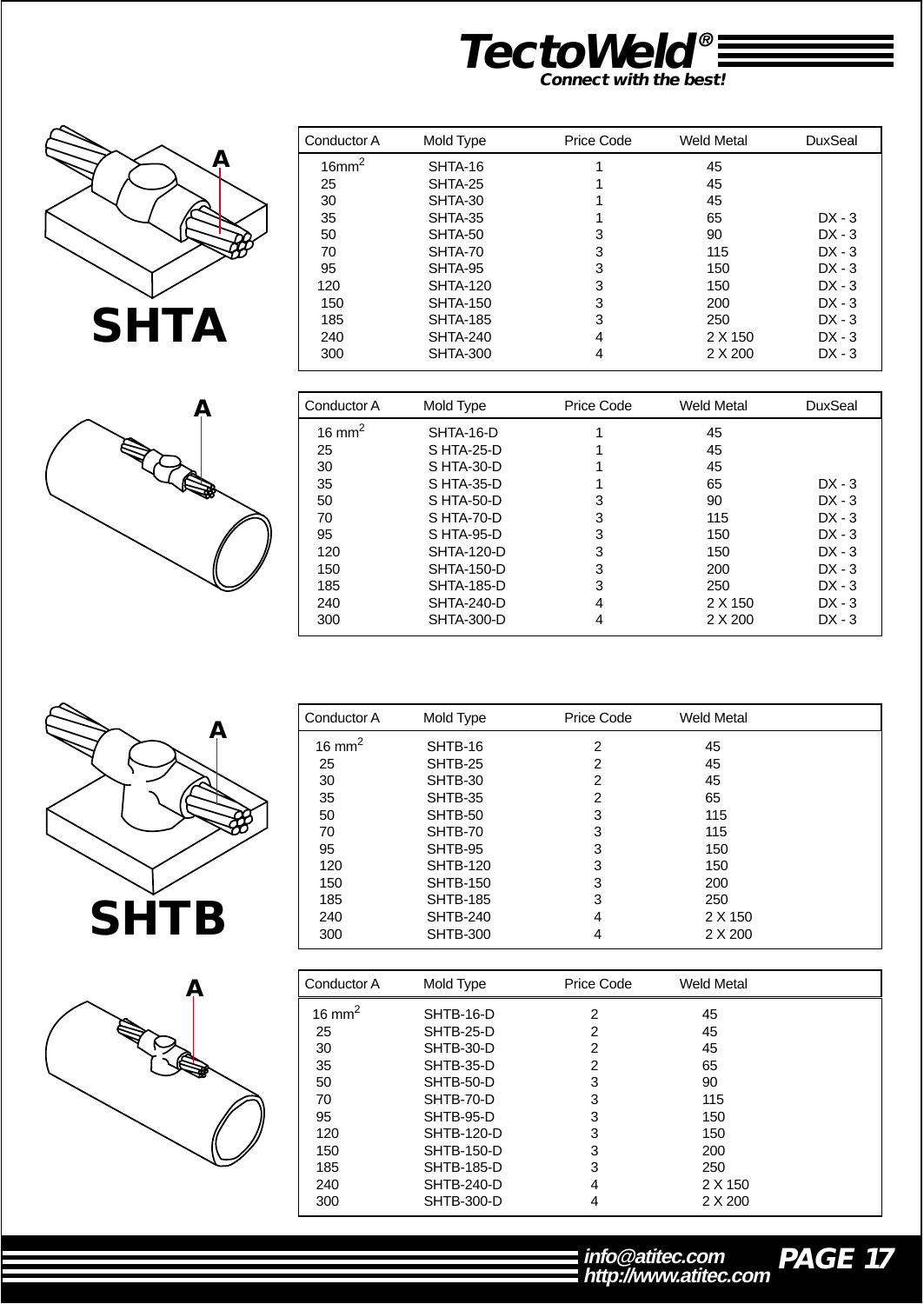**TectoWeld®**
*Connect with the best!*

## SHTA

| Conductor A | Mold Type | Price Code | Weld Metal | DuxSeal |
|---|---|---|---|---|
| 16mm$^2$ | SHTA-16 | 1 | 45 | |
| 25 | SHTA-25 | 1 | 45 | |
| 30 | SHTA-30 | 1 | 45 | |
| 35 | SHTA-35 | 1 | 65 | DX - 3 |
| 50 | SHTA-50 | 3 | 90 | DX - 3 |
| 70 | SHTA-70 | 3 | 115 | DX - 3 |
| 95 | SHTA-95 | 3 | 150 | DX - 3 |
| 120 | SHTA-120 | 3 | 150 | DX - 3 |
| 150 | SHTA-150 | 3 | 200 | DX - 3 |
| 185 | SHTA-185 | 3 | 250 | DX - 3 |
| 240 | SHTA-240 | 4 | 2 X 150 | DX - 3 |
| 300 | SHTA-300 | 4 | 2 X 200 | DX - 3 |

| Conductor A | Mold Type | Price Code | Weld Metal | DuxSeal |
|---|---|---|---|---|
| 16 mm$^2$ | SHTA-16-D | 1 | 45 | |
| 25 | S HTA-25-D | 1 | 45 | |
| 30 | S HTA-30-D | 1 | 45 | |
| 35 | S HTA-35-D | 1 | 65 | DX - 3 |
| 50 | S HTA-50-D | 3 | 90 | DX - 3 |
| 70 | S HTA-70-D | 3 | 115 | DX - 3 |
| 95 | S HTA-95-D | 3 | 150 | DX - 3 |
| 120 | SHTA-120-D | 3 | 150 | DX - 3 |
| 150 | SHTA-150-D | 3 | 200 | DX - 3 |
| 185 | SHTA-185-D | 3 | 250 | DX - 3 |
| 240 | SHTA-240-D | 4 | 2 X 150 | DX - 3 |
| 300 | SHTA-300-D | 4 | 2 X 200 | DX - 3 |

## SHTB

| Conductor A | Mold Type | Price Code | Weld Metal |
|---|---|---|---|
| 16 mm$^2$ | SHTB-16 | 2 | 45 |
| 25 | SHTB-25 | 2 | 45 |
| 30 | SHTB-30 | 2 | 45 |
| 35 | SHTB-35 | 2 | 65 |
| 50 | SHTB-50 | 3 | 115 |
| 70 | SHTB-70 | 3 | 115 |
| 95 | SHTB-95 | 3 | 150 |
| 120 | SHTB-120 | 3 | 150 |
| 150 | SHTB-150 | 3 | 200 |
| 185 | SHTB-185 | 3 | 250 |
| 240 | SHTB-240 | 4 | 2 X 150 |
| 300 | SHTB-300 | 4 | 2 X 200 |

| Conductor A | Mold Type | Price Code | Weld Metal |
|---|---|---|---|
| 16 mm$^2$ | SHTB-16-D | 2 | 45 |
| 25 | SHTB-25-D | 2 | 45 |
| 30 | SHTB-30-D | 2 | 45 |
| 35 | SHTB-35-D | 2 | 65 |
| 50 | SHTB-50-D | 3 | 90 |
| 70 | SHTB-70-D | 3 | 115 |
| 95 | SHTB-95-D | 3 | 150 |
| 120 | SHTB-120-D | 3 | 150 |
| 150 | SHTB-150-D | 3 | 200 |
| 185 | SHTB-185-D | 3 | 250 |
| 240 | SHTB-240-D | 4 | 2 X 150 |
| 300 | SHTB-300-D | 4 | 2 X 200 |

info@atitec.com
http://www.atitec.com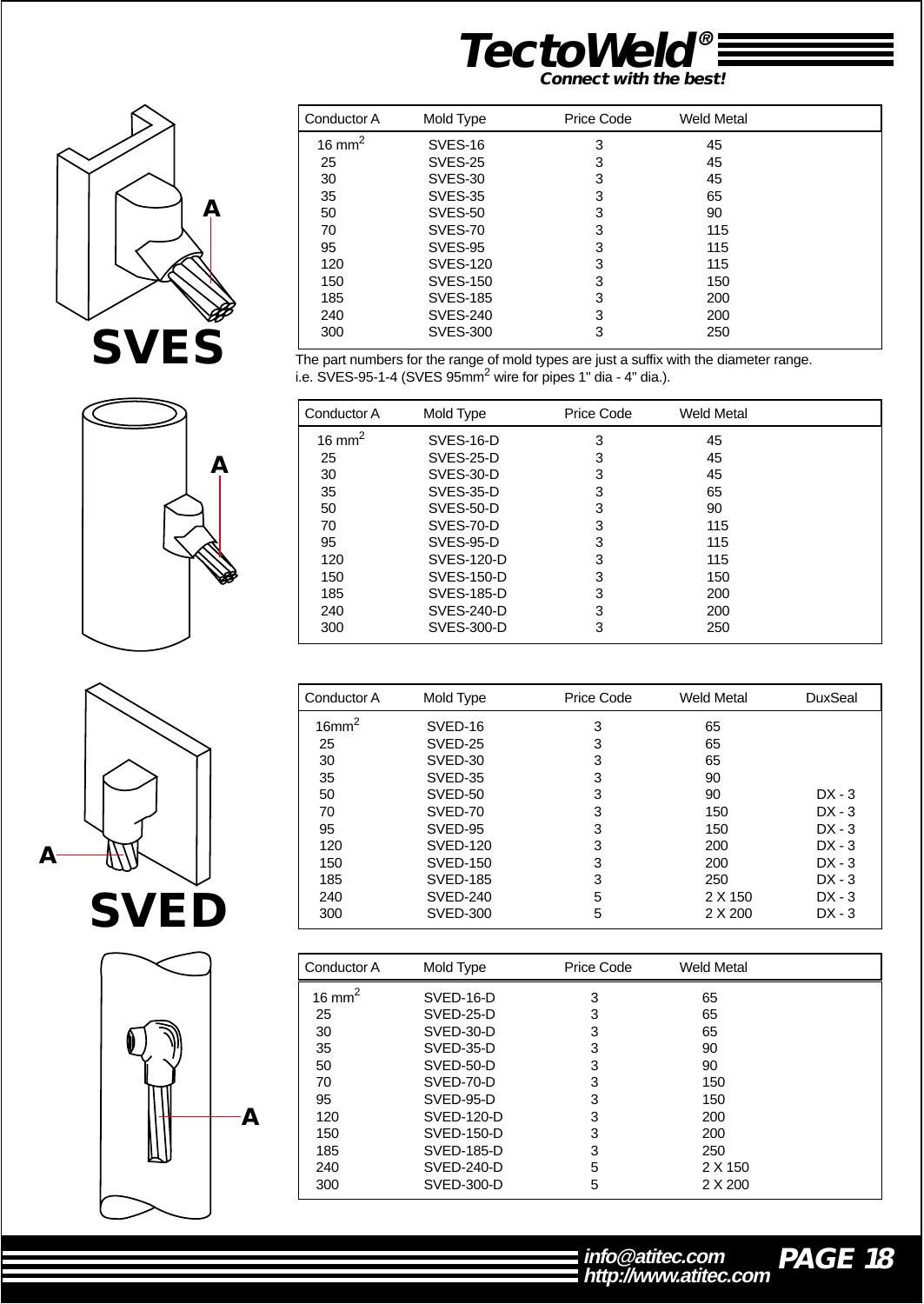# TectoWeld®

*Connect with the best!*

## SVES

| Conductor A | Mold Type | Price Code | Weld Metal |
|---|---|---|---|
| 16 mm$^2$ | SVES-16 | 3 | 45 |
| 25 | SVES-25 | 3 | 45 |
| 30 | SVES-30 | 3 | 45 |
| 35 | SVES-35 | 3 | 65 |
| 50 | SVES-50 | 3 | 90 |
| 70 | SVES-70 | 3 | 115 |
| 95 | SVES-95 | 3 | 115 |
| 120 | SVES-120 | 3 | 115 |
| 150 | SVES-150 | 3 | 150 |
| 185 | SVES-185 | 3 | 200 |
| 240 | SVES-240 | 3 | 200 |
| 300 | SVES-300 | 3 | 250 |

The part numbers for the range of mold types are just a suffix with the diameter range.
i.e. SVES-95-1-4 (SVES 95mm$^2$ wire for pipes 1" dia - 4" dia.).

| Conductor A | Mold Type | Price Code | Weld Metal |
|---|---|---|---|
| 16 mm$^2$ | SVES-16-D | 3 | 45 |
| 25 | SVES-25-D | 3 | 45 |
| 30 | SVES-30-D | 3 | 45 |
| 35 | SVES-35-D | 3 | 65 |
| 50 | SVES-50-D | 3 | 90 |
| 70 | SVES-70-D | 3 | 115 |
| 95 | SVES-95-D | 3 | 115 |
| 120 | SVES-120-D | 3 | 115 |
| 150 | SVES-150-D | 3 | 150 |
| 185 | SVES-185-D | 3 | 200 |
| 240 | SVES-240-D | 3 | 200 |
| 300 | SVES-300-D | 3 | 250 |

## SVED

| Conductor A | Mold Type | Price Code | Weld Metal | DuxSeal |
|---|---|---|---|---|
| 16mm$^2$ | SVED-16 | 3 | 65 | |
| 25 | SVED-25 | 3 | 65 | |
| 30 | SVED-30 | 3 | 65 | |
| 35 | SVED-35 | 3 | 90 | |
| 50 | SVED-50 | 3 | 90 | DX - 3 |
| 70 | SVED-70 | 3 | 150 | DX - 3 |
| 95 | SVED-95 | 3 | 150 | DX - 3 |
| 120 | SVED-120 | 3 | 200 | DX - 3 |
| 150 | SVED-150 | 3 | 200 | DX - 3 |
| 185 | SVED-185 | 3 | 250 | DX - 3 |
| 240 | SVED-240 | 5 | 2 X 150 | DX - 3 |
| 300 | SVED-300 | 5 | 2 X 200 | DX - 3 |

| Conductor A | Mold Type | Price Code | Weld Metal |
|---|---|---|---|
| 16 mm$^2$ | SVED-16-D | 3 | 65 |
| 25 | SVED-25-D | 3 | 65 |
| 30 | SVED-30-D | 3 | 65 |
| 35 | SVED-35-D | 3 | 90 |
| 50 | SVED-50-D | 3 | 90 |
| 70 | SVED-70-D | 3 | 150 |
| 95 | SVED-95-D | 3 | 150 |
| 120 | SVED-120-D | 3 | 200 |
| 150 | SVED-150-D | 3 | 200 |
| 185 | SVED-185-D | 3 | 250 |
| 240 | SVED-240-D | 5 | 2 X 150 |
| 300 | SVED-300-D | 5 | 2 X 200 |

info@atitec.com
http://www.atitec.com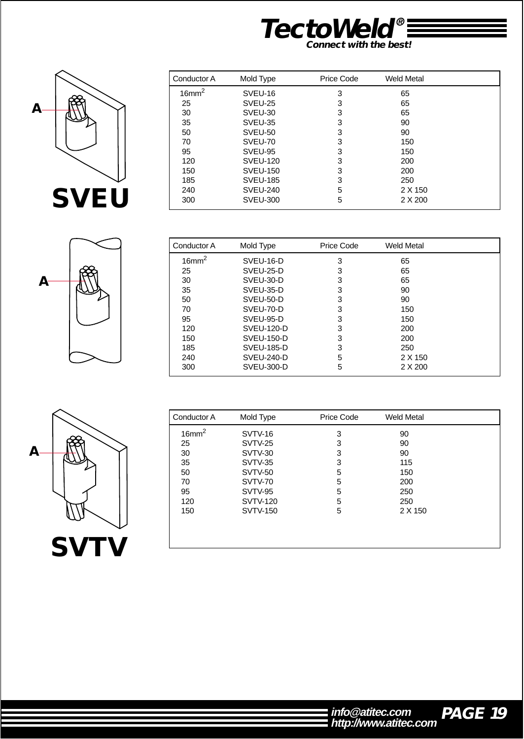# SVEU

| Conductor A | Mold Type | Price Code | Weld Metal |
|---|---|---|---|
| $16mm^2$ | SVEU-16 | 3 | 65 |
| 25 | SVEU-25 | 3 | 65 |
| 30 | SVEU-30 | 3 | 65 |
| 35 | SVEU-35 | 3 | 90 |
| 50 | SVEU-50 | 3 | 90 |
| 70 | SVEU-70 | 3 | 150 |
| 95 | SVEU-95 | 3 | 150 |
| 120 | SVEU-120 | 3 | 200 |
| 150 | SVEU-150 | 3 | 200 |
| 185 | SVEU-185 | 3 | 250 |
| 240 | SVEU-240 | 5 | 2 X 150 |
| 300 | SVEU-300 | 5 | 2 X 200 |

| Conductor A | Mold Type | Price Code | Weld Metal |
|---|---|---|---|
| $16mm^2$ | SVEU-16-D | 3 | 65 |
| 25 | SVEU-25-D | 3 | 65 |
| 30 | SVEU-30-D | 3 | 65 |
| 35 | SVEU-35-D | 3 | 90 |
| 50 | SVEU-50-D | 3 | 90 |
| 70 | SVEU-70-D | 3 | 150 |
| 95 | SVEU-95-D | 3 | 150 |
| 120 | SVEU-120-D | 3 | 200 |
| 150 | SVEU-150-D | 3 | 200 |
| 185 | SVEU-185-D | 3 | 250 |
| 240 | SVEU-240-D | 5 | 2 X 150 |
| 300 | SVEU-300-D | 5 | 2 X 200 |

# SVTV

| Conductor A | Mold Type | Price Code | Weld Metal |
|---|---|---|---|
| $16mm^2$ | SVTV-16 | 3 | 90 |
| 25 | SVTV-25 | 3 | 90 |
| 30 | SVTV-30 | 3 | 90 |
| 35 | SVTV-35 | 3 | 115 |
| 50 | SVTV-50 | 5 | 150 |
| 70 | SVTV-70 | 5 | 200 |
| 95 | SVTV-95 | 5 | 250 |
| 120 | SVTV-120 | 5 | 250 |
| 150 | SVTV-150 | 5 | 2 X 150 |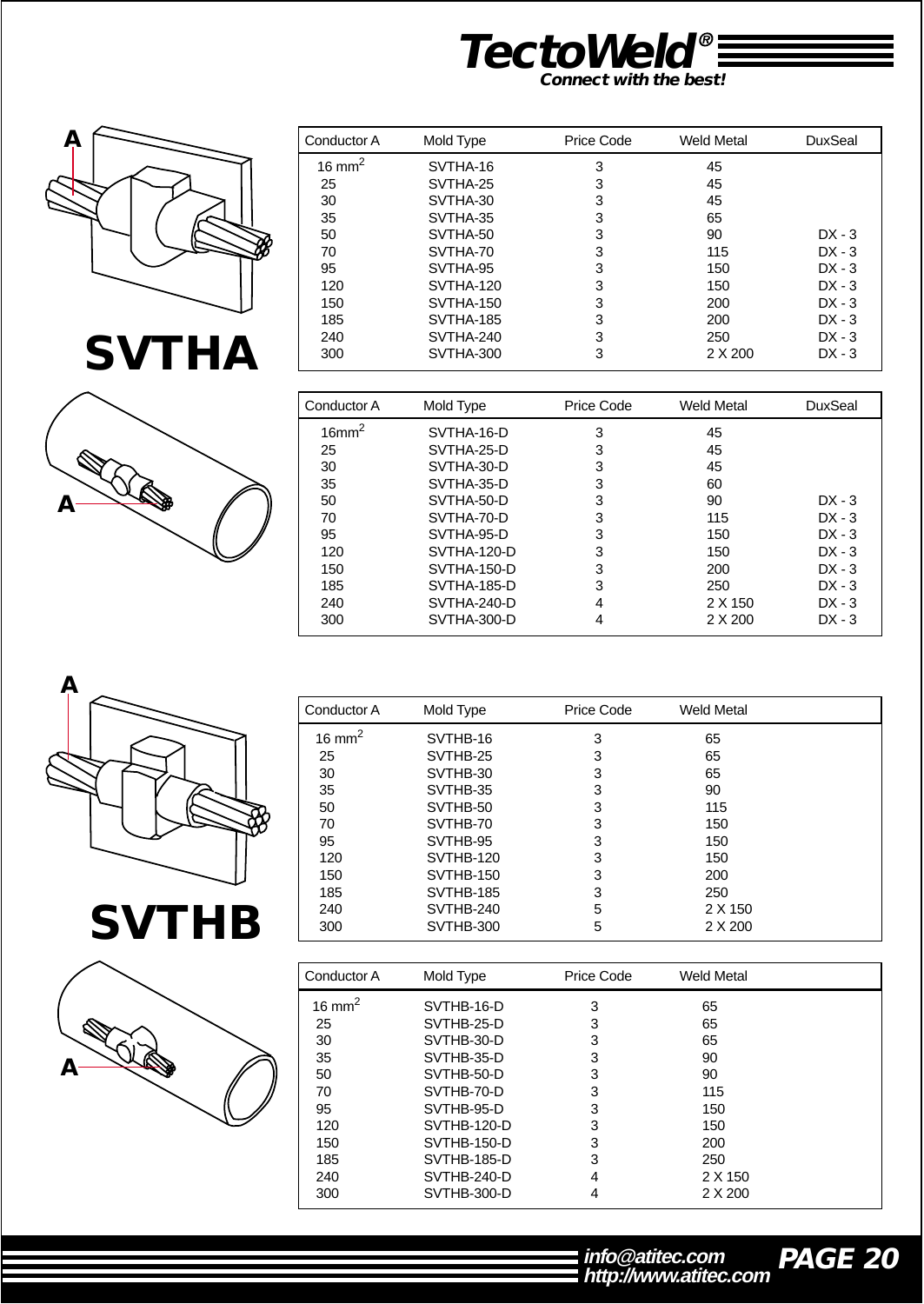## SVTHA

| Conductor A | Mold Type | Price Code | Weld Metal | DuxSeal |
|---|---|---|---|---|
| 16 mm$^2$ | SVTHA-16 | 3 | 45 | |
| 25 | SVTHA-25 | 3 | 45 | |
| 30 | SVTHA-30 | 3 | 45 | |
| 35 | SVTHA-35 | 3 | 65 | |
| 50 | SVTHA-50 | 3 | 90 | DX - 3 |
| 70 | SVTHA-70 | 3 | 115 | DX - 3 |
| 95 | SVTHA-95 | 3 | 150 | DX - 3 |
| 120 | SVTHA-120 | 3 | 150 | DX - 3 |
| 150 | SVTHA-150 | 3 | 200 | DX - 3 |
| 185 | SVTHA-185 | 3 | 200 | DX - 3 |
| 240 | SVTHA-240 | 3 | 250 | DX - 3 |
| 300 | SVTHA-300 | 3 | 2 X 200 | DX - 3 |

| Conductor A | Mold Type | Price Code | Weld Metal | DuxSeal |
|---|---|---|---|---|
| 16mm$^2$ | SVTHA-16-D | 3 | 45 | |
| 25 | SVTHA-25-D | 3 | 45 | |
| 30 | SVTHA-30-D | 3 | 45 | |
| 35 | SVTHA-35-D | 3 | 60 | |
| 50 | SVTHA-50-D | 3 | 90 | DX - 3 |
| 70 | SVTHA-70-D | 3 | 115 | DX - 3 |
| 95 | SVTHA-95-D | 3 | 150 | DX - 3 |
| 120 | SVTHA-120-D | 3 | 150 | DX - 3 |
| 150 | SVTHA-150-D | 3 | 200 | DX - 3 |
| 185 | SVTHA-185-D | 3 | 250 | DX - 3 |
| 240 | SVTHA-240-D | 4 | 2 X 150 | DX - 3 |
| 300 | SVTHA-300-D | 4 | 2 X 200 | DX - 3 |

## SVTHB

| Conductor A | Mold Type | Price Code | Weld Metal |
|---|---|---|---|
| 16 mm$^2$ | SVTHB-16 | 3 | 65 |
| 25 | SVTHB-25 | 3 | 65 |
| 30 | SVTHB-30 | 3 | 65 |
| 35 | SVTHB-35 | 3 | 90 |
| 50 | SVTHB-50 | 3 | 115 |
| 70 | SVTHB-70 | 3 | 150 |
| 95 | SVTHB-95 | 3 | 150 |
| 120 | SVTHB-120 | 3 | 150 |
| 150 | SVTHB-150 | 3 | 200 |
| 185 | SVTHB-185 | 3 | 250 |
| 240 | SVTHB-240 | 5 | 2 X 150 |
| 300 | SVTHB-300 | 5 | 2 X 200 |

| Conductor A | Mold Type | Price Code | Weld Metal |
|---|---|---|---|
| 16 mm$^2$ | SVTHB-16-D | 3 | 65 |
| 25 | SVTHB-25-D | 3 | 65 |
| 30 | SVTHB-30-D | 3 | 65 |
| 35 | SVTHB-35-D | 3 | 90 |
| 50 | SVTHB-50-D | 3 | 90 |
| 70 | SVTHB-70-D | 3 | 115 |
| 95 | SVTHB-95-D | 3 | 150 |
| 120 | SVTHB-120-D | 3 | 150 |
| 150 | SVTHB-150-D | 3 | 200 |
| 185 | SVTHB-185-D | 3 | 250 |
| 240 | SVTHB-240-D | 4 | 2 X 150 |
| 300 | SVTHB-300-D | 4 | 2 X 200 |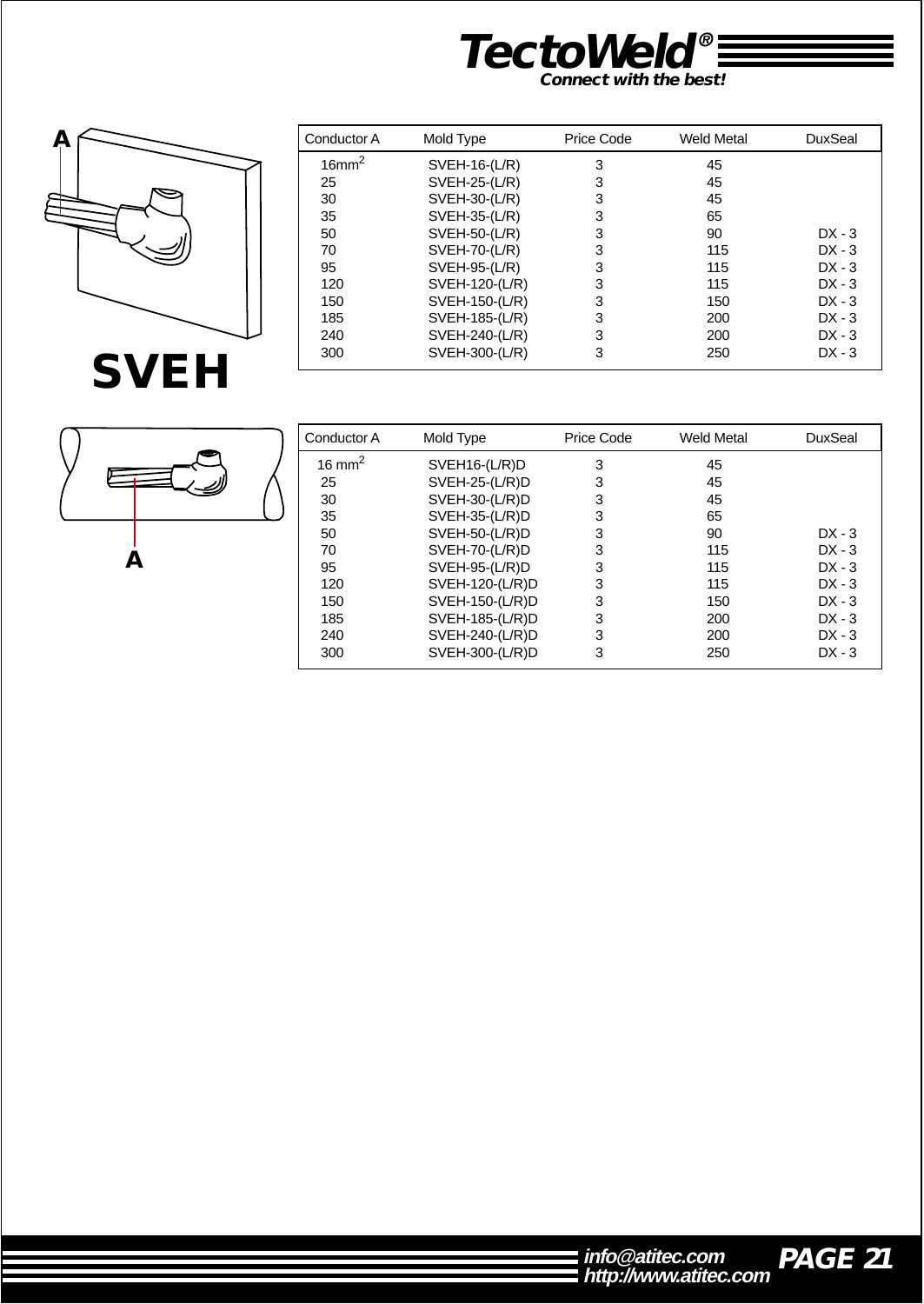# SVEH

A

| Conductor A | Mold Type | Price Code | Weld Metal | DuxSeal |
|---|---|---|---|---|
| $16mm^2$ | SVEH-16-(L/R) | 3 | 45 | |
| 25 | SVEH-25-(L/R) | 3 | 45 | |
| 30 | SVEH-30-(L/R) | 3 | 45 | |
| 35 | SVEH-35-(L/R) | 3 | 65 | |
| 50 | SVEH-50-(L/R) | 3 | 90 | DX - 3 |
| 70 | SVEH-70-(L/R) | 3 | 115 | DX - 3 |
| 95 | SVEH-95-(L/R) | 3 | 115 | DX - 3 |
| 120 | SVEH-120-(L/R) | 3 | 115 | DX - 3 |
| 150 | SVEH-150-(L/R) | 3 | 150 | DX - 3 |
| 185 | SVEH-185-(L/R) | 3 | 200 | DX - 3 |
| 240 | SVEH-240-(L/R) | 3 | 200 | DX - 3 |
| 300 | SVEH-300-(L/R) | 3 | 250 | DX - 3 |

A

| Conductor A | Mold Type | Price Code | Weld Metal | DuxSeal |
|---|---|---|---|---|
| $16\ mm^2$ | SVEH16-(L/R)D | 3 | 45 | |
| 25 | SVEH-25-(L/R)D | 3 | 45 | |
| 30 | SVEH-30-(L/R)D | 3 | 45 | |
| 35 | SVEH-35-(L/R)D | 3 | 65 | |
| 50 | SVEH-50-(L/R)D | 3 | 90 | DX - 3 |
| 70 | SVEH-70-(L/R)D | 3 | 115 | DX - 3 |
| 95 | SVEH-95-(L/R)D | 3 | 115 | DX - 3 |
| 120 | SVEH-120-(L/R)D | 3 | 115 | DX - 3 |
| 150 | SVEH-150-(L/R)D | 3 | 150 | DX - 3 |
| 185 | SVEH-185-(L/R)D | 3 | 200 | DX - 3 |
| 240 | SVEH-240-(L/R)D | 3 | 200 | DX - 3 |
| 300 | SVEH-300-(L/R)D | 3 | 250 | DX - 3 |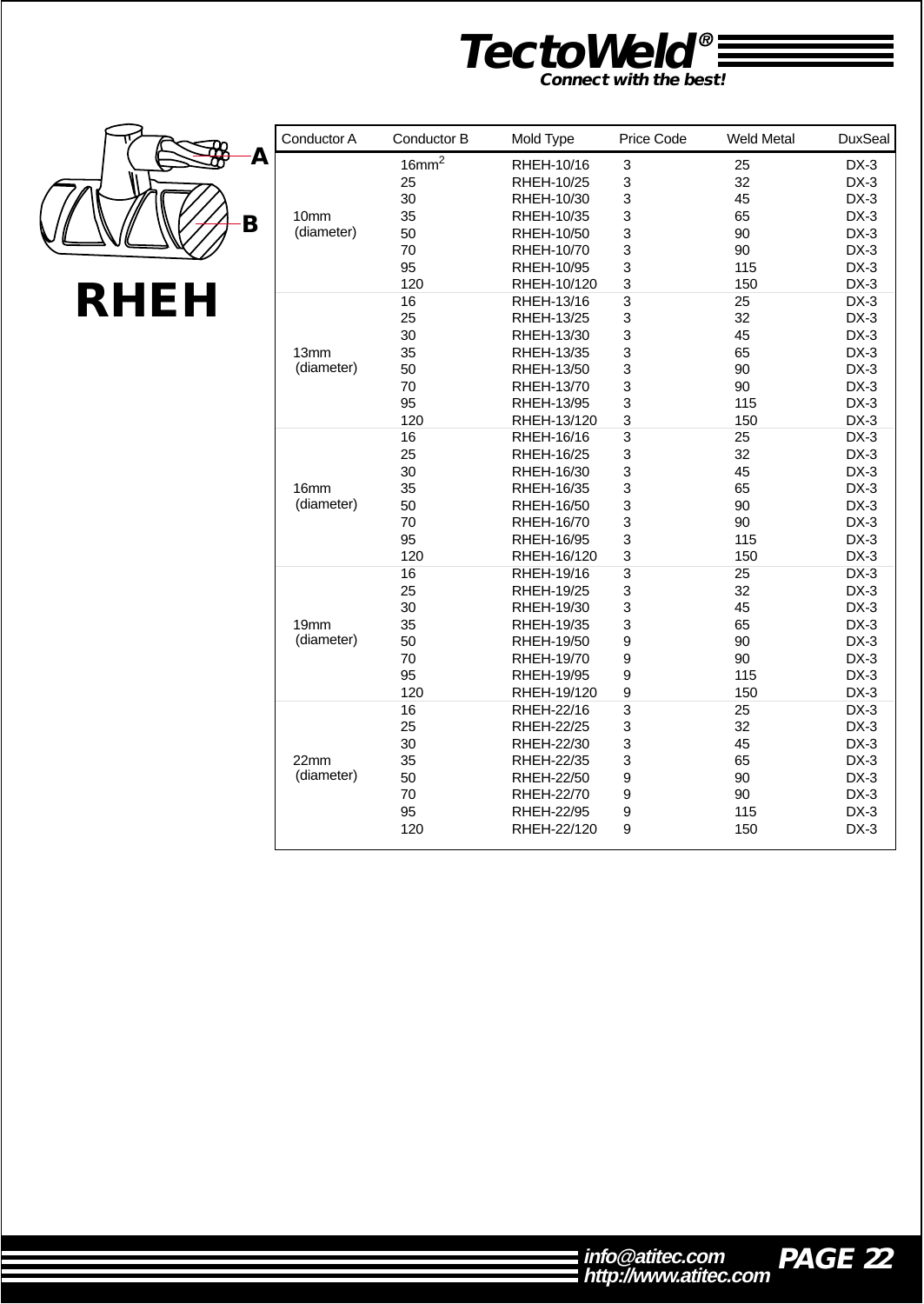# TectoWeld®

*Connect with the best!*

## RHEH

| Conductor A | Conductor B | Mold Type | Price Code | Weld Metal | DuxSeal |
|---|---|---|---|---|---|
| 10mm (diameter) | 16mm$^2$ | RHEH-10/16 | 3 | 25 | DX-3 |
| | 25 | RHEH-10/25 | 3 | 32 | DX-3 |
| | 30 | RHEH-10/30 | 3 | 45 | DX-3 |
| | 35 | RHEH-10/35 | 3 | 65 | DX-3 |
| | 50 | RHEH-10/50 | 3 | 90 | DX-3 |
| | 70 | RHEH-10/70 | 3 | 90 | DX-3 |
| | 95 | RHEH-10/95 | 3 | 115 | DX-3 |
| | 120 | RHEH-10/120 | 3 | 150 | DX-3 |
| 13mm (diameter) | 16 | RHEH-13/16 | 3 | 25 | DX-3 |
| | 25 | RHEH-13/25 | 3 | 32 | DX-3 |
| | 30 | RHEH-13/30 | 3 | 45 | DX-3 |
| | 35 | RHEH-13/35 | 3 | 65 | DX-3 |
| | 50 | RHEH-13/50 | 3 | 90 | DX-3 |
| | 70 | RHEH-13/70 | 3 | 90 | DX-3 |
| | 95 | RHEH-13/95 | 3 | 115 | DX-3 |
| | 120 | RHEH-13/120 | 3 | 150 | DX-3 |
| 16mm (diameter) | 16 | RHEH-16/16 | 3 | 25 | DX-3 |
| | 25 | RHEH-16/25 | 3 | 32 | DX-3 |
| | 30 | RHEH-16/30 | 3 | 45 | DX-3 |
| | 35 | RHEH-16/35 | 3 | 65 | DX-3 |
| | 50 | RHEH-16/50 | 3 | 90 | DX-3 |
| | 70 | RHEH-16/70 | 3 | 90 | DX-3 |
| | 95 | RHEH-16/95 | 3 | 115 | DX-3 |
| | 120 | RHEH-16/120 | 3 | 150 | DX-3 |
| 19mm (diameter) | 16 | RHEH-19/16 | 3 | 25 | DX-3 |
| | 25 | RHEH-19/25 | 3 | 32 | DX-3 |
| | 30 | RHEH-19/30 | 3 | 45 | DX-3 |
| | 35 | RHEH-19/35 | 3 | 65 | DX-3 |
| | 50 | RHEH-19/50 | 9 | 90 | DX-3 |
| | 70 | RHEH-19/70 | 9 | 90 | DX-3 |
| | 95 | RHEH-19/95 | 9 | 115 | DX-3 |
| | 120 | RHEH-19/120 | 9 | 150 | DX-3 |
| 22mm (diameter) | 16 | RHEH-22/16 | 3 | 25 | DX-3 |
| | 25 | RHEH-22/25 | 3 | 32 | DX-3 |
| | 30 | RHEH-22/30 | 3 | 45 | DX-3 |
| | 35 | RHEH-22/35 | 3 | 65 | DX-3 |
| | 50 | RHEH-22/50 | 9 | 90 | DX-3 |
| | 70 | RHEH-22/70 | 9 | 90 | DX-3 |
| | 95 | RHEH-22/95 | 9 | 115 | DX-3 |
| | 120 | RHEH-22/120 | 9 | 150 | DX-3 |

info@atitec.com
http://www.atitec.com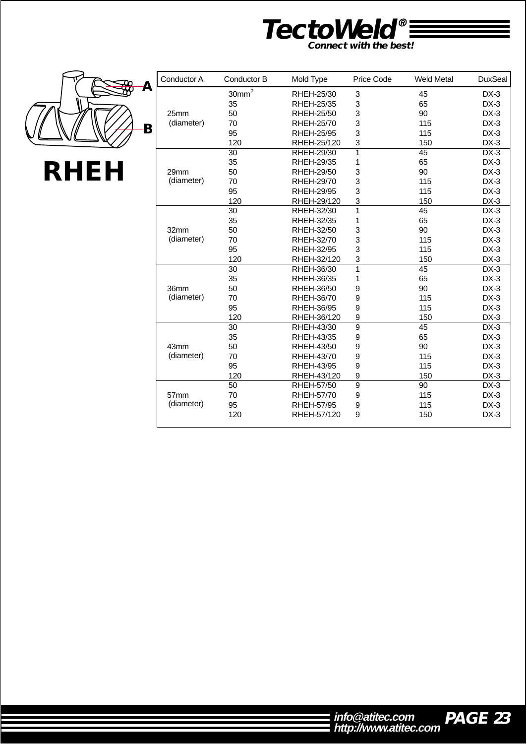# RHEH

| Conductor A | Conductor B | Mold Type | Price Code | Weld Metal | DuxSeal |
|---|---|---|---|---|---|
| 25mm (diameter) | 30mm$^2$ | RHEH-25/30 | 3 | 45 | DX-3 |
| | 35 | RHEH-25/35 | 3 | 65 | DX-3 |
| | 50 | RHEH-25/50 | 3 | 90 | DX-3 |
| | 70 | RHEH-25/70 | 3 | 115 | DX-3 |
| | 95 | RHEH-25/95 | 3 | 115 | DX-3 |
| | 120 | RHEH-25/120 | 3 | 150 | DX-3 |
| 29mm (diameter) | 30 | RHEH-29/30 | 1 | 45 | DX-3 |
| | 35 | RHEH-29/35 | 1 | 65 | DX-3 |
| | 50 | RHEH-29/50 | 3 | 90 | DX-3 |
| | 70 | RHEH-29/70 | 3 | 115 | DX-3 |
| | 95 | RHEH-29/95 | 3 | 115 | DX-3 |
| | 120 | RHEH-29/120 | 3 | 150 | DX-3 |
| 32mm (diameter) | 30 | RHEH-32/30 | 1 | 45 | DX-3 |
| | 35 | RHEH-32/35 | 1 | 65 | DX-3 |
| | 50 | RHEH-32/50 | 3 | 90 | DX-3 |
| | 70 | RHEH-32/70 | 3 | 115 | DX-3 |
| | 95 | RHEH-32/95 | 3 | 115 | DX-3 |
| | 120 | RHEH-32/120 | 3 | 150 | DX-3 |
| 36mm (diameter) | 30 | RHEH-36/30 | 1 | 45 | DX-3 |
| | 35 | RHEH-36/35 | 1 | 65 | DX-3 |
| | 50 | RHEH-36/50 | 9 | 90 | DX-3 |
| | 70 | RHEH-36/70 | 9 | 115 | DX-3 |
| | 95 | RHEH-36/95 | 9 | 115 | DX-3 |
| | 120 | RHEH-36/120 | 9 | 150 | DX-3 |
| 43mm (diameter) | 30 | RHEH-43/30 | 9 | 45 | DX-3 |
| | 35 | RHEH-43/35 | 9 | 65 | DX-3 |
| | 50 | RHEH-43/50 | 9 | 90 | DX-3 |
| | 70 | RHEH-43/70 | 9 | 115 | DX-3 |
| | 95 | RHEH-43/95 | 9 | 115 | DX-3 |
| | 120 | RHEH-43/120 | 9 | 150 | DX-3 |
| 57mm (diameter) | 50 | RHEH-57/50 | 9 | 90 | DX-3 |
| | 70 | RHEH-57/70 | 9 | 115 | DX-3 |
| | 95 | RHEH-57/95 | 9 | 115 | DX-3 |
| | 120 | RHEH-57/120 | 9 | 150 | DX-3 |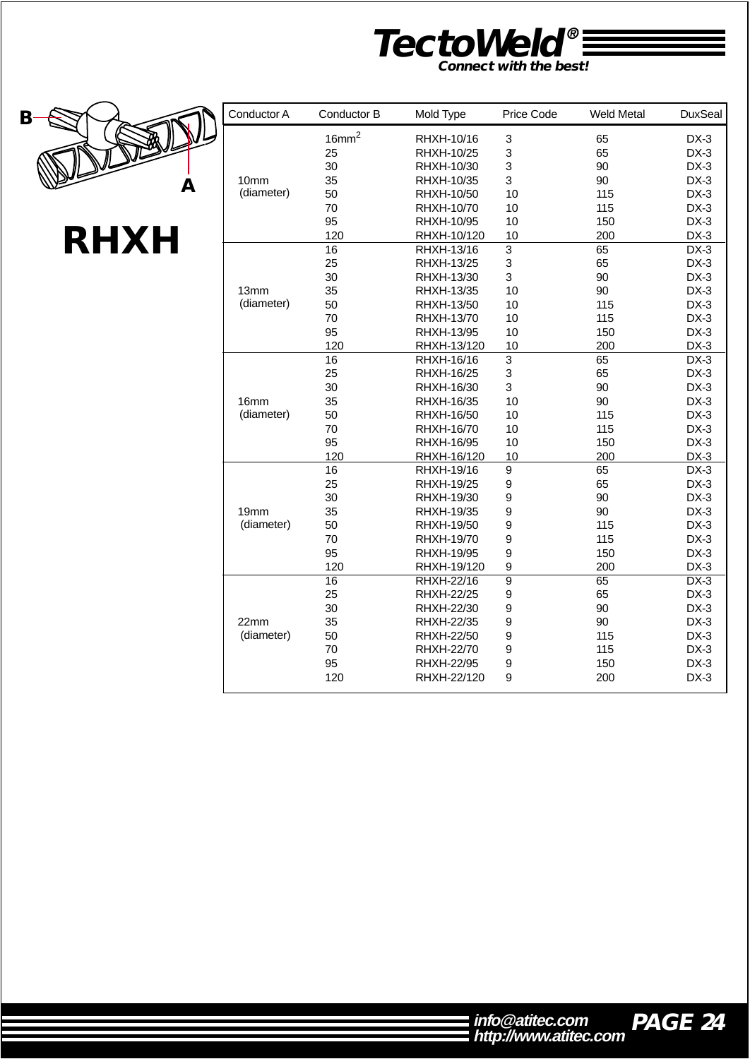# RHXH

| Conductor A | Conductor B | Mold Type | Price Code | Weld Metal | DuxSeal |
|---|---|---|---|---|---|
| 10mm (diameter) | $16mm^2$ | RHXH-10/16 | 3 | 65 | DX-3 |
| | 25 | RHXH-10/25 | 3 | 65 | DX-3 |
| | 30 | RHXH-10/30 | 3 | 90 | DX-3 |
| | 35 | RHXH-10/35 | 3 | 90 | DX-3 |
| | 50 | RHXH-10/50 | 10 | 115 | DX-3 |
| | 70 | RHXH-10/70 | 10 | 115 | DX-3 |
| | 95 | RHXH-10/95 | 10 | 150 | DX-3 |
| | 120 | RHXH-10/120 | 10 | 200 | DX-3 |
| 13mm (diameter) | 16 | RHXH-13/16 | 3 | 65 | DX-3 |
| | 25 | RHXH-13/25 | 3 | 65 | DX-3 |
| | 30 | RHXH-13/30 | 3 | 90 | DX-3 |
| | 35 | RHXH-13/35 | 10 | 90 | DX-3 |
| | 50 | RHXH-13/50 | 10 | 115 | DX-3 |
| | 70 | RHXH-13/70 | 10 | 115 | DX-3 |
| | 95 | RHXH-13/95 | 10 | 150 | DX-3 |
| | 120 | RHXH-13/120 | 10 | 200 | DX-3 |
| 16mm (diameter) | 16 | RHXH-16/16 | 3 | 65 | DX-3 |
| | 25 | RHXH-16/25 | 3 | 65 | DX-3 |
| | 30 | RHXH-16/30 | 3 | 90 | DX-3 |
| | 35 | RHXH-16/35 | 10 | 90 | DX-3 |
| | 50 | RHXH-16/50 | 10 | 115 | DX-3 |
| | 70 | RHXH-16/70 | 10 | 115 | DX-3 |
| | 95 | RHXH-16/95 | 10 | 150 | DX-3 |
| | 120 | RHXH-16/120 | 10 | 200 | DX-3 |
| 19mm (diameter) | 16 | RHXH-19/16 | 9 | 65 | DX-3 |
| | 25 | RHXH-19/25 | 9 | 65 | DX-3 |
| | 30 | RHXH-19/30 | 9 | 90 | DX-3 |
| | 35 | RHXH-19/35 | 9 | 90 | DX-3 |
| | 50 | RHXH-19/50 | 9 | 115 | DX-3 |
| | 70 | RHXH-19/70 | 9 | 115 | DX-3 |
| | 95 | RHXH-19/95 | 9 | 150 | DX-3 |
| | 120 | RHXH-19/120 | 9 | 200 | DX-3 |
| 22mm (diameter) | 16 | RHXH-22/16 | 9 | 65 | DX-3 |
| | 25 | RHXH-22/25 | 9 | 65 | DX-3 |
| | 30 | RHXH-22/30 | 9 | 90 | DX-3 |
| | 35 | RHXH-22/35 | 9 | 90 | DX-3 |
| | 50 | RHXH-22/50 | 9 | 115 | DX-3 |
| | 70 | RHXH-22/70 | 9 | 115 | DX-3 |
| | 95 | RHXH-22/95 | 9 | 150 | DX-3 |
| | 120 | RHXH-22/120 | 9 | 200 | DX-3 |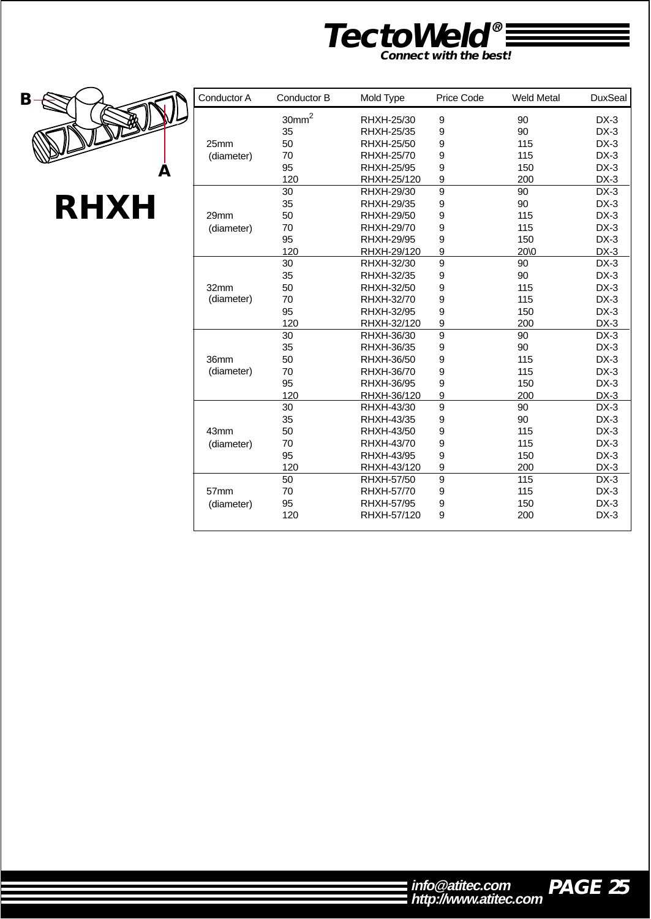**TectoWeld®**
*Connect with the best!*

B

A

# RHXH

| Conductor A | Conductor B | Mold Type | Price Code | Weld Metal | DuxSeal |
|---|---|---|---|---|---|
| 25mm (diameter) | 30mm$^2$ | RHXH-25/30 | 9 | 90 | DX-3 |
| | 35 | RHXH-25/35 | 9 | 90 | DX-3 |
| | 50 | RHXH-25/50 | 9 | 115 | DX-3 |
| | 70 | RHXH-25/70 | 9 | 115 | DX-3 |
| | 95 | RHXH-25/95 | 9 | 150 | DX-3 |
| | 120 | RHXH-25/120 | 9 | 200 | DX-3 |
| 29mm (diameter) | 30 | RHXH-29/30 | 9 | 90 | DX-3 |
| | 35 | RHXH-29/35 | 9 | 90 | DX-3 |
| | 50 | RHXH-29/50 | 9 | 115 | DX-3 |
| | 70 | RHXH-29/70 | 9 | 115 | DX-3 |
| | 95 | RHXH-29/95 | 9 | 150 | DX-3 |
| | 120 | RHXH-29/120 | 9 | 20\0 | DX-3 |
| 32mm (diameter) | 30 | RHXH-32/30 | 9 | 90 | DX-3 |
| | 35 | RHXH-32/35 | 9 | 90 | DX-3 |
| | 50 | RHXH-32/50 | 9 | 115 | DX-3 |
| | 70 | RHXH-32/70 | 9 | 115 | DX-3 |
| | 95 | RHXH-32/95 | 9 | 150 | DX-3 |
| | 120 | RHXH-32/120 | 9 | 200 | DX-3 |
| 36mm (diameter) | 30 | RHXH-36/30 | 9 | 90 | DX-3 |
| | 35 | RHXH-36/35 | 9 | 90 | DX-3 |
| | 50 | RHXH-36/50 | 9 | 115 | DX-3 |
| | 70 | RHXH-36/70 | 9 | 115 | DX-3 |
| | 95 | RHXH-36/95 | 9 | 150 | DX-3 |
| | 120 | RHXH-36/120 | 9 | 200 | DX-3 |
| 43mm (diameter) | 30 | RHXH-43/30 | 9 | 90 | DX-3 |
| | 35 | RHXH-43/35 | 9 | 90 | DX-3 |
| | 50 | RHXH-43/50 | 9 | 115 | DX-3 |
| | 70 | RHXH-43/70 | 9 | 115 | DX-3 |
| | 95 | RHXH-43/95 | 9 | 150 | DX-3 |
| | 120 | RHXH-43/120 | 9 | 200 | DX-3 |
| 57mm (diameter) | 50 | RHXH-57/50 | 9 | 115 | DX-3 |
| | 70 | RHXH-57/70 | 9 | 115 | DX-3 |
| | 95 | RHXH-57/95 | 9 | 150 | DX-3 |
| | 120 | RHXH-57/120 | 9 | 200 | DX-3 |

info@atitec.com
http://www.atitec.com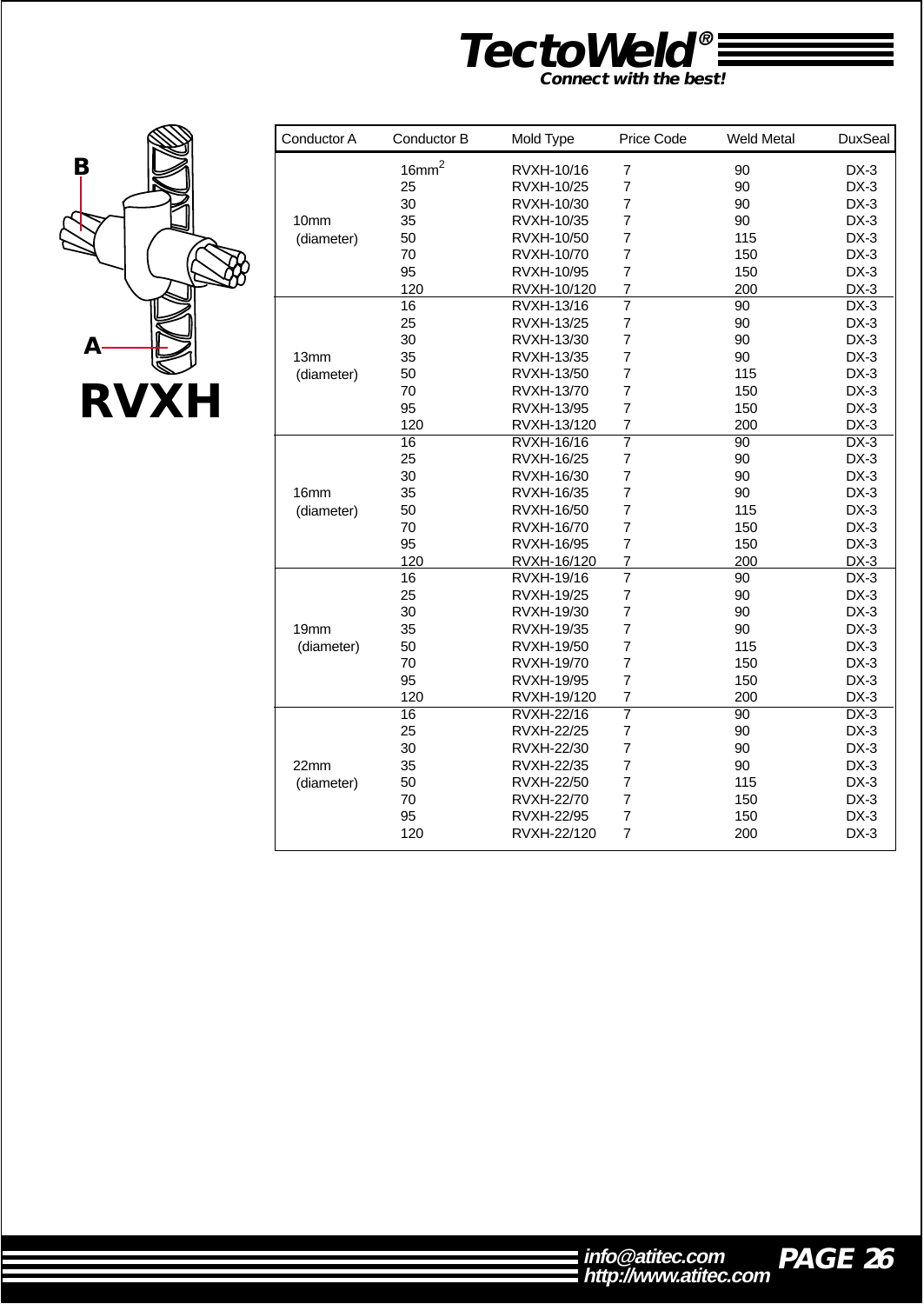# TectoWeld®

*Connect with the best!*

**RVXH**

A

B

| Conductor A | Conductor B | Mold Type | Price Code | Weld Metal | DuxSeal |
|---|---|---|---|---|---|
| 10mm (diameter) | $16mm^2$ | RVXH-10/16 | 7 | 90 | DX-3 |
| | 25 | RVXH-10/25 | 7 | 90 | DX-3 |
| | 30 | RVXH-10/30 | 7 | 90 | DX-3 |
| | 35 | RVXH-10/35 | 7 | 90 | DX-3 |
| | 50 | RVXH-10/50 | 7 | 115 | DX-3 |
| | 70 | RVXH-10/70 | 7 | 150 | DX-3 |
| | 95 | RVXH-10/95 | 7 | 150 | DX-3 |
| | 120 | RVXH-10/120 | 7 | 200 | DX-3 |
| 13mm (diameter) | 16 | RVXH-13/16 | 7 | 90 | DX-3 |
| | 25 | RVXH-13/25 | 7 | 90 | DX-3 |
| | 30 | RVXH-13/30 | 7 | 90 | DX-3 |
| | 35 | RVXH-13/35 | 7 | 90 | DX-3 |
| | 50 | RVXH-13/50 | 7 | 115 | DX-3 |
| | 70 | RVXH-13/70 | 7 | 150 | DX-3 |
| | 95 | RVXH-13/95 | 7 | 150 | DX-3 |
| | 120 | RVXH-13/120 | 7 | 200 | DX-3 |
| 16mm (diameter) | 16 | RVXH-16/16 | 7 | 90 | DX-3 |
| | 25 | RVXH-16/25 | 7 | 90 | DX-3 |
| | 30 | RVXH-16/30 | 7 | 90 | DX-3 |
| | 35 | RVXH-16/35 | 7 | 90 | DX-3 |
| | 50 | RVXH-16/50 | 7 | 115 | DX-3 |
| | 70 | RVXH-16/70 | 7 | 150 | DX-3 |
| | 95 | RVXH-16/95 | 7 | 150 | DX-3 |
| | 120 | RVXH-16/120 | 7 | 200 | DX-3 |
| 19mm (diameter) | 16 | RVXH-19/16 | 7 | 90 | DX-3 |
| | 25 | RVXH-19/25 | 7 | 90 | DX-3 |
| | 30 | RVXH-19/30 | 7 | 90 | DX-3 |
| | 35 | RVXH-19/35 | 7 | 90 | DX-3 |
| | 50 | RVXH-19/50 | 7 | 115 | DX-3 |
| | 70 | RVXH-19/70 | 7 | 150 | DX-3 |
| | 95 | RVXH-19/95 | 7 | 150 | DX-3 |
| | 120 | RVXH-19/120 | 7 | 200 | DX-3 |
| 22mm (diameter) | 16 | RVXH-22/16 | 7 | 90 | DX-3 |
| | 25 | RVXH-22/25 | 7 | 90 | DX-3 |
| | 30 | RVXH-22/30 | 7 | 90 | DX-3 |
| | 35 | RVXH-22/35 | 7 | 90 | DX-3 |
| | 50 | RVXH-22/50 | 7 | 115 | DX-3 |
| | 70 | RVXH-22/70 | 7 | 150 | DX-3 |
| | 95 | RVXH-22/95 | 7 | 150 | DX-3 |
| | 120 | RVXH-22/120 | 7 | 200 | DX-3 |

info@atitec.com
http://www.atitec.com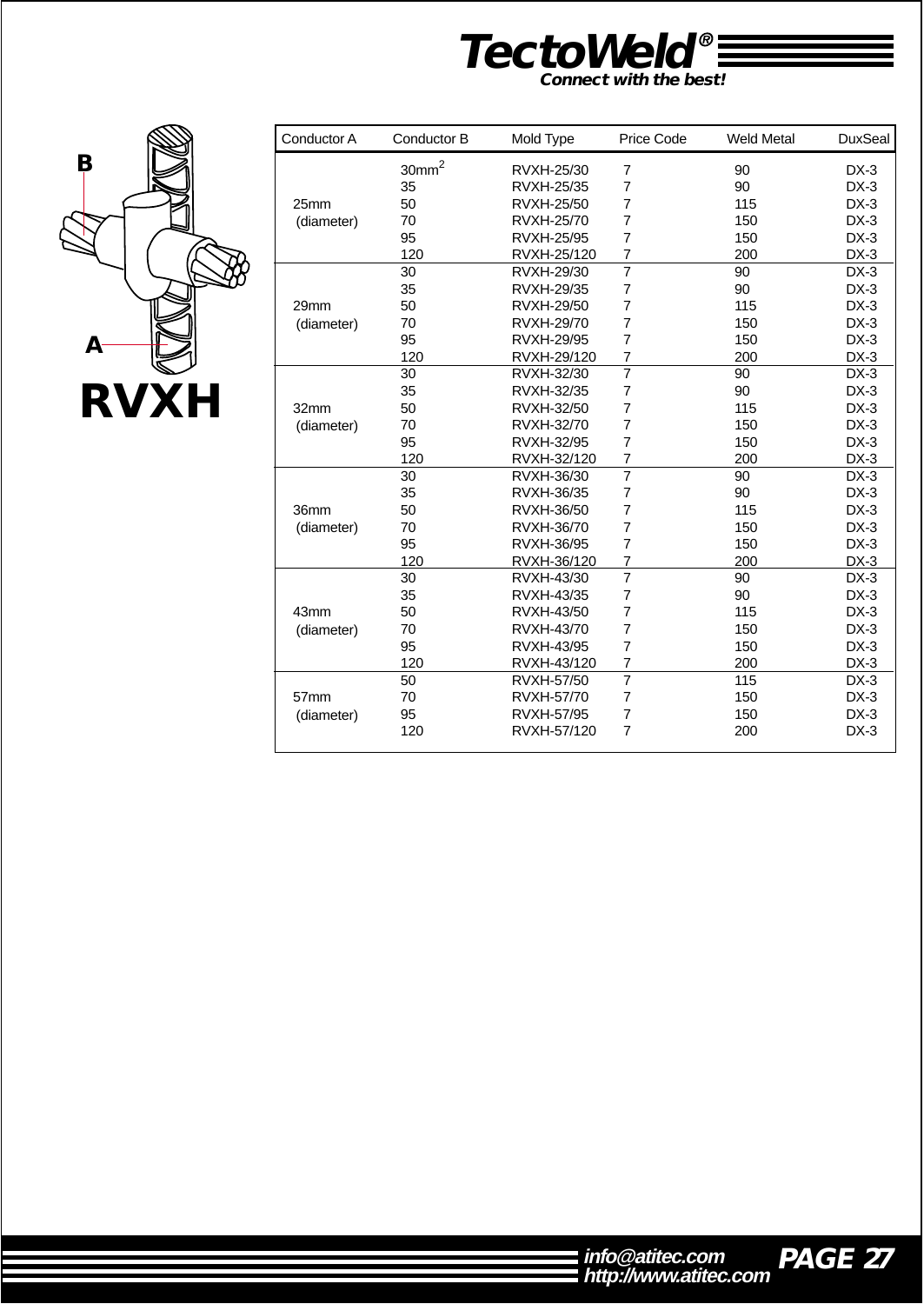# RVXH

| Conductor A | Conductor B | Mold Type | Price Code | Weld Metal | DuxSeal |
|---|---|---|---|---|---|
| 25mm (diameter) | 30mm$^2$ | RVXH-25/30 | 7 | 90 | DX-3 |
| | 35 | RVXH-25/35 | 7 | 90 | DX-3 |
| | 50 | RVXH-25/50 | 7 | 115 | DX-3 |
| | 70 | RVXH-25/70 | 7 | 150 | DX-3 |
| | 95 | RVXH-25/95 | 7 | 150 | DX-3 |
| | 120 | RVXH-25/120 | 7 | 200 | DX-3 |
| 29mm (diameter) | 30 | RVXH-29/30 | 7 | 90 | DX-3 |
| | 35 | RVXH-29/35 | 7 | 90 | DX-3 |
| | 50 | RVXH-29/50 | 7 | 115 | DX-3 |
| | 70 | RVXH-29/70 | 7 | 150 | DX-3 |
| | 95 | RVXH-29/95 | 7 | 150 | DX-3 |
| | 120 | RVXH-29/120 | 7 | 200 | DX-3 |
| 32mm (diameter) | 30 | RVXH-32/30 | 7 | 90 | DX-3 |
| | 35 | RVXH-32/35 | 7 | 90 | DX-3 |
| | 50 | RVXH-32/50 | 7 | 115 | DX-3 |
| | 70 | RVXH-32/70 | 7 | 150 | DX-3 |
| | 95 | RVXH-32/95 | 7 | 150 | DX-3 |
| | 120 | RVXH-32/120 | 7 | 200 | DX-3 |
| 36mm (diameter) | 30 | RVXH-36/30 | 7 | 90 | DX-3 |
| | 35 | RVXH-36/35 | 7 | 90 | DX-3 |
| | 50 | RVXH-36/50 | 7 | 115 | DX-3 |
| | 70 | RVXH-36/70 | 7 | 150 | DX-3 |
| | 95 | RVXH-36/95 | 7 | 150 | DX-3 |
| | 120 | RVXH-36/120 | 7 | 200 | DX-3 |
| 43mm (diameter) | 30 | RVXH-43/30 | 7 | 90 | DX-3 |
| | 35 | RVXH-43/35 | 7 | 90 | DX-3 |
| | 50 | RVXH-43/50 | 7 | 115 | DX-3 |
| | 70 | RVXH-43/70 | 7 | 150 | DX-3 |
| | 95 | RVXH-43/95 | 7 | 150 | DX-3 |
| | 120 | RVXH-43/120 | 7 | 200 | DX-3 |
| 57mm (diameter) | 50 | RVXH-57/50 | 7 | 115 | DX-3 |
| | 70 | RVXH-57/70 | 7 | 150 | DX-3 |
| | 95 | RVXH-57/95 | 7 | 150 | DX-3 |
| | 120 | RVXH-57/120 | 7 | 200 | DX-3 |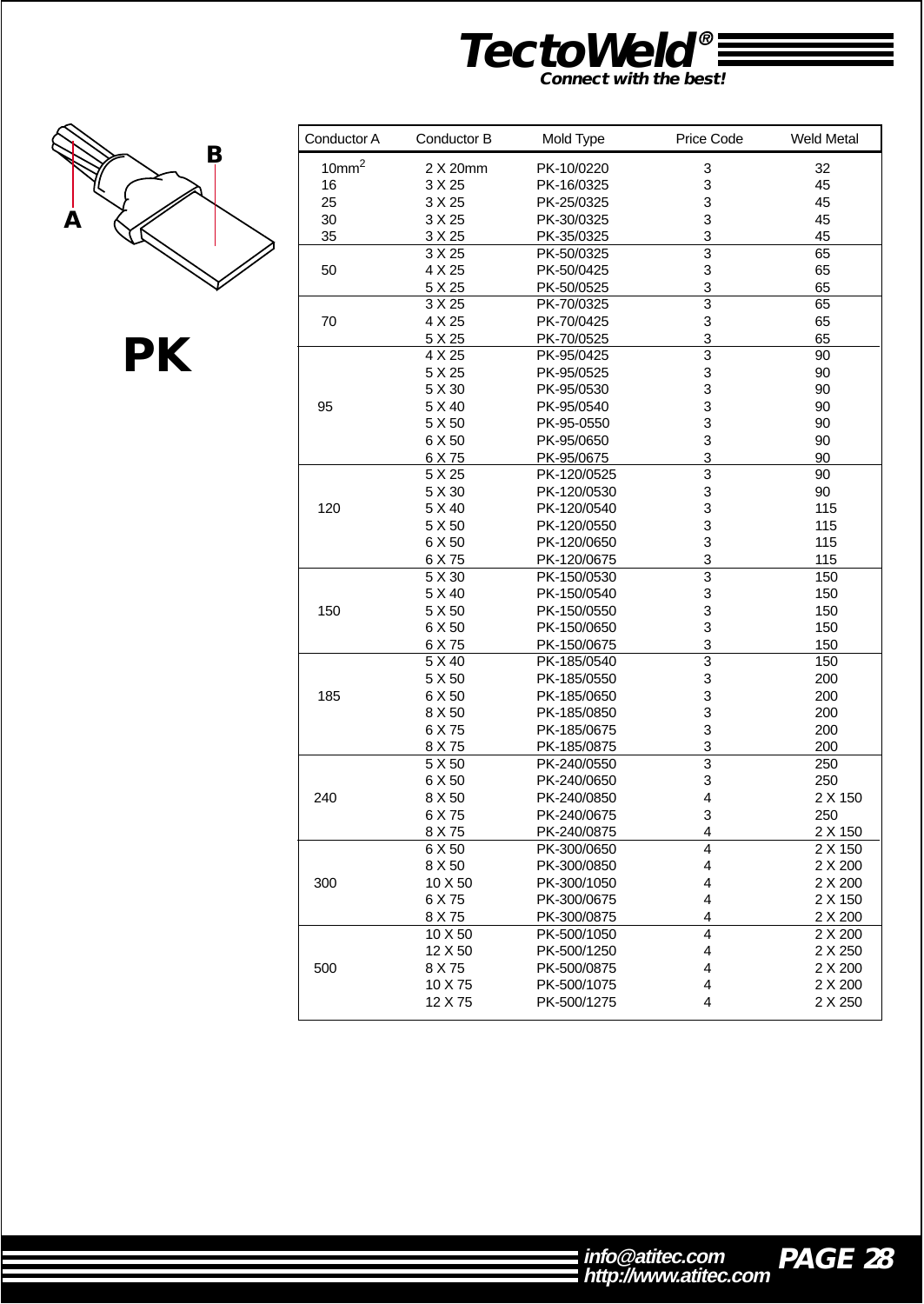# PK

| Conductor A | Conductor B | Mold Type | Price Code | Weld Metal |
|---|---|---|---|---|
| $10mm^2$ | 2 X 20mm | PK-10/0220 | 3 | 32 |
| 16 | 3 X 25 | PK-16/0325 | 3 | 45 |
| 25 | 3 X 25 | PK-25/0325 | 3 | 45 |
| 30 | 3 X 25 | PK-30/0325 | 3 | 45 |
| 35 | 3 X 25 | PK-35/0325 | 3 | 45 |
| 50 | 3 X 25 | PK-50/0325 | 3 | 65 |
| | 4 X 25 | PK-50/0425 | 3 | 65 |
| | 5 X 25 | PK-50/0525 | 3 | 65 |
| 70 | 3 X 25 | PK-70/0325 | 3 | 65 |
| | 4 X 25 | PK-70/0425 | 3 | 65 |
| | 5 X 25 | PK-70/0525 | 3 | 65 |
| 95 | 4 X 25 | PK-95/0425 | 3 | 90 |
| | 5 X 25 | PK-95/0525 | 3 | 90 |
| | 5 X 30 | PK-95/0530 | 3 | 90 |
| | 5 X 40 | PK-95/0540 | 3 | 90 |
| | 5 X 50 | PK-95-0550 | 3 | 90 |
| | 6 X 50 | PK-95/0650 | 3 | 90 |
| | 6 X 75 | PK-95/0675 | 3 | 90 |
| 120 | 5 X 25 | PK-120/0525 | 3 | 90 |
| | 5 X 30 | PK-120/0530 | 3 | 90 |
| | 5 X 40 | PK-120/0540 | 3 | 115 |
| | 5 X 50 | PK-120/0550 | 3 | 115 |
| | 6 X 50 | PK-120/0650 | 3 | 115 |
| | 6 X 75 | PK-120/0675 | 3 | 115 |
| 150 | 5 X 30 | PK-150/0530 | 3 | 150 |
| | 5 X 40 | PK-150/0540 | 3 | 150 |
| | 5 X 50 | PK-150/0550 | 3 | 150 |
| | 6 X 50 | PK-150/0650 | 3 | 150 |
| | 6 X 75 | PK-150/0675 | 3 | 150 |
| 185 | 5 X 40 | PK-185/0540 | 3 | 150 |
| | 5 X 50 | PK-185/0550 | 3 | 200 |
| | 6 X 50 | PK-185/0650 | 3 | 200 |
| | 8 X 50 | PK-185/0850 | 3 | 200 |
| | 6 X 75 | PK-185/0675 | 3 | 200 |
| | 8 X 75 | PK-185/0875 | 3 | 200 |
| 240 | 5 X 50 | PK-240/0550 | 3 | 250 |
| | 6 X 50 | PK-240/0650 | 3 | 250 |
| | 8 X 50 | PK-240/0850 | 4 | 2 X 150 |
| | 6 X 75 | PK-240/0675 | 3 | 250 |
| | 8 X 75 | PK-240/0875 | 4 | 2 X 150 |
| 300 | 6 X 50 | PK-300/0650 | 4 | 2 X 150 |
| | 8 X 50 | PK-300/0850 | 4 | 2 X 200 |
| | 10 X 50 | PK-300/1050 | 4 | 2 X 200 |
| | 6 X 75 | PK-300/0675 | 4 | 2 X 150 |
| | 8 X 75 | PK-300/0875 | 4 | 2 X 200 |
| 500 | 10 X 50 | PK-500/1050 | 4 | 2 X 200 |
| | 12 X 50 | PK-500/1250 | 4 | 2 X 250 |
| | 8 X 75 | PK-500/0875 | 4 | 2 X 200 |
| | 10 X 75 | PK-500/1075 | 4 | 2 X 200 |
| | 12 X 75 | PK-500/1275 | 4 | 2 X 250 |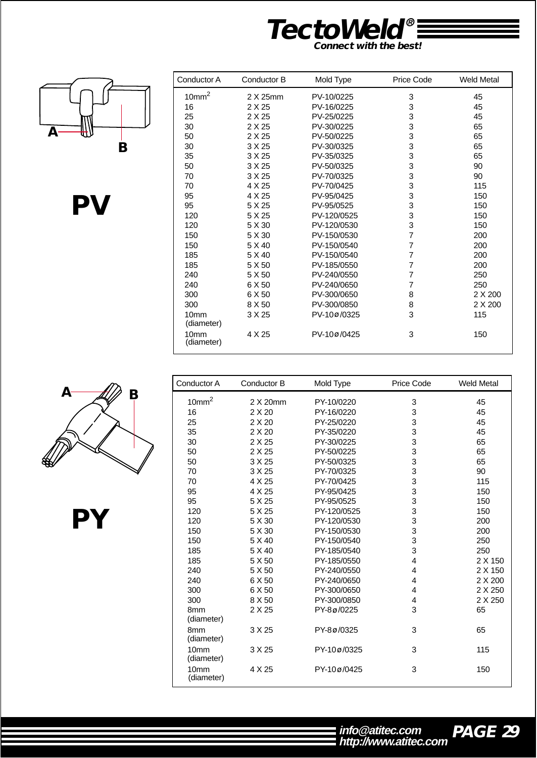# PV

| Conductor A | Conductor B | Mold Type | Price Code | Weld Metal |
|---|---|---|---|---|
| 10mm$^2$ | 2 X 25mm | PV-10/0225 | 3 | 45 |
| 16 | 2 X 25 | PV-16/0225 | 3 | 45 |
| 25 | 2 X 25 | PV-25/0225 | 3 | 45 |
| 30 | 2 X 25 | PV-30/0225 | 3 | 65 |
| 50 | 2 X 25 | PV-50/0225 | 3 | 65 |
| 30 | 3 X 25 | PV-30/0325 | 3 | 65 |
| 35 | 3 X 25 | PV-35/0325 | 3 | 65 |
| 50 | 3 X 25 | PV-50/0325 | 3 | 90 |
| 70 | 3 X 25 | PV-70/0325 | 3 | 90 |
| 70 | 4 X 25 | PV-70/0425 | 3 | 115 |
| 95 | 4 X 25 | PV-95/0425 | 3 | 150 |
| 95 | 5 X 25 | PV-95/0525 | 3 | 150 |
| 120 | 5 X 25 | PV-120/0525 | 3 | 150 |
| 120 | 5 X 30 | PV-120/0530 | 3 | 150 |
| 150 | 5 X 30 | PV-150/0530 | 7 | 200 |
| 150 | 5 X 40 | PV-150/0540 | 7 | 200 |
| 185 | 5 X 40 | PV-150/0540 | 7 | 200 |
| 185 | 5 X 50 | PV-185/0550 | 7 | 200 |
| 240 | 5 X 50 | PV-240/0550 | 7 | 250 |
| 240 | 6 X 50 | PV-240/0650 | 7 | 250 |
| 300 | 6 X 50 | PV-300/0650 | 8 | 2 X 200 |
| 300 | 8 X 50 | PV-300/0850 | 8 | 2 X 200 |
| 10mm (diameter) | 3 X 25 | PV-10ø/0325 | 3 | 115 |
| 10mm (diameter) | 4 X 25 | PV-10ø/0425 | 3 | 150 |

# PY

| Conductor A | Conductor B | Mold Type | Price Code | Weld Metal |
|---|---|---|---|---|
| 10mm$^2$ | 2 X 20mm | PY-10/0220 | 3 | 45 |
| 16 | 2 X 20 | PY-16/0220 | 3 | 45 |
| 25 | 2 X 20 | PY-25/0220 | 3 | 45 |
| 35 | 2 X 20 | PY-35/0220 | 3 | 45 |
| 30 | 2 X 25 | PY-30/0225 | 3 | 65 |
| 50 | 2 X 25 | PY-50/0225 | 3 | 65 |
| 50 | 3 X 25 | PY-50/0325 | 3 | 65 |
| 70 | 3 X 25 | PY-70/0325 | 3 | 90 |
| 70 | 4 X 25 | PY-70/0425 | 3 | 115 |
| 95 | 4 X 25 | PY-95/0425 | 3 | 150 |
| 95 | 5 X 25 | PY-95/0525 | 3 | 150 |
| 120 | 5 X 25 | PY-120/0525 | 3 | 150 |
| 120 | 5 X 30 | PY-120/0530 | 3 | 200 |
| 150 | 5 X 30 | PY-150/0530 | 3 | 200 |
| 150 | 5 X 40 | PY-150/0540 | 3 | 250 |
| 185 | 5 X 40 | PY-185/0540 | 3 | 250 |
| 185 | 5 X 50 | PY-185/0550 | 4 | 2 X 150 |
| 240 | 5 X 50 | PY-240/0550 | 4 | 2 X 150 |
| 240 | 6 X 50 | PY-240/0650 | 4 | 2 X 200 |
| 300 | 6 X 50 | PY-300/0650 | 4 | 2 X 250 |
| 300 | 8 X 50 | PY-300/0850 | 4 | 2 X 250 |
| 8mm (diameter) | 2 X 25 | PY-8ø/0225 | 3 | 65 |
| 8mm (diameter) | 3 X 25 | PY-8ø/0325 | 3 | 65 |
| 10mm (diameter) | 3 X 25 | PY-10ø/0325 | 3 | 115 |
| 10mm (diameter) | 4 X 25 | PY-10ø/0425 | 3 | 150 |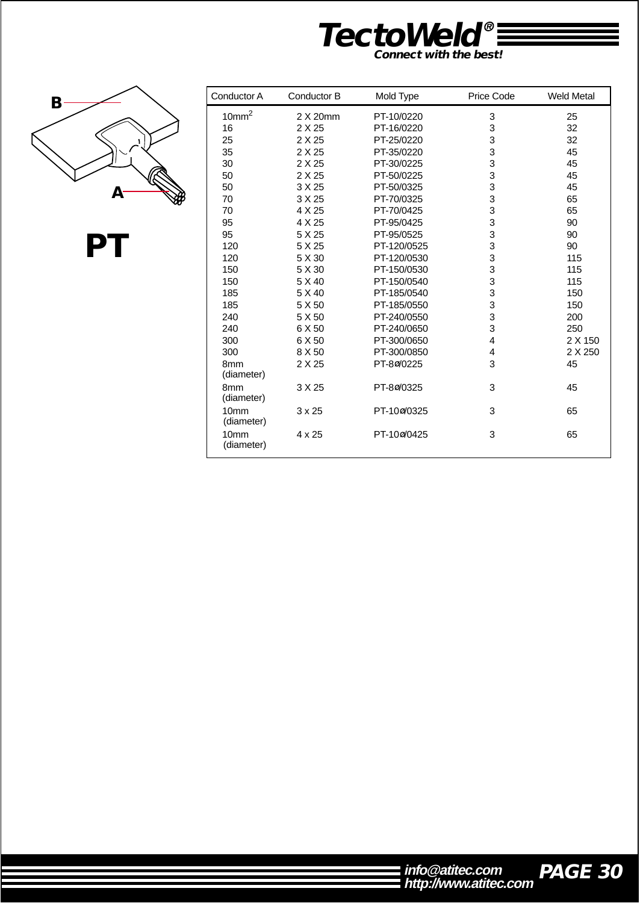# PT

| Conductor A | Conductor B | Mold Type | Price Code | Weld Metal |
|---|---|---|---|---|
| 10mm$^2$ | 2 X 20mm | PT-10/0220 | 3 | 25 |
| 16 | 2 X 25 | PT-16/0220 | 3 | 32 |
| 25 | 2 X 25 | PT-25/0220 | 3 | 32 |
| 35 | 2 X 25 | PT-35/0220 | 3 | 45 |
| 30 | 2 X 25 | PT-30/0225 | 3 | 45 |
| 50 | 2 X 25 | PT-50/0225 | 3 | 45 |
| 50 | 3 X 25 | PT-50/0325 | 3 | 45 |
| 70 | 3 X 25 | PT-70/0325 | 3 | 65 |
| 70 | 4 X 25 | PT-70/0425 | 3 | 65 |
| 95 | 4 X 25 | PT-95/0425 | 3 | 90 |
| 95 | 5 X 25 | PT-95/0525 | 3 | 90 |
| 120 | 5 X 25 | PT-120/0525 | 3 | 90 |
| 120 | 5 X 30 | PT-120/0530 | 3 | 115 |
| 150 | 5 X 30 | PT-150/0530 | 3 | 115 |
| 150 | 5 X 40 | PT-150/0540 | 3 | 115 |
| 185 | 5 X 40 | PT-185/0540 | 3 | 150 |
| 185 | 5 X 50 | PT-185/0550 | 3 | 150 |
| 240 | 5 X 50 | PT-240/0550 | 3 | 200 |
| 240 | 6 X 50 | PT-240/0650 | 3 | 250 |
| 300 | 6 X 50 | PT-300/0650 | 4 | 2 X 150 |
| 300 | 8 X 50 | PT-300/0850 | 4 | 2 X 250 |
| 8mm (diameter) | 2 X 25 | PT-8ø/0225 | 3 | 45 |
| 8mm (diameter) | 3 X 25 | PT-8ø/0325 | 3 | 45 |
| 10mm (diameter) | 3 x 25 | PT-10ø/0325 | 3 | 65 |
| 10mm (diameter) | 4 x 25 | PT-10ø/0425 | 3 | 65 |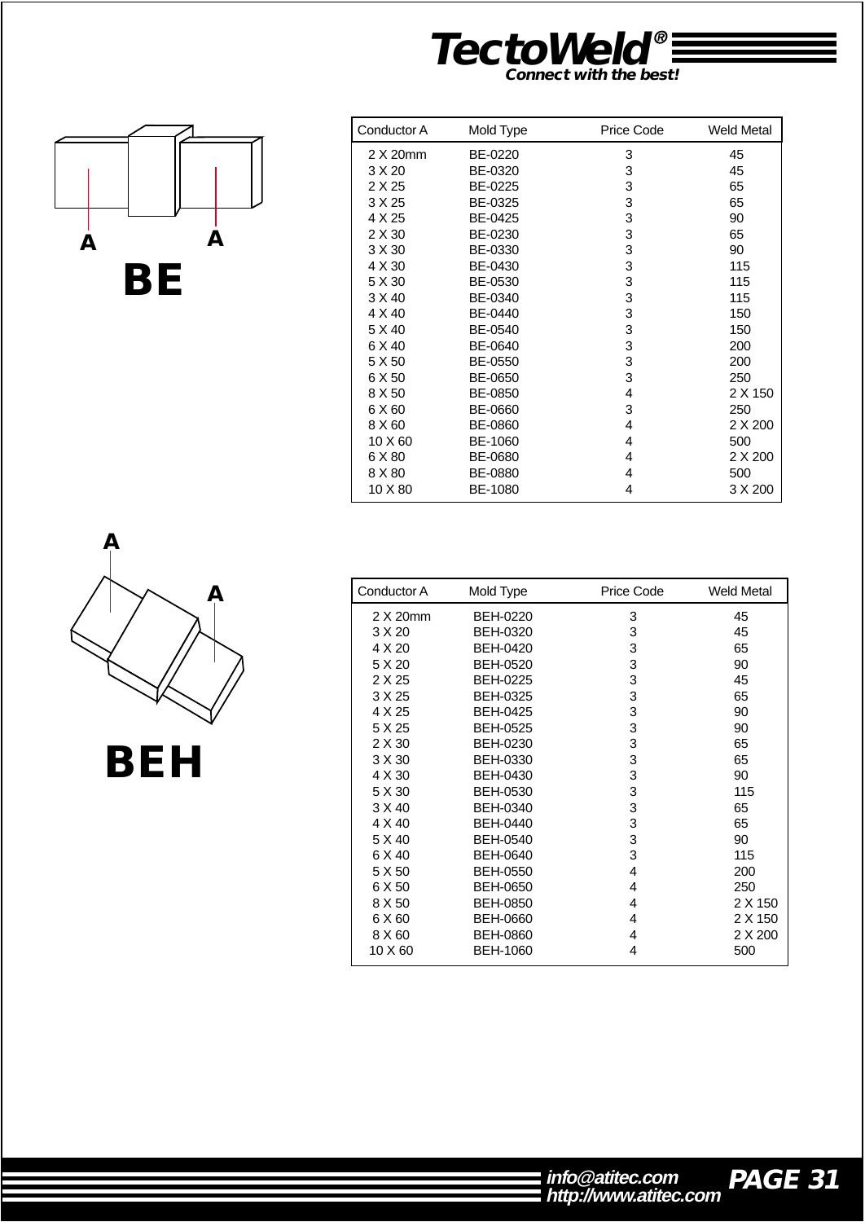# TectoWeld®

*Connect with the best!*

## BE

| Conductor A | Mold Type | Price Code | Weld Metal |
|---|---|---|---|
| 2 X 20mm | BE-0220 | 3 | 45 |
| 3 X 20 | BE-0320 | 3 | 45 |
| 2 X 25 | BE-0225 | 3 | 65 |
| 3 X 25 | BE-0325 | 3 | 65 |
| 4 X 25 | BE-0425 | 3 | 90 |
| 2 X 30 | BE-0230 | 3 | 65 |
| 3 X 30 | BE-0330 | 3 | 90 |
| 4 X 30 | BE-0430 | 3 | 115 |
| 5 X 30 | BE-0530 | 3 | 115 |
| 3 X 40 | BE-0340 | 3 | 115 |
| 4 X 40 | BE-0440 | 3 | 150 |
| 5 X 40 | BE-0540 | 3 | 150 |
| 6 X 40 | BE-0640 | 3 | 200 |
| 5 X 50 | BE-0550 | 3 | 200 |
| 6 X 50 | BE-0650 | 3 | 250 |
| 8 X 50 | BE-0850 | 4 | 2 X 150 |
| 6 X 60 | BE-0660 | 3 | 250 |
| 8 X 60 | BE-0860 | 4 | 2 X 200 |
| 10 X 60 | BE-1060 | 4 | 500 |
| 6 X 80 | BE-0680 | 4 | 2 X 200 |
| 8 X 80 | BE-0880 | 4 | 500 |
| 10 X 80 | BE-1080 | 4 | 3 X 200 |

## BEH

| Conductor A | Mold Type | Price Code | Weld Metal |
|---|---|---|---|
| 2 X 20mm | BEH-0220 | 3 | 45 |
| 3 X 20 | BEH-0320 | 3 | 45 |
| 4 X 20 | BEH-0420 | 3 | 65 |
| 5 X 20 | BEH-0520 | 3 | 90 |
| 2 X 25 | BEH-0225 | 3 | 45 |
| 3 X 25 | BEH-0325 | 3 | 65 |
| 4 X 25 | BEH-0425 | 3 | 90 |
| 5 X 25 | BEH-0525 | 3 | 90 |
| 2 X 30 | BEH-0230 | 3 | 65 |
| 3 X 30 | BEH-0330 | 3 | 65 |
| 4 X 30 | BEH-0430 | 3 | 90 |
| 5 X 30 | BEH-0530 | 3 | 115 |
| 3 X 40 | BEH-0340 | 3 | 65 |
| 4 X 40 | BEH-0440 | 3 | 65 |
| 5 X 40 | BEH-0540 | 3 | 90 |
| 6 X 40 | BEH-0640 | 3 | 115 |
| 5 X 50 | BEH-0550 | 4 | 200 |
| 6 X 50 | BEH-0650 | 4 | 250 |
| 8 X 50 | BEH-0850 | 4 | 2 X 150 |
| 6 X 60 | BEH-0660 | 4 | 2 X 150 |
| 8 X 60 | BEH-0860 | 4 | 2 X 200 |
| 10 X 60 | BEH-1060 | 4 | 500 |

info@atitec.com
http://www.atitec.com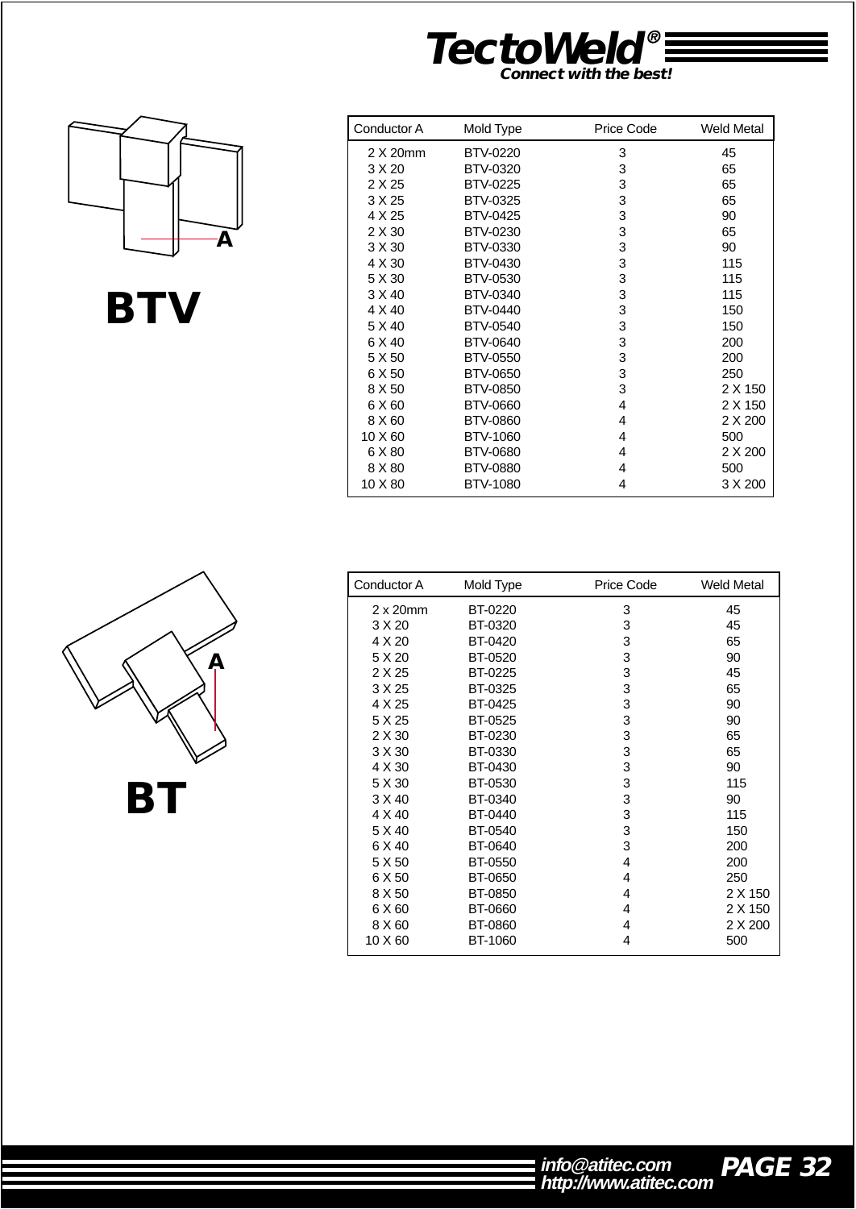# TectoWeld®

*Connect with the best!*

## BTV

| Conductor A | Mold Type | Price Code | Weld Metal |
|---|---|---|---|
| 2 X 20mm | BTV-0220 | 3 | 45 |
| 3 X 20 | BTV-0320 | 3 | 65 |
| 2 X 25 | BTV-0225 | 3 | 65 |
| 3 X 25 | BTV-0325 | 3 | 65 |
| 4 X 25 | BTV-0425 | 3 | 90 |
| 2 X 30 | BTV-0230 | 3 | 65 |
| 3 X 30 | BTV-0330 | 3 | 90 |
| 4 X 30 | BTV-0430 | 3 | 115 |
| 5 X 30 | BTV-0530 | 3 | 115 |
| 3 X 40 | BTV-0340 | 3 | 115 |
| 4 X 40 | BTV-0440 | 3 | 150 |
| 5 X 40 | BTV-0540 | 3 | 150 |
| 6 X 40 | BTV-0640 | 3 | 200 |
| 5 X 50 | BTV-0550 | 3 | 200 |
| 6 X 50 | BTV-0650 | 3 | 250 |
| 8 X 50 | BTV-0850 | 3 | 2 X 150 |
| 6 X 60 | BTV-0660 | 4 | 2 X 150 |
| 8 X 60 | BTV-0860 | 4 | 2 X 200 |
| 10 X 60 | BTV-1060 | 4 | 500 |
| 6 X 80 | BTV-0680 | 4 | 2 X 200 |
| 8 X 80 | BTV-0880 | 4 | 500 |
| 10 X 80 | BTV-1080 | 4 | 3 X 200 |

## BT

| Conductor A | Mold Type | Price Code | Weld Metal |
|---|---|---|---|
| 2 x 20mm | BT-0220 | 3 | 45 |
| 3 X 20 | BT-0320 | 3 | 45 |
| 4 X 20 | BT-0420 | 3 | 65 |
| 5 X 20 | BT-0520 | 3 | 90 |
| 2 X 25 | BT-0225 | 3 | 45 |
| 3 X 25 | BT-0325 | 3 | 65 |
| 4 X 25 | BT-0425 | 3 | 90 |
| 5 X 25 | BT-0525 | 3 | 90 |
| 2 X 30 | BT-0230 | 3 | 65 |
| 3 X 30 | BT-0330 | 3 | 65 |
| 4 X 30 | BT-0430 | 3 | 90 |
| 5 X 30 | BT-0530 | 3 | 115 |
| 3 X 40 | BT-0340 | 3 | 90 |
| 4 X 40 | BT-0440 | 3 | 115 |
| 5 X 40 | BT-0540 | 3 | 150 |
| 6 X 40 | BT-0640 | 3 | 200 |
| 5 X 50 | BT-0550 | 4 | 200 |
| 6 X 50 | BT-0650 | 4 | 250 |
| 8 X 50 | BT-0850 | 4 | 2 X 150 |
| 6 X 60 | BT-0660 | 4 | 2 X 150 |
| 8 X 60 | BT-0860 | 4 | 2 X 200 |
| 10 X 60 | BT-1060 | 4 | 500 |

info@atitec.com
http://www.atitec.com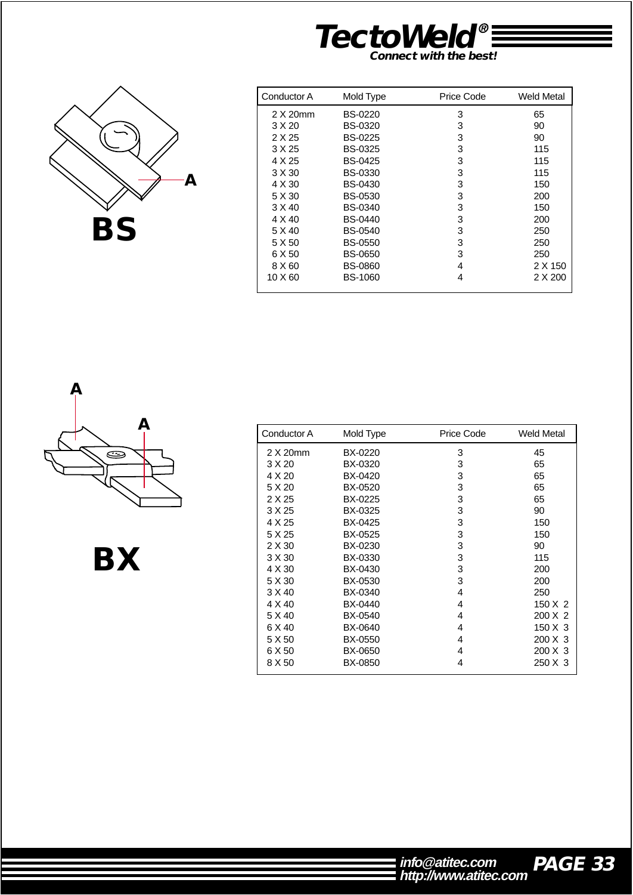## BS

| Conductor A | Mold Type | Price Code | Weld Metal |
|---|---|---|---|
| 2 X 20mm | BS-0220 | 3 | 65 |
| 3 X 20 | BS-0320 | 3 | 90 |
| 2 X 25 | BS-0225 | 3 | 90 |
| 3 X 25 | BS-0325 | 3 | 115 |
| 4 X 25 | BS-0425 | 3 | 115 |
| 3 X 30 | BS-0330 | 3 | 115 |
| 4 X 30 | BS-0430 | 3 | 150 |
| 5 X 30 | BS-0530 | 3 | 200 |
| 3 X 40 | BS-0340 | 3 | 150 |
| 4 X 40 | BS-0440 | 3 | 200 |
| 5 X 40 | BS-0540 | 3 | 250 |
| 5 X 50 | BS-0550 | 3 | 250 |
| 6 X 50 | BS-0650 | 3 | 250 |
| 8 X 60 | BS-0860 | 4 | 2 X 150 |
| 10 X 60 | BS-1060 | 4 | 2 X 200 |

## BX

| Conductor A | Mold Type | Price Code | Weld Metal |
|---|---|---|---|
| 2 X 20mm | BX-0220 | 3 | 45 |
| 3 X 20 | BX-0320 | 3 | 65 |
| 4 X 20 | BX-0420 | 3 | 65 |
| 5 X 20 | BX-0520 | 3 | 65 |
| 2 X 25 | BX-0225 | 3 | 65 |
| 3 X 25 | BX-0325 | 3 | 90 |
| 4 X 25 | BX-0425 | 3 | 150 |
| 5 X 25 | BX-0525 | 3 | 150 |
| 2 X 30 | BX-0230 | 3 | 90 |
| 3 X 30 | BX-0330 | 3 | 115 |
| 4 X 30 | BX-0430 | 3 | 200 |
| 5 X 30 | BX-0530 | 3 | 200 |
| 3 X 40 | BX-0340 | 4 | 250 |
| 4 X 40 | BX-0440 | 4 | 150 X 2 |
| 5 X 40 | BX-0540 | 4 | 200 X 2 |
| 6 X 40 | BX-0640 | 4 | 150 X 3 |
| 5 X 50 | BX-0550 | 4 | 200 X 3 |
| 6 X 50 | BX-0650 | 4 | 200 X 3 |
| 8 X 50 | BX-0850 | 4 | 250 X 3 |

info@atitec.com
http://www.atitec.com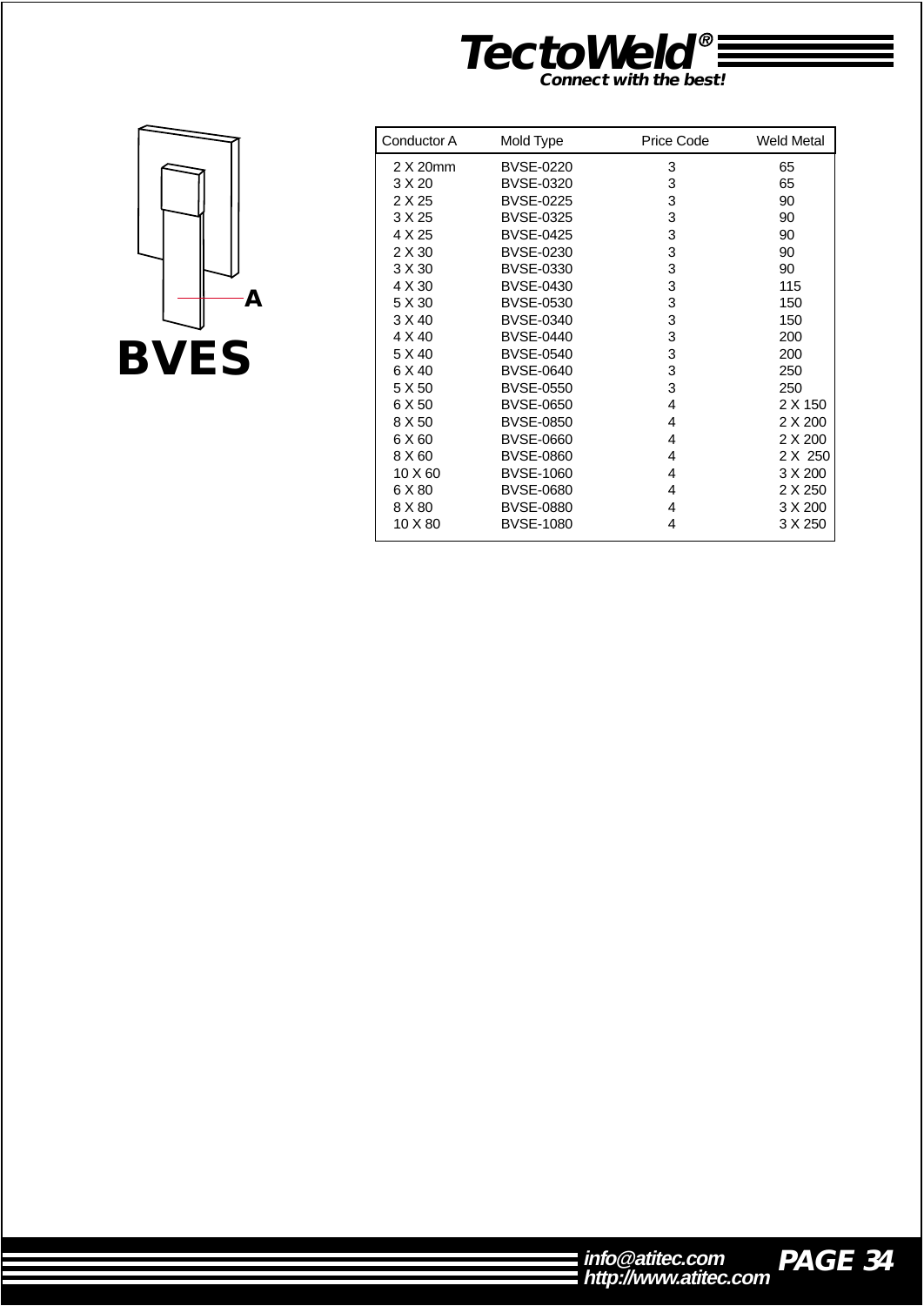# BVES

A

| Conductor A | Mold Type | Price Code | Weld Metal |
|---|---|---|---|
| 2 X 20mm | BVSE-0220 | 3 | 65 |
| 3 X 20 | BVSE-0320 | 3 | 65 |
| 2 X 25 | BVSE-0225 | 3 | 90 |
| 3 X 25 | BVSE-0325 | 3 | 90 |
| 4 X 25 | BVSE-0425 | 3 | 90 |
| 2 X 30 | BVSE-0230 | 3 | 90 |
| 3 X 30 | BVSE-0330 | 3 | 90 |
| 4 X 30 | BVSE-0430 | 3 | 115 |
| 5 X 30 | BVSE-0530 | 3 | 150 |
| 3 X 40 | BVSE-0340 | 3 | 150 |
| 4 X 40 | BVSE-0440 | 3 | 200 |
| 5 X 40 | BVSE-0540 | 3 | 200 |
| 6 X 40 | BVSE-0640 | 3 | 250 |
| 5 X 50 | BVSE-0550 | 3 | 250 |
| 6 X 50 | BVSE-0650 | 4 | 2 X 150 |
| 8 X 50 | BVSE-0850 | 4 | 2 X 200 |
| 6 X 60 | BVSE-0660 | 4 | 2 X 200 |
| 8 X 60 | BVSE-0860 | 4 | 2 X 250 |
| 10 X 60 | BVSE-1060 | 4 | 3 X 200 |
| 6 X 80 | BVSE-0680 | 4 | 2 X 250 |
| 8 X 80 | BVSE-0880 | 4 | 3 X 200 |
| 10 X 80 | BVSE-1080 | 4 | 3 X 250 |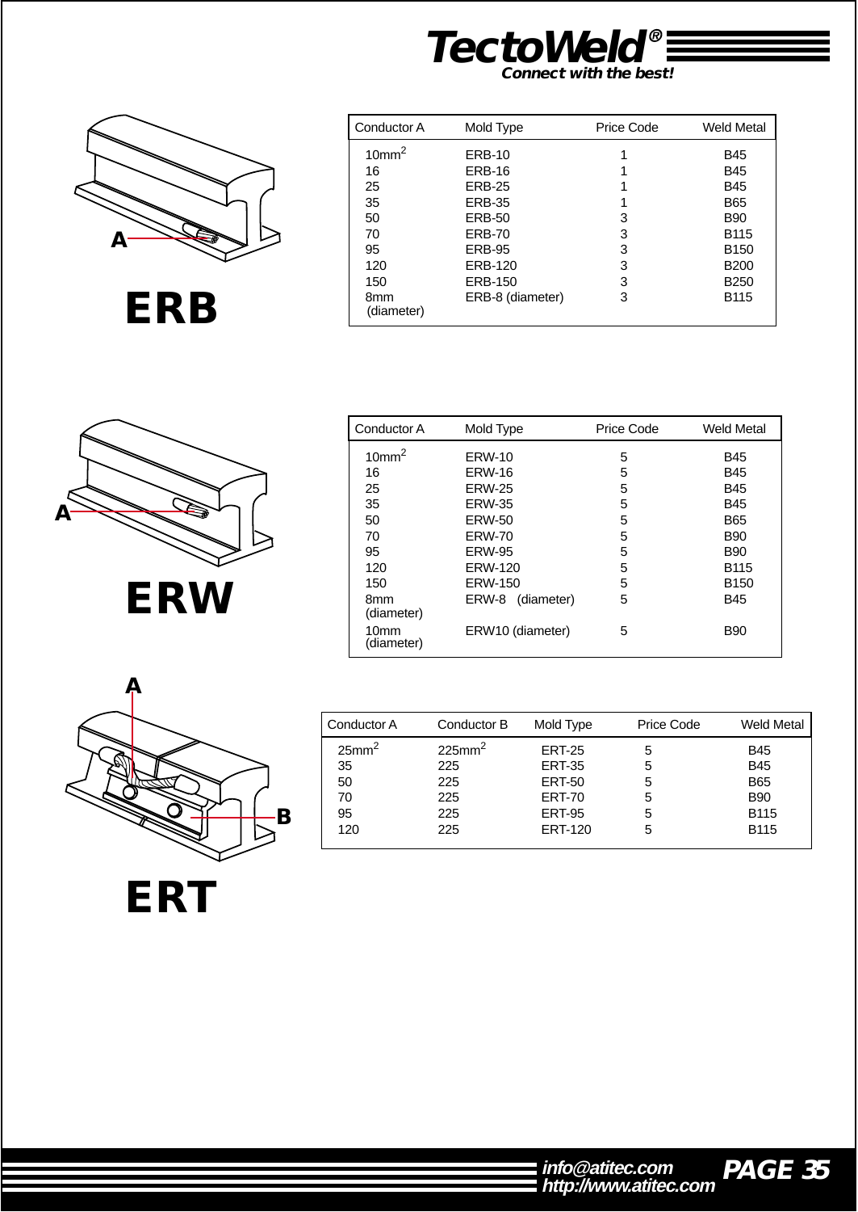# TectoWeld®

*Connect with the best!*

## ERB

| Conductor A | Mold Type | Price Code | Weld Metal |
|---|---|---|---|
| 10mm$^2$ | ERB-10 | 1 | B45 |
| 16 | ERB-16 | 1 | B45 |
| 25 | ERB-25 | 1 | B45 |
| 35 | ERB-35 | 1 | B65 |
| 50 | ERB-50 | 3 | B90 |
| 70 | ERB-70 | 3 | B115 |
| 95 | ERB-95 | 3 | B150 |
| 120 | ERB-120 | 3 | B200 |
| 150 | ERB-150 | 3 | B250 |
| 8mm (diameter) | ERB-8 (diameter) | 3 | B115 |

## ERW

| Conductor A | Mold Type | Price Code | Weld Metal |
|---|---|---|---|
| 10mm$^2$ | ERW-10 | 5 | B45 |
| 16 | ERW-16 | 5 | B45 |
| 25 | ERW-25 | 5 | B45 |
| 35 | ERW-35 | 5 | B45 |
| 50 | ERW-50 | 5 | B65 |
| 70 | ERW-70 | 5 | B90 |
| 95 | ERW-95 | 5 | B90 |
| 120 | ERW-120 | 5 | B115 |
| 150 | ERW-150 | 5 | B150 |
| 8mm (diameter) | ERW-8 (diameter) | 5 | B45 |
| 10mm (diameter) | ERW10 (diameter) | 5 | B90 |

## ERT

| Conductor A | Conductor B | Mold Type | Price Code | Weld Metal |
|---|---|---|---|---|
| 25mm$^2$ | 225mm$^2$ | ERT-25 | 5 | B45 |
| 35 | 225 | ERT-35 | 5 | B45 |
| 50 | 225 | ERT-50 | 5 | B65 |
| 70 | 225 | ERT-70 | 5 | B90 |
| 95 | 225 | ERT-95 | 5 | B115 |
| 120 | 225 | ERT-120 | 5 | B115 |

info@atitec.com
http://www.atitec.com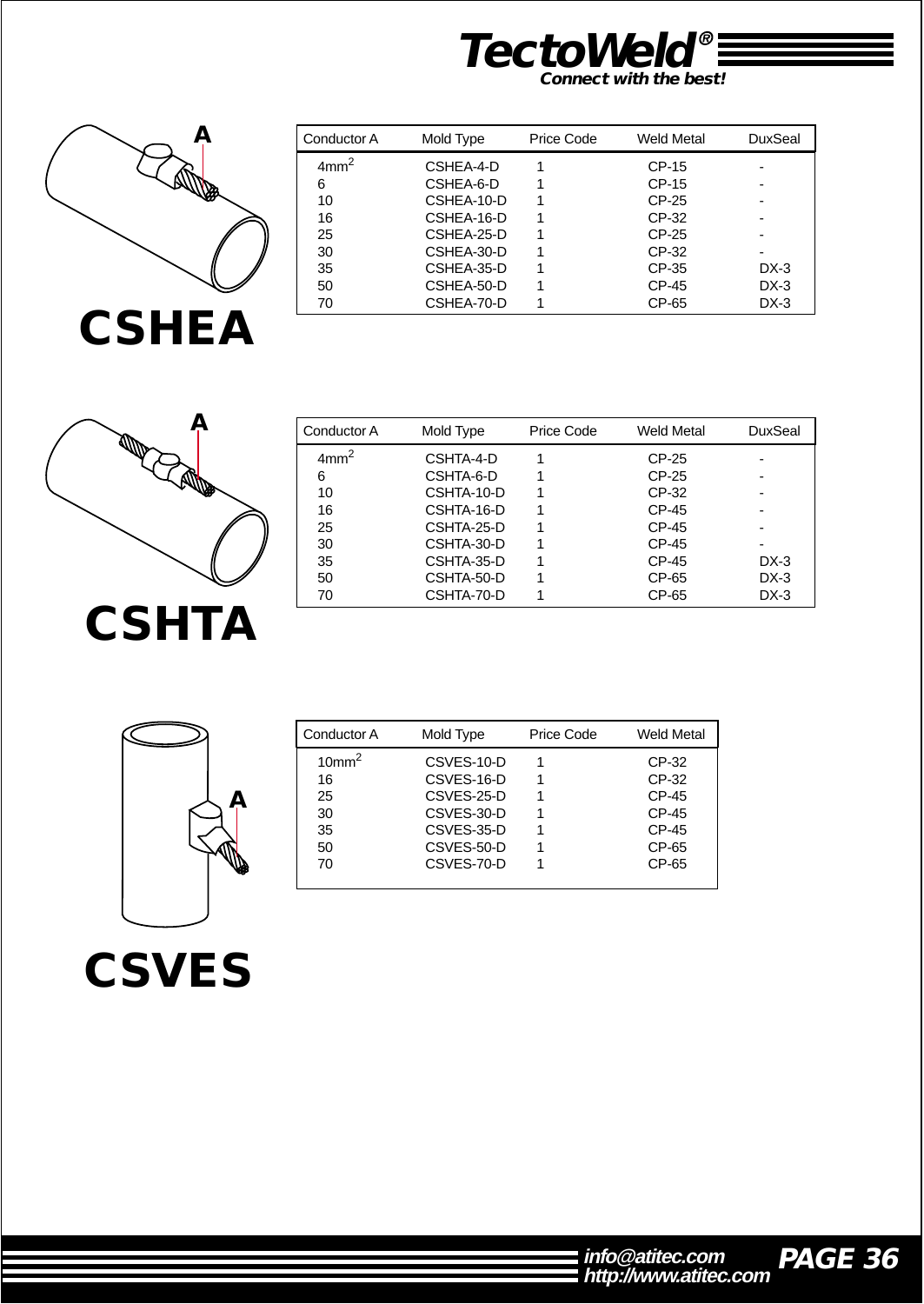# CSHEA

| Conductor A | Mold Type | Price Code | Weld Metal | DuxSeal |
|---|---|---|---|---|
| $4mm^2$ | CSHEA-4-D | 1 | CP-15 | - |
| 6 | CSHEA-6-D | 1 | CP-15 | - |
| 10 | CSHEA-10-D | 1 | CP-25 | - |
| 16 | CSHEA-16-D | 1 | CP-32 | - |
| 25 | CSHEA-25-D | 1 | CP-25 | - |
| 30 | CSHEA-30-D | 1 | CP-32 | - |
| 35 | CSHEA-35-D | 1 | CP-35 | DX-3 |
| 50 | CSHEA-50-D | 1 | CP-45 | DX-3 |
| 70 | CSHEA-70-D | 1 | CP-65 | DX-3 |

# CSHTA

| Conductor A | Mold Type | Price Code | Weld Metal | DuxSeal |
|---|---|---|---|---|
| $4mm^2$ | CSHTA-4-D | 1 | CP-25 | - |
| 6 | CSHTA-6-D | 1 | CP-25 | - |
| 10 | CSHTA-10-D | 1 | CP-32 | - |
| 16 | CSHTA-16-D | 1 | CP-45 | - |
| 25 | CSHTA-25-D | 1 | CP-45 | - |
| 30 | CSHTA-30-D | 1 | CP-45 | - |
| 35 | CSHTA-35-D | 1 | CP-45 | DX-3 |
| 50 | CSHTA-50-D | 1 | CP-65 | DX-3 |
| 70 | CSHTA-70-D | 1 | CP-65 | DX-3 |

# CSVES

| Conductor A | Mold Type | Price Code | Weld Metal |
|---|---|---|---|
| $10mm^2$ | CSVES-10-D | 1 | CP-32 |
| 16 | CSVES-16-D | 1 | CP-32 |
| 25 | CSVES-25-D | 1 | CP-45 |
| 30 | CSVES-30-D | 1 | CP-45 |
| 35 | CSVES-35-D | 1 | CP-45 |
| 50 | CSVES-50-D | 1 | CP-65 |
| 70 | CSVES-70-D | 1 | CP-65 |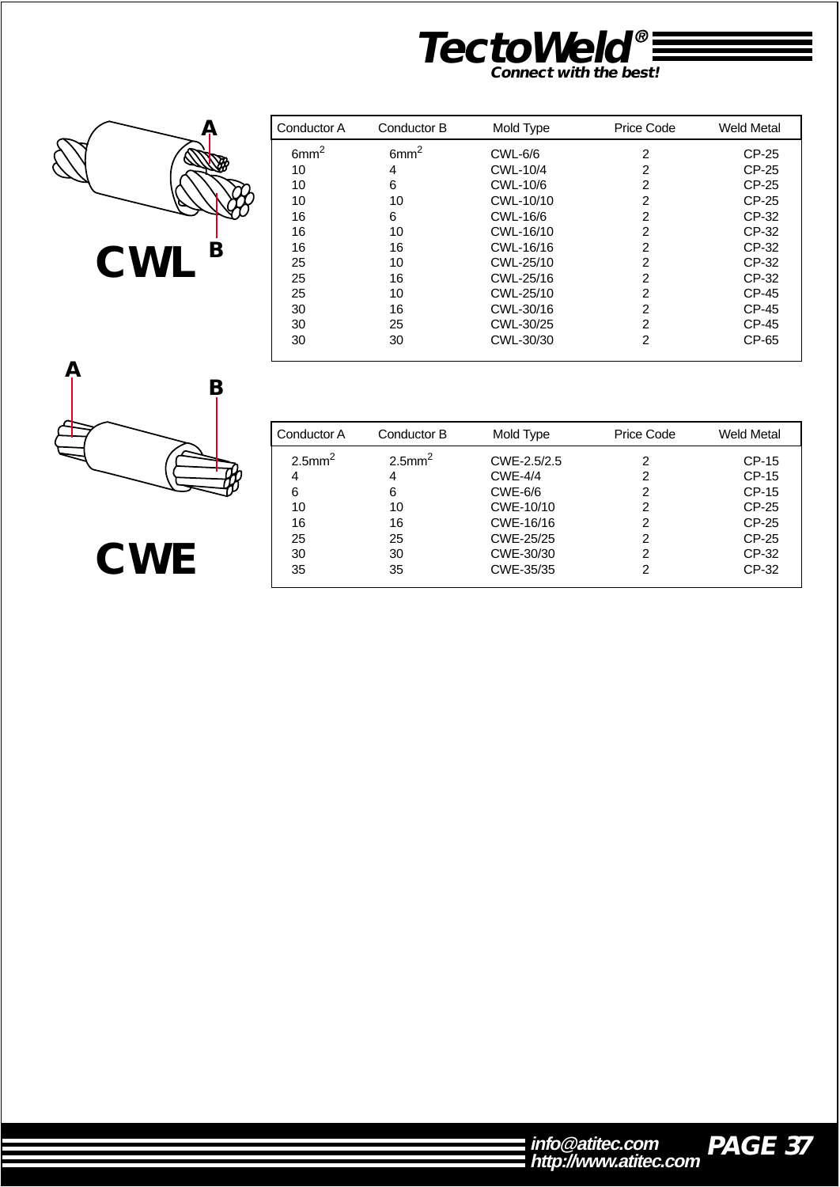**TectoWeld®**
*Connect with the best!*

## CWL

| Conductor A | Conductor B | Mold Type | Price Code | Weld Metal |
|---|---|---|---|---|
| $6mm^2$ | $6mm^2$ | CWL-6/6 | 2 | CP-25 |
| 10 | 4 | CWL-10/4 | 2 | CP-25 |
| 10 | 6 | CWL-10/6 | 2 | CP-25 |
| 10 | 10 | CWL-10/10 | 2 | CP-25 |
| 16 | 6 | CWL-16/6 | 2 | CP-32 |
| 16 | 10 | CWL-16/10 | 2 | CP-32 |
| 16 | 16 | CWL-16/16 | 2 | CP-32 |
| 25 | 10 | CWL-25/10 | 2 | CP-32 |
| 25 | 16 | CWL-25/16 | 2 | CP-32 |
| 25 | 10 | CWL-25/10 | 2 | CP-45 |
| 30 | 16 | CWL-30/16 | 2 | CP-45 |
| 30 | 25 | CWL-30/25 | 2 | CP-45 |
| 30 | 30 | CWL-30/30 | 2 | CP-65 |

## CWE

| Conductor A | Conductor B | Mold Type | Price Code | Weld Metal |
|---|---|---|---|---|
| $2.5mm^2$ | $2.5mm^2$ | CWE-2.5/2.5 | 2 | CP-15 |
| 4 | 4 | CWE-4/4 | 2 | CP-15 |
| 6 | 6 | CWE-6/6 | 2 | CP-15 |
| 10 | 10 | CWE-10/10 | 2 | CP-25 |
| 16 | 16 | CWE-16/16 | 2 | CP-25 |
| 25 | 25 | CWE-25/25 | 2 | CP-25 |
| 30 | 30 | CWE-30/30 | 2 | CP-32 |
| 35 | 35 | CWE-35/35 | 2 | CP-32 |

info@atitec.com
http://www.atitec.com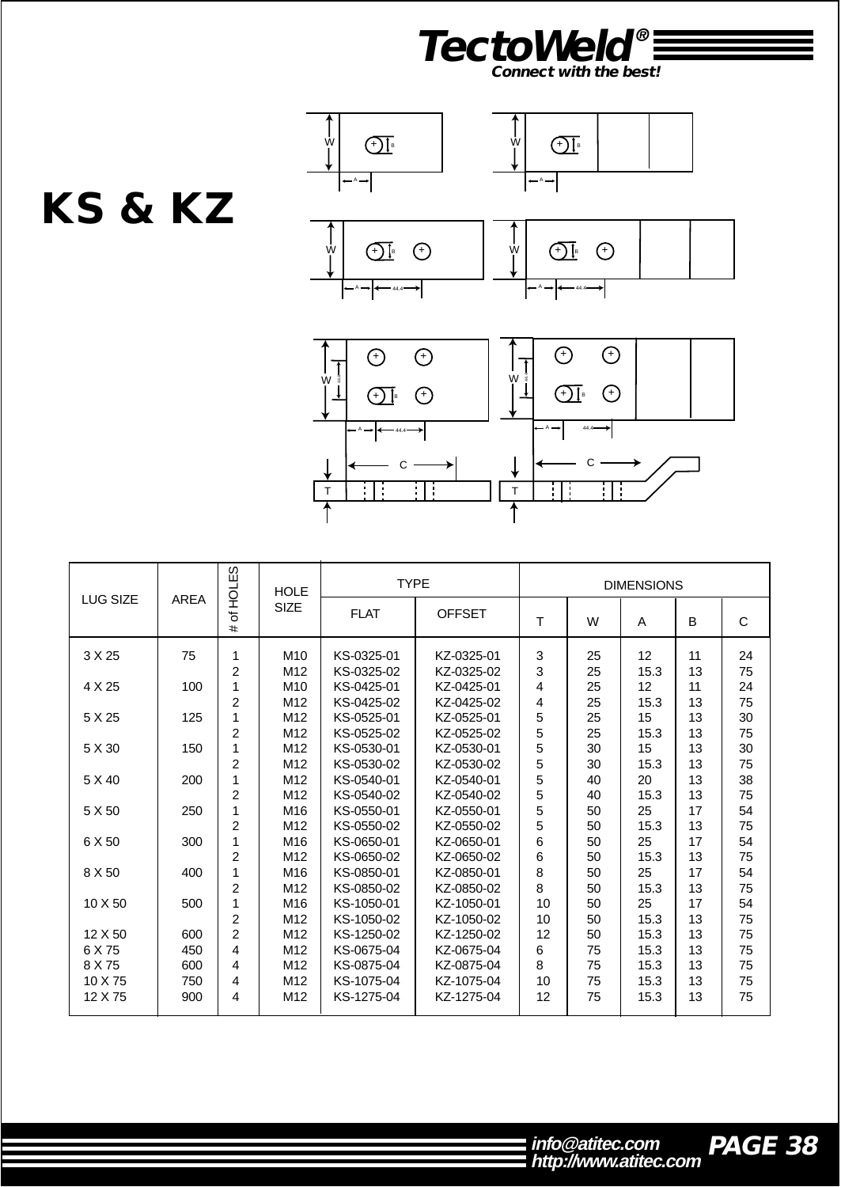# KS & KZ

| LUG SIZE | AREA | # of HOLES | HOLE SIZE | TYPE | | DIMENSIONS | | | | |
|---|---|---|---|---|---|---|---|---|---|---|
| | | | | FLAT | OFFSET | T | W | A | B | C |
| 3 X 25 | 75 | 1 | M10 | KS-0325-01 | KZ-0325-01 | 3 | 25 | 12 | 11 | 24 |
| | | 2 | M12 | KS-0325-02 | KZ-0325-02 | 3 | 25 | 15.3 | 13 | 75 |
| 4 X 25 | 100 | 1 | M10 | KS-0425-01 | KZ-0425-01 | 4 | 25 | 12 | 11 | 24 |
| | | 2 | M12 | KS-0425-02 | KZ-0425-02 | 4 | 25 | 15.3 | 13 | 75 |
| 5 X 25 | 125 | 1 | M12 | KS-0525-01 | KZ-0525-01 | 5 | 25 | 15 | 13 | 30 |
| | | 2 | M12 | KS-0525-02 | KZ-0525-02 | 5 | 25 | 15.3 | 13 | 75 |
| 5 X 30 | 150 | 1 | M12 | KS-0530-01 | KZ-0530-01 | 5 | 30 | 15 | 13 | 30 |
| | | 2 | M12 | KS-0530-02 | KZ-0530-02 | 5 | 30 | 15.3 | 13 | 75 |
| 5 X 40 | 200 | 1 | M12 | KS-0540-01 | KZ-0540-01 | 5 | 40 | 20 | 13 | 38 |
| | | 2 | M12 | KS-0540-02 | KZ-0540-02 | 5 | 40 | 15.3 | 13 | 75 |
| 5 X 50 | 250 | 1 | M16 | KS-0550-01 | KZ-0550-01 | 5 | 50 | 25 | 17 | 54 |
| | | 2 | M12 | KS-0550-02 | KZ-0550-02 | 5 | 50 | 15.3 | 13 | 75 |
| 6 X 50 | 300 | 1 | M16 | KS-0650-01 | KZ-0650-01 | 6 | 50 | 25 | 17 | 54 |
| | | 2 | M12 | KS-0650-02 | KZ-0650-02 | 6 | 50 | 15.3 | 13 | 75 |
| 8 X 50 | 400 | 1 | M16 | KS-0850-01 | KZ-0850-01 | 8 | 50 | 25 | 17 | 54 |
| | | 2 | M12 | KS-0850-02 | KZ-0850-02 | 8 | 50 | 15.3 | 13 | 75 |
| 10 X 50 | 500 | 1 | M16 | KS-1050-01 | KZ-1050-01 | 10 | 50 | 25 | 17 | 54 |
| | | 2 | M12 | KS-1050-02 | KZ-1050-02 | 10 | 50 | 15.3 | 13 | 75 |
| 12 X 50 | 600 | 2 | M12 | KS-1250-02 | KZ-1250-02 | 12 | 50 | 15.3 | 13 | 75 |
| 6 X 75 | 450 | 4 | M12 | KS-0675-04 | KZ-0675-04 | 6 | 75 | 15.3 | 13 | 75 |
| 8 X 75 | 600 | 4 | M12 | KS-0875-04 | KZ-0875-04 | 8 | 75 | 15.3 | 13 | 75 |
| 10 X 75 | 750 | 4 | M12 | KS-1075-04 | KZ-1075-04 | 10 | 75 | 15.3 | 13 | 75 |
| 12 X 75 | 900 | 4 | M12 | KS-1275-04 | KZ-1275-04 | 12 | 75 | 15.3 | 13 | 75 |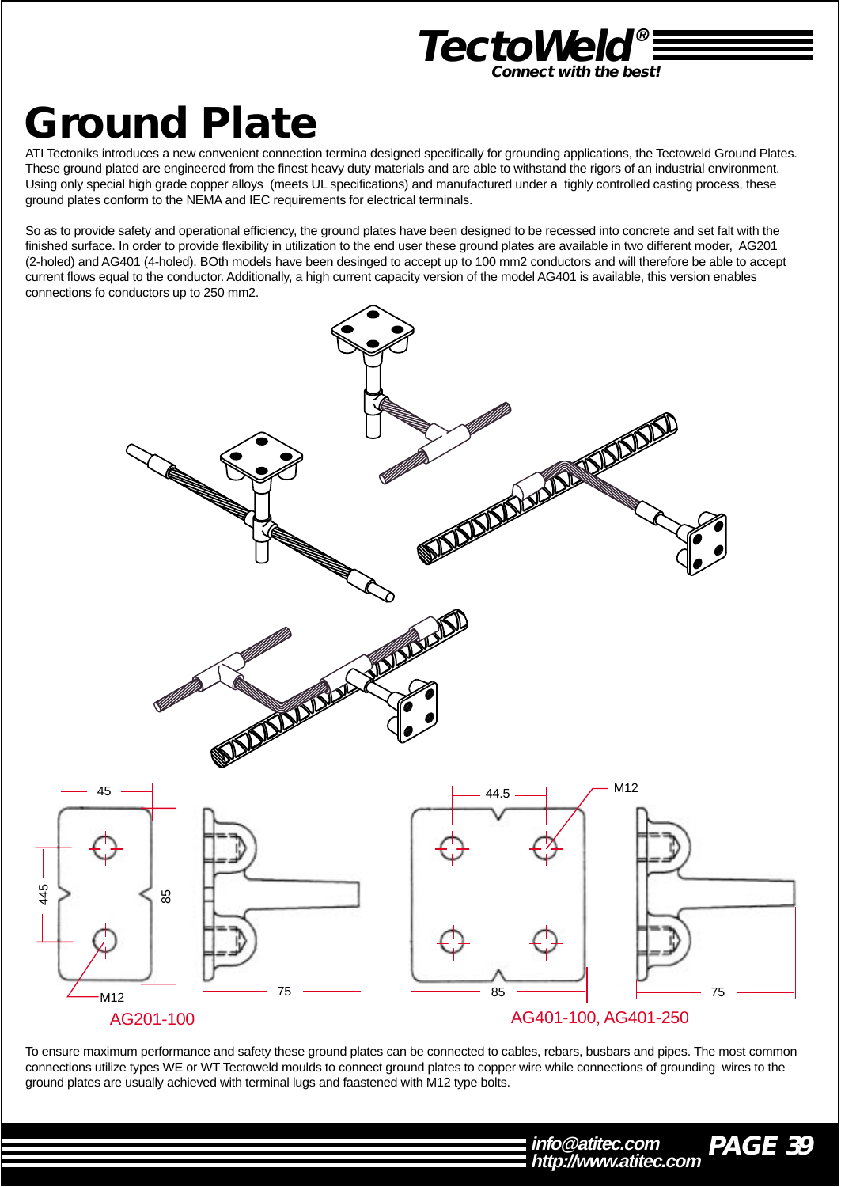# Ground Plate

ATI Tectoniks introduces a new convenient connection termina designed specifically for grounding applications, the Tectoweld Ground Plates. These ground plated are engineered from the finest heavy duty materials and are able to withstand the rigors of an industrial environment. Using only special high grade copper alloys (meets UL specifications) and manufactured under a tighly controlled casting process, these ground plates conform to the NEMA and IEC requirements for electrical terminals.

So as to provide safety and operational efficiency, the ground plates have been designed to be recessed into concrete and set falt with the finished surface. In order to provide flexibility in utilization to the end user these ground plates are available in two different moder, AG201 (2-holed) and AG401 (4-holed). BOth models have been desinged to accept up to 100 mm2 conductors and will therefore be able to accept current flows equal to the conductor. Additionally, a high current capacity version of the model AG401 is available, this version enables connections fo conductors up to 250 mm2.

45 | 445 | 85 | M12 | 75

AG201-100

44.5 | M12 | 85 | 75

AG401-100, AG401-250

To ensure maximum performance and safety these ground plates can be connected to cables, rebars, busbars and pipes. The most common connections utilize types WE or WT Tectoweld moulds to connect ground plates to copper wire while connections of grounding wires to the ground plates are usually achieved with terminal lugs and faastened with M12 type bolts.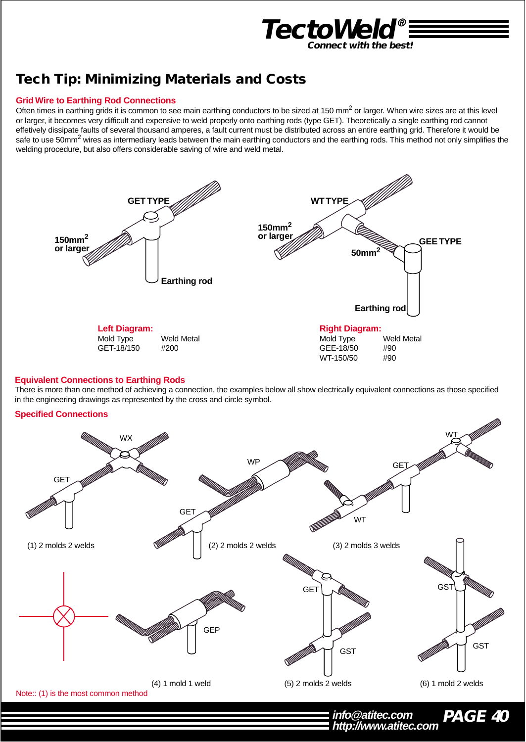# Tech Tip: Minimizing Materials and Costs

## Grid Wire to Earthing Rod Connections

Often times in earthing grids it is common to see main earthing conductors to be sized at 150 mm$^2$ or larger. When wire sizes are at this level or larger, it becomes very difficult and expensive to weld properly onto earthing rods (type GET). Theoretically a single earthing rod cannot effetively dissipate faults of several thousand amperes, a fault current must be distributed across an entire earthing grid. Therefore it would be safe to use 50mm$^2$ wires as intermediary leads between the main earthing conductors and the earthing rods. This method not only simplifies the welding procedure, but also offers considerable saving of wire and weld metal.

GET TYPE
150mm$^2$ or larger
Earthing rod

WT TYPE
150mm$^2$ or larger
50mm$^2$
GEE TYPE
Earthing rod

**Left Diagram:**

| Mold Type | Weld Metal |
|---|---|
| GET-18/150 | #200 |

**Right Diagram:**

| Mold Type | Weld Metal |
|---|---|
| GEE-18/50 | #90 |
| WT-150/50 | #90 |

## Equivalent Connections to Earthing Rods

There is more than one method of achieving a connection, the examples below all show electrically equivalent connections as those specified in the engineering drawings as represented by the cross and circle symbol.

## Specified Connections

(1) 2 molds 2 welds (WX, GET)

(2) 2 molds 2 welds (WP, GET)

(3) 2 molds 3 welds (WT, GET, WT)

(4) 1 mold 1 weld (GEP)

(5) 2 molds 2 welds (GET, GST)

(6) 1 mold 2 welds (GST, GST)

Note:: (1) is the most common method

info@atitec.com
http://www.atitec.com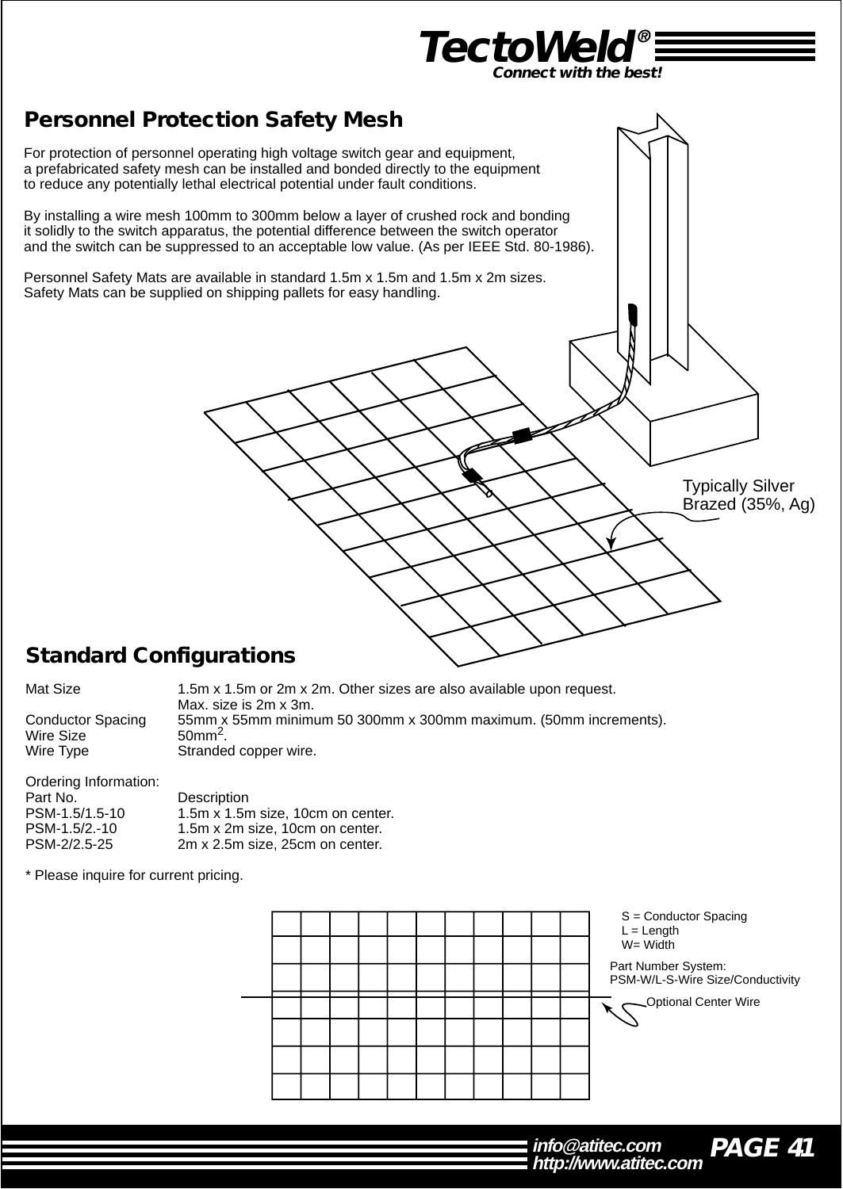TectoWeld®

*Connect with the best!*

## Personnel Protection Safety Mesh

For protection of personnel operating high voltage switch gear and equipment, a prefabricated safety mesh can be installed and bonded directly to the equipment to reduce any potentially lethal electrical potential under fault conditions.

By installing a wire mesh 100mm to 300mm below a layer of crushed rock and bonding it solidly to the switch apparatus, the potential difference between the switch operator and the switch can be suppressed to an acceptable low value. (As per IEEE Std. 80-1986).

Personnel Safety Mats are available in standard 1.5m x 1.5m and 1.5m x 2m sizes. Safety Mats can be supplied on shipping pallets for easy handling.

Typically Silver Brazed (35%, Ag)

## Standard Configurations

| | |
|---|---|
| Mat Size | 1.5m x 1.5m or 2m x 2m. Other sizes are also available upon request. Max. size is 2m x 3m. |
| Conductor Spacing | 55mm x 55mm minimum 50 300mm x 300mm maximum. (50mm increments). |
| Wire Size | 50mm$^2$. |
| Wire Type | Stranded copper wire. |

Ordering Information:

| Part No. | Description |
|---|---|
| PSM-1.5/1.5-10 | 1.5m x 1.5m size, 10cm on center. |
| PSM-1.5/2.-10 | 1.5m x 2m size, 10cm on center. |
| PSM-2/2.5-25 | 2m x 2.5m size, 25cm on center. |

\* Please inquire for current pricing.

S = Conductor Spacing
L = Length
W= Width

Part Number System:
PSM-W/L-S-Wire Size/Conductivity

Optional Center Wire

info@atitec.com
http://www.atitec.com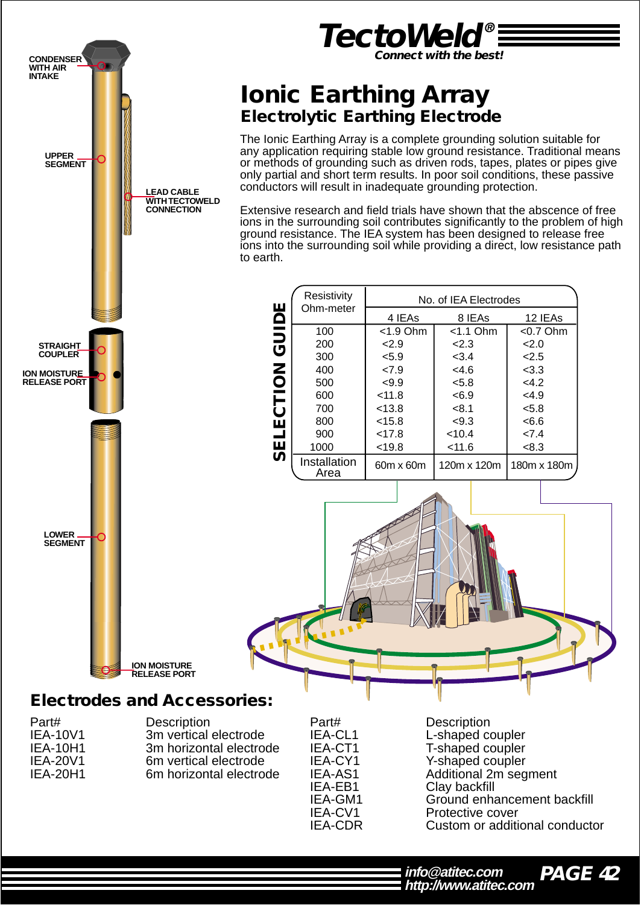**TectoWeld®**
*Connect with the best!*

# Ionic Earthing Array

## Electrolytic Earthing Electrode

The Ionic Earthing Array is a complete grounding solution suitable for any application requiring stable low ground resistance. Traditional means or methods of grounding such as driven rods, tapes, plates or pipes give only partial and short term results. In poor soil conditions, these passive conductors will result in inadequate grounding protection.

Extensive research and field trials have shown that the abscence of free ions in the surrounding soil contributes significantly to the problem of high ground resistance. The IEA system has been designed to release free ions into the surrounding soil while providing a direct, low resistance path to earth.

CONDENSER WITH AIR INTAKE

UPPER SEGMENT

LEAD CABLE WITH TECTOWELD CONNECTION

STRAIGHT COUPLER

ION MOISTURE RELEASE PORT

LOWER SEGMENT

ION MOISTURE RELEASE PORT

**SELECTION GUIDE**

| Resistivity Ohm-meter | No. of IEA Electrodes | | |
|---|---|---|---|
| | 4 IEAs | 8 IEAs | 12 IEAs |
| 100 | <1.9 Ohm | <1.1 Ohm | <0.7 Ohm |
| 200 | <2.9 | <2.3 | <2.0 |
| 300 | <5.9 | <3.4 | <2.5 |
| 400 | <7.9 | <4.6 | <3.3 |
| 500 | <9.9 | <5.8 | <4.2 |
| 600 | <11.8 | <6.9 | <4.9 |
| 700 | <13.8 | <8.1 | <5.8 |
| 800 | <15.8 | <9.3 | <6.6 |
| 900 | <17.8 | <10.4 | <7.4 |
| 1000 | <19.8 | <11.6 | <8.3 |
| Installation Area | 60m x 60m | 120m x 120m | 180m x 180m |

## Electrodes and Accessories:

| Part# | Description |
|---|---|
| IEA-10V1 | 3m vertical electrode |
| IEA-10H1 | 3m horizontal electrode |
| IEA-20V1 | 6m vertical electrode |
| IEA-20H1 | 6m horizontal electrode |

| Part# | Description |
|---|---|
| IEA-CL1 | L-shaped coupler |
| IEA-CT1 | T-shaped coupler |
| IEA-CY1 | Y-shaped coupler |
| IEA-AS1 | Additional 2m segment |
| IEA-EB1 | Clay backfill |
| IEA-GM1 | Ground enhancement backfill |
| IEA-CV1 | Protective cover |
| IEA-CDR | Custom or additional conductor |

*info@atitec.com*
*http://www.atitec.com*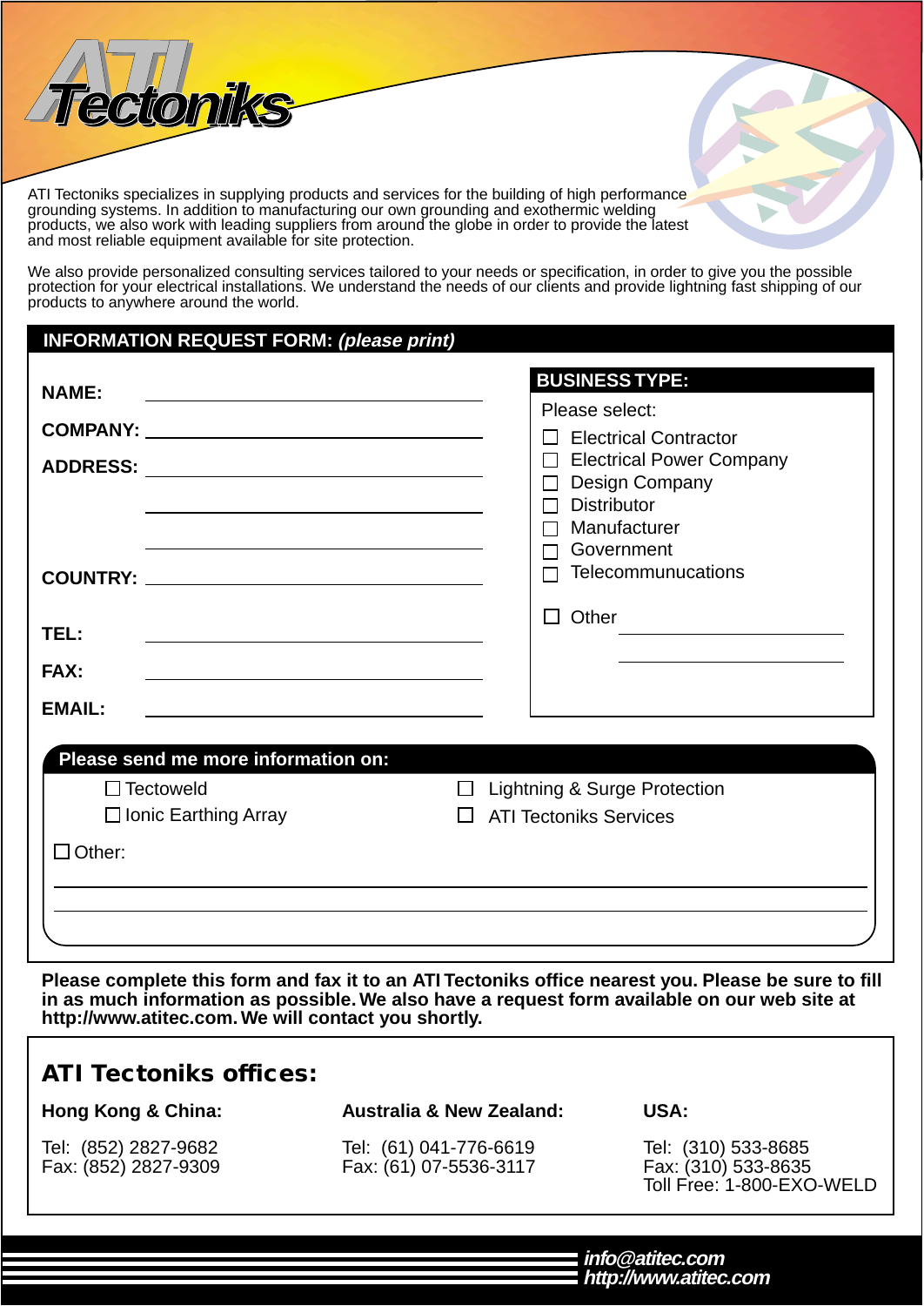# ATI Tectoniks

ATI Tectoniks specializes in supplying products and services for the building of high performance grounding systems. In addition to manufacturing our own grounding and exothermic welding products, we also work with leading suppliers from around the globe in order to provide the latest and most reliable equipment available for site protection.

We also provide personalized consulting services tailored to your needs or specification, in order to give you the possible protection for your electrical installations. We understand the needs of our clients and provide lightning fast shipping of our products to anywhere around the world.

## INFORMATION REQUEST FORM: *(please print)*

**NAME:** ______________________

**COMPANY:** ______________________

**ADDRESS:** ______________________

______________________

______________________

**COUNTRY:** ______________________

**TEL:** ______________________

**FAX:** ______________________

**EMAIL:** ______________________

### BUSINESS TYPE:

Please select:

- ☐ Electrical Contractor
- ☐ Electrical Power Company
- ☐ Design Company
- ☐ Distributor
- ☐ Manufacturer
- ☐ Government
- ☐ Telecommunucations
- ☐ Other ______________________

### Please send me more information on:

- ☐ Tectoweld
- ☐ Ionic Earthing Array
- ☐ Lightning & Surge Protection
- ☐ ATI Tectoniks Services
- ☐ Other:

______________________

______________________

**Please complete this form and fax it to an ATI Tectoniks office nearest you. Please be sure to fill in as much information as possible. We also have a request form available on our web site at http://www.atitec.com. We will contact you shortly.**

## ATI Tectoniks offices:

**Hong Kong & China:**

Tel: (852) 2827-9682
Fax: (852) 2827-9309

**Australia & New Zealand:**

Tel: (61) 041-776-6619
Fax: (61) 07-5536-3117

**USA:**

Tel: (310) 533-8685
Fax: (310) 533-8635
Toll Free: 1-800-EXO-WELD

*info@atitec.com*
*http://www.atitec.com*